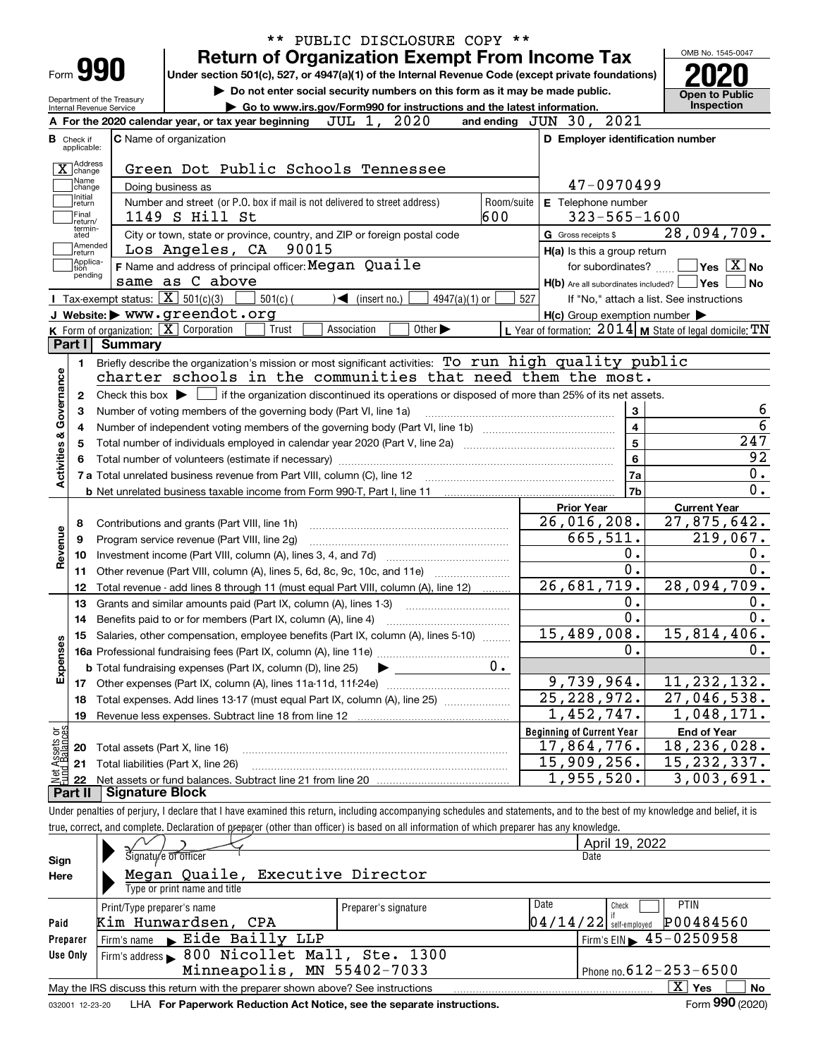** PUBLIC DISCLOSURE COPY **

# Form 990 — Return of Organization Exempt From Income Tax

Under section 501(c), 527, or 4947(a)(1) of the Internal Revenue Code (except private foundations)

▶ Do not enter social security numbers on this form as it may be made public.

▶ Go to www.irs.gov/Form990 for instructions and the latest information.

OMB No. 1545-0047

**2020**

**Open to Public Inspection**

Department of the Treasury
Internal Revenue Service

**A** For the 2020 calendar year, or tax year beginning JUL 1, 2020 and ending JUN 30, 2021

**B** Check if applicable:
- [X] Address change
- [ ] Name change
- [ ] Initial return
- [ ] Final return/terminated
- [ ] Amended return
- [ ] Application pending

**C** Name of organization: Green Dot Public Schools Tennessee

Doing business as

Number and street (or P.O. box if mail is not delivered to street address): 1149 S Hill St — Room/suite: 600

City or town, state or province, country, and ZIP or foreign postal code: Los Angeles, CA 90015

**F** Name and address of principal officer: Megan Quaile, same as C above

**D** Employer identification number: 47-0970499

**E** Telephone number: 323-565-1600

**G** Gross receipts $ 28,094,709.

**H(a)** Is this a group return for subordinates? [ ] Yes [X] No

**H(b)** Are all subordinates included? [ ] Yes [ ] No — If "No," attach a list. See instructions

**H(c)** Group exemption number ▶

**I** Tax-exempt status: [X] 501(c)(3) [ ] 501(c)( ) ◀ (insert no.) [ ] 4947(a)(1) or [ ] 527

**J** Website: ▶ www.greendot.org

**K** Form of organization: [X] Corporation [ ] Trust [ ] Association [ ] Other ▶

**L** Year of formation: 2014 **M** State of legal domicile: TN

## Part I Summary

**Activities & Governance**

1. Briefly describe the organization's mission or most significant activities: To run high quality public charter schools in the communities that need them the most.
2. Check this box ▶ [ ] if the organization discontinued its operations or disposed of more than 25% of its net assets.

| Line | Description | | Value |
|---|---|---|---|
| 3 | Number of voting members of the governing body (Part VI, line 1a) | 3 | 6 |
| 4 | Number of independent voting members of the governing body (Part VI, line 1b) | 4 | 6 |
| 5 | Total number of individuals employed in calendar year 2020 (Part V, line 2a) | 5 | 247 |
| 6 | Total number of volunteers (estimate if necessary) | 6 | 92 |
| 7a | Total unrelated business revenue from Part VIII, column (C), line 12 | 7a | 0. |
| 7b | Net unrelated business taxable income from Form 990-T, Part I, line 11 | 7b | 0. |

**Revenue**

| Line | Description | Prior Year | Current Year |
|---|---|---|---|
| 8 | Contributions and grants (Part VIII, line 1h) | 26,016,208. | 27,875,642. |
| 9 | Program service revenue (Part VIII, line 2g) | 665,511. | 219,067. |
| 10 | Investment income (Part VIII, column (A), lines 3, 4, and 7d) | 0. | 0. |
| 11 | Other revenue (Part VIII, column (A), lines 5, 6d, 8c, 9c, 10c, and 11e) | 0. | 0. |
| 12 | Total revenue - add lines 8 through 11 (must equal Part VIII, column (A), line 12) | 26,681,719. | 28,094,709. |

**Expenses**

| Line | Description | Prior Year | Current Year |
|---|---|---|---|
| 13 | Grants and similar amounts paid (Part IX, column (A), lines 1-3) | 0. | 0. |
| 14 | Benefits paid to or for members (Part IX, column (A), line 4) | 0. | 0. |
| 15 | Salaries, other compensation, employee benefits (Part IX, column (A), lines 5-10) | 15,489,008. | 15,814,406. |
| 16a | Professional fundraising fees (Part IX, column (A), line 11e) | 0. | 0. |
| b | Total fundraising expenses (Part IX, column (D), line 25) ▶ 0. | | |
| 17 | Other expenses (Part IX, column (A), lines 11a-11d, 11f-24e) | 9,739,964. | 11,232,132. |
| 18 | Total expenses. Add lines 13-17 (must equal Part IX, column (A), line 25) | 25,228,972. | 27,046,538. |
| 19 | Revenue less expenses. Subtract line 18 from line 12 | 1,452,747. | 1,048,171. |

**Net Assets or Fund Balances**

| Line | Description | Beginning of Current Year | End of Year |
|---|---|---|---|
| 20 | Total assets (Part X, line 16) | 17,864,776. | 18,236,028. |
| 21 | Total liabilities (Part X, line 26) | 15,909,256. | 15,232,337. |
| 22 | Net assets or fund balances. Subtract line 21 from line 20 | 1,955,520. | 3,003,691. |

## Part II Signature Block

Under penalties of perjury, I declare that I have examined this return, including accompanying schedules and statements, and to the best of my knowledge and belief, it is true, correct, and complete. Declaration of preparer (other than officer) is based on all information of which preparer has any knowledge.

**Sign Here**

Signature of officer — Date: April 19, 2022

Megan Quaile, Executive Director
Type or print name and title

**Paid Preparer Use Only**

| Print/Type preparer's name | Preparer's signature | Date | Check if self-employed | PTIN |
|---|---|---|---|---|
| Kim Hunwardsen, CPA | | 04/14/22 | [ ] | P00484560 |

Firm's name ▶ Eide Bailly LLP — Firm's EIN ▶ 45-0250958

Firm's address ▶ 800 Nicollet Mall, Ste. 1300, Minneapolis, MN 55402-7033 — Phone no. 612-253-6500

May the IRS discuss this return with the preparer shown above? See instructions [X] Yes [ ] No

032001 12-23-20 LHA For Paperwork Reduction Act Notice, see the separate instructions. Form **990** (2020)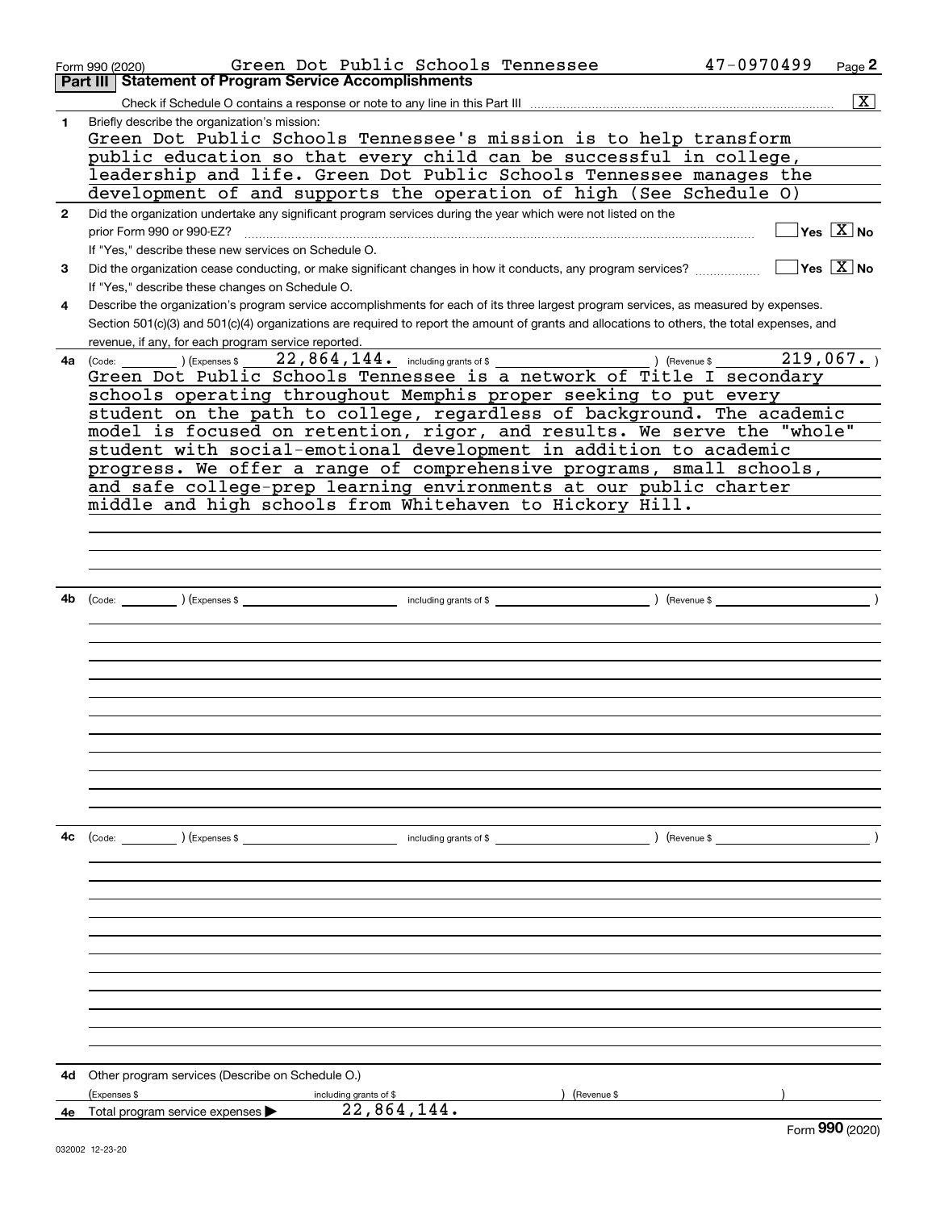Form 990 (2020) Green Dot Public Schools Tennessee 47-0970499 Page 2

## Part III Statement of Program Service Accomplishments

Check if Schedule O contains a response or note to any line in this Part III .......... [X]

**1** Briefly describe the organization's mission:

Green Dot Public Schools Tennessee's mission is to help transform public education so that every child can be successful in college, leadership and life. Green Dot Public Schools Tennessee manages the development of and supports the operation of high (See Schedule O)

**2** Did the organization undertake any significant program services during the year which were not listed on the prior Form 990 or 990-EZ? .......... [ ] Yes [X] No

If "Yes," describe these new services on Schedule O.

**3** Did the organization cease conducting, or make significant changes in how it conducts, any program services? .......... [ ] Yes [X] No

If "Yes," describe these changes on Schedule O.

**4** Describe the organization's program service accomplishments for each of its three largest program services, as measured by expenses. Section 501(c)(3) and 501(c)(4) organizations are required to report the amount of grants and allocations to others, the total expenses, and revenue, if any, for each program service reported.

**4a** (Code: ) (Expenses $ 22,864,144. including grants of $ ) (Revenue $ 219,067. )

Green Dot Public Schools Tennessee is a network of Title I secondary schools operating throughout Memphis proper seeking to put every student on the path to college, regardless of background. The academic model is focused on retention, rigor, and results. We serve the "whole" student with social-emotional development in addition to academic progress. We offer a range of comprehensive programs, small schools, and safe college-prep learning environments at our public charter middle and high schools from Whitehaven to Hickory Hill.

**4b** (Code: ) (Expenses $ including grants of $ ) (Revenue $ )

**4c** (Code: ) (Expenses $ including grants of $ ) (Revenue $ )

**4d** Other program services (Describe on Schedule O.)

(Expenses $ including grants of $ ) (Revenue $ )

**4e** Total program service expenses ▶ 22,864,144.

Form **990** (2020)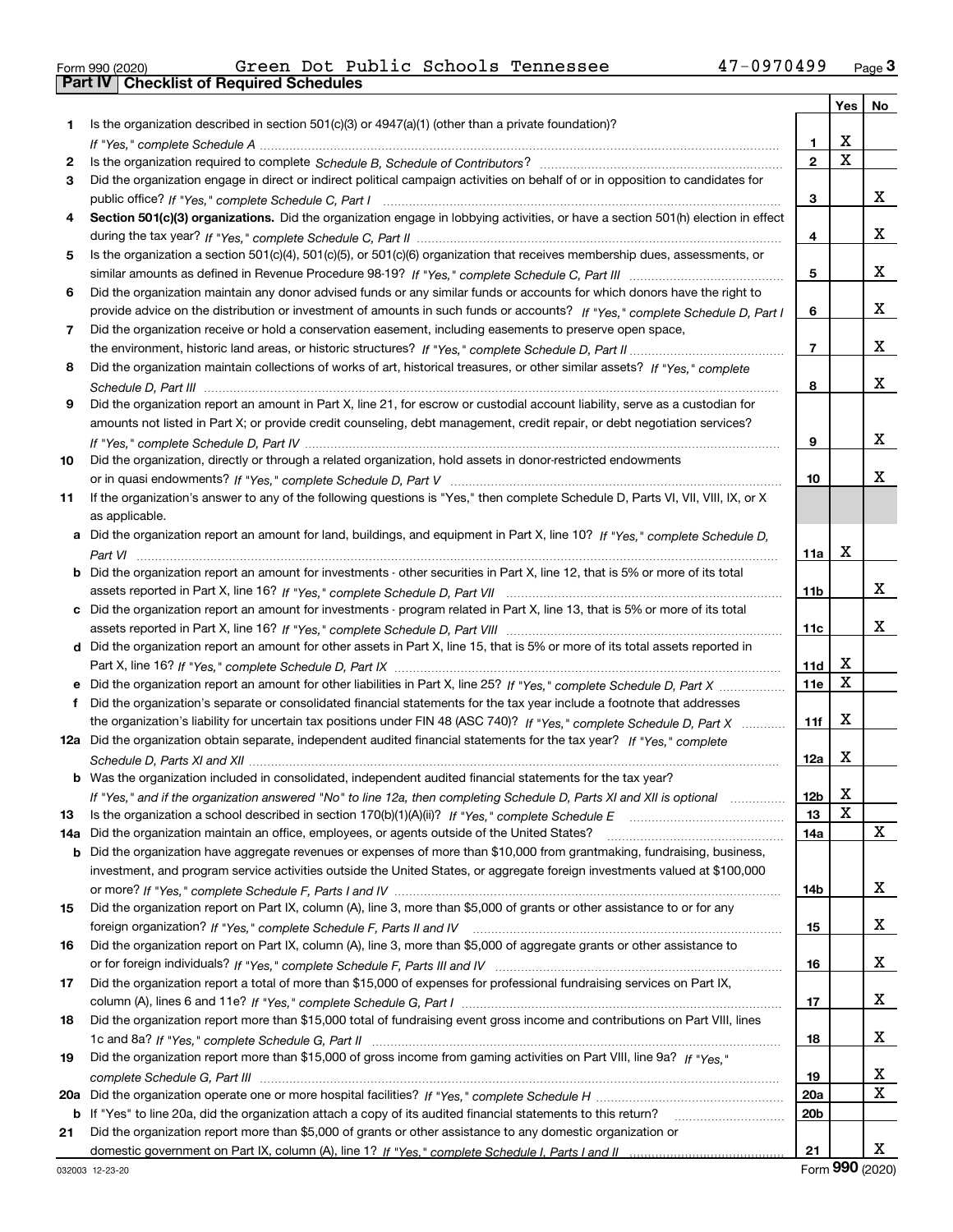Form 990 (2020) Green Dot Public Schools Tennessee 47-0970499

## Part IV Checklist of Required Schedules

| | | | Yes | No |
|---|---|---|---|---|
| 1 | Is the organization described in section 501(c)(3) or 4947(a)(1) (other than a private foundation)? *If "Yes," complete Schedule A* | 1 | X | |
| 2 | Is the organization required to complete *Schedule B, Schedule of Contributors*? | 2 | X | |
| 3 | Did the organization engage in direct or indirect political campaign activities on behalf of or in opposition to candidates for public office? *If "Yes," complete Schedule C, Part I* | 3 | | X |
| 4 | **Section 501(c)(3) organizations.** Did the organization engage in lobbying activities, or have a section 501(h) election in effect during the tax year? *If "Yes," complete Schedule C, Part II* | 4 | | X |
| 5 | Is the organization a section 501(c)(4), 501(c)(5), or 501(c)(6) organization that receives membership dues, assessments, or similar amounts as defined in Revenue Procedure 98-19? *If "Yes," complete Schedule C, Part III* | 5 | | X |
| 6 | Did the organization maintain any donor advised funds or any similar funds or accounts for which donors have the right to provide advice on the distribution or investment of amounts in such funds or accounts? *If "Yes," complete Schedule D, Part I* | 6 | | X |
| 7 | Did the organization receive or hold a conservation easement, including easements to preserve open space, the environment, historic land areas, or historic structures? *If "Yes," complete Schedule D, Part II* | 7 | | X |
| 8 | Did the organization maintain collections of works of art, historical treasures, or other similar assets? *If "Yes," complete Schedule D, Part III* | 8 | | X |
| 9 | Did the organization report an amount in Part X, line 21, for escrow or custodial account liability, serve as a custodian for amounts not listed in Part X; or provide credit counseling, debt management, credit repair, or debt negotiation services? *If "Yes," complete Schedule D, Part IV* | 9 | | X |
| 10 | Did the organization, directly or through a related organization, hold assets in donor-restricted endowments or in quasi endowments? *If "Yes," complete Schedule D, Part V* | 10 | | X |
| 11 | If the organization's answer to any of the following questions is "Yes," then complete Schedule D, Parts VI, VII, VIII, IX, or X as applicable. | | | |
| a | Did the organization report an amount for land, buildings, and equipment in Part X, line 10? *If "Yes," complete Schedule D, Part VI* | 11a | X | |
| b | Did the organization report an amount for investments - other securities in Part X, line 12, that is 5% or more of its total assets reported in Part X, line 16? *If "Yes," complete Schedule D, Part VII* | 11b | | X |
| c | Did the organization report an amount for investments - program related in Part X, line 13, that is 5% or more of its total assets reported in Part X, line 16? *If "Yes," complete Schedule D, Part VIII* | 11c | | X |
| d | Did the organization report an amount for other assets in Part X, line 15, that is 5% or more of its total assets reported in Part X, line 16? *If "Yes," complete Schedule D, Part IX* | 11d | X | |
| e | Did the organization report an amount for other liabilities in Part X, line 25? *If "Yes," complete Schedule D, Part X* | 11e | X | |
| f | Did the organization's separate or consolidated financial statements for the tax year include a footnote that addresses the organization's liability for uncertain tax positions under FIN 48 (ASC 740)? *If "Yes," complete Schedule D, Part X* | 11f | X | |
| 12a | Did the organization obtain separate, independent audited financial statements for the tax year? *If "Yes," complete Schedule D, Parts XI and XII* | 12a | X | |
| b | Was the organization included in consolidated, independent audited financial statements for the tax year? *If "Yes," and if the organization answered "No" to line 12a, then completing Schedule D, Parts XI and XII is optional* | 12b | X | |
| 13 | Is the organization a school described in section 170(b)(1)(A)(ii)? *If "Yes," complete Schedule E* | 13 | X | |
| 14a | Did the organization maintain an office, employees, or agents outside of the United States? | 14a | | X |
| b | Did the organization have aggregate revenues or expenses of more than $10,000 from grantmaking, fundraising, business, investment, and program service activities outside the United States, or aggregate foreign investments valued at $100,000 or more? *If "Yes," complete Schedule F, Parts I and IV* | 14b | | X |
| 15 | Did the organization report on Part IX, column (A), line 3, more than $5,000 of grants or other assistance to or for any foreign organization? *If "Yes," complete Schedule F, Parts II and IV* | 15 | | X |
| 16 | Did the organization report on Part IX, column (A), line 3, more than $5,000 of aggregate grants or other assistance to or for foreign individuals? *If "Yes," complete Schedule F, Parts III and IV* | 16 | | X |
| 17 | Did the organization report a total of more than $15,000 of expenses for professional fundraising services on Part IX, column (A), lines 6 and 11e? *If "Yes," complete Schedule G, Part I* | 17 | | X |
| 18 | Did the organization report more than $15,000 total of fundraising event gross income and contributions on Part VIII, lines 1c and 8a? *If "Yes," complete Schedule G, Part II* | 18 | | X |
| 19 | Did the organization report more than $15,000 of gross income from gaming activities on Part VIII, line 9a? *If "Yes," complete Schedule G, Part III* | 19 | | X |
| 20a | Did the organization operate one or more hospital facilities? *If "Yes," complete Schedule H* | 20a | | X |
| b | If "Yes" to line 20a, did the organization attach a copy of its audited financial statements to this return? | 20b | | |
| 21 | Did the organization report more than $5,000 of grants or other assistance to any domestic organization or domestic government on Part IX, column (A), line 1? *If "Yes," complete Schedule I, Parts I and II* | 21 | | X |

032003 12-23-20 Form **990** (2020)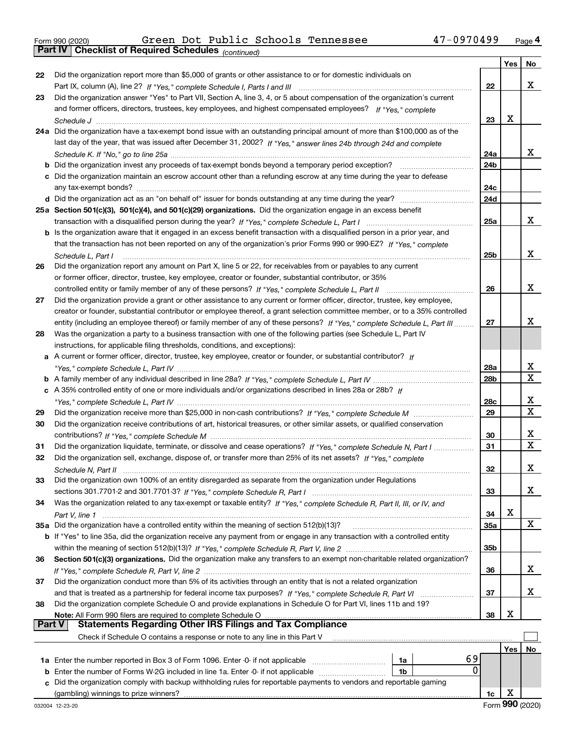Form 990 (2020) Green Dot Public Schools Tennessee 47-0970499 Page 4

**Part IV Checklist of Required Schedules** *(continued)*

| | | | Yes | No |
|---|---|---|---|---|
| 22 | Did the organization report more than $5,000 of grants or other assistance to or for domestic individuals on Part IX, column (A), line 2? *If "Yes," complete Schedule I, Parts I and III* | 22 | | X |
| 23 | Did the organization answer "Yes" to Part VII, Section A, line 3, 4, or 5 about compensation of the organization's current and former officers, directors, trustees, key employees, and highest compensated employees? *If "Yes," complete Schedule J* | 23 | X | |
| 24a | Did the organization have a tax-exempt bond issue with an outstanding principal amount of more than $100,000 as of the last day of the year, that was issued after December 31, 2002? *If "Yes," answer lines 24b through 24d and complete Schedule K. If "No," go to line 25a* | 24a | | X |
| b | Did the organization invest any proceeds of tax-exempt bonds beyond a temporary period exception? | 24b | | |
| c | Did the organization maintain an escrow account other than a refunding escrow at any time during the year to defease any tax-exempt bonds? | 24c | | |
| d | Did the organization act as an "on behalf of" issuer for bonds outstanding at any time during the year? | 24d | | |
| 25a | **Section 501(c)(3), 501(c)(4), and 501(c)(29) organizations.** Did the organization engage in an excess benefit transaction with a disqualified person during the year? *If "Yes," complete Schedule L, Part I* | 25a | | X |
| b | Is the organization aware that it engaged in an excess benefit transaction with a disqualified person in a prior year, and that the transaction has not been reported on any of the organization's prior Forms 990 or 990-EZ? *If "Yes," complete Schedule L, Part I* | 25b | | X |
| 26 | Did the organization report any amount on Part X, line 5 or 22, for receivables from or payables to any current or former officer, director, trustee, key employee, creator or founder, substantial contributor, or 35% controlled entity or family member of any of these persons? *If "Yes," complete Schedule L, Part II* | 26 | | X |
| 27 | Did the organization provide a grant or other assistance to any current or former officer, director, trustee, key employee, creator or founder, substantial contributor or employee thereof, a grant selection committee member, or to a 35% controlled entity (including an employee thereof) or family member of any of these persons? *If "Yes," complete Schedule L, Part III* | 27 | | X |
| 28 | Was the organization a party to a business transaction with one of the following parties (see Schedule L, Part IV instructions, for applicable filing thresholds, conditions, and exceptions): | | | |
| a | A current or former officer, director, trustee, key employee, creator or founder, or substantial contributor? *If "Yes," complete Schedule L, Part IV* | 28a | | X |
| b | A family member of any individual described in line 28a? *If "Yes," complete Schedule L, Part IV* | 28b | | X |
| c | A 35% controlled entity of one or more individuals and/or organizations described in lines 28a or 28b? *If "Yes," complete Schedule L, Part IV* | 28c | | X |
| 29 | Did the organization receive more than $25,000 in non-cash contributions? *If "Yes," complete Schedule M* | 29 | | X |
| 30 | Did the organization receive contributions of art, historical treasures, or other similar assets, or qualified conservation contributions? *If "Yes," complete Schedule M* | 30 | | X |
| 31 | Did the organization liquidate, terminate, or dissolve and cease operations? *If "Yes," complete Schedule N, Part I* | 31 | | X |
| 32 | Did the organization sell, exchange, dispose of, or transfer more than 25% of its net assets? *If "Yes," complete Schedule N, Part II* | 32 | | X |
| 33 | Did the organization own 100% of an entity disregarded as separate from the organization under Regulations sections 301.7701-2 and 301.7701-3? *If "Yes," complete Schedule R, Part I* | 33 | | X |
| 34 | Was the organization related to any tax-exempt or taxable entity? *If "Yes," complete Schedule R, Part II, III, or IV, and Part V, line 1* | 34 | X | |
| 35a | Did the organization have a controlled entity within the meaning of section 512(b)(13)? | 35a | | X |
| b | If "Yes" to line 35a, did the organization receive any payment from or engage in any transaction with a controlled entity within the meaning of section 512(b)(13)? *If "Yes," complete Schedule R, Part V, line 2* | 35b | | |
| 36 | **Section 501(c)(3) organizations.** Did the organization make any transfers to an exempt non-charitable related organization? *If "Yes," complete Schedule R, Part V, line 2* | 36 | | X |
| 37 | Did the organization conduct more than 5% of its activities through an entity that is not a related organization and that is treated as a partnership for federal income tax purposes? *If "Yes," complete Schedule R, Part VI* | 37 | | X |
| 38 | Did the organization complete Schedule O and provide explanations in Schedule O for Part VI, lines 11b and 19? **Note:** All Form 990 filers are required to complete Schedule O | 38 | X | |

**Part V Statements Regarding Other IRS Filings and Tax Compliance**

Check if Schedule O contains a response or note to any line in this Part V ☐

| | | | | | Yes | No |
|---|---|---|---|---|---|---|
| 1a | Enter the number reported in Box 3 of Form 1096. Enter -0- if not applicable | 1a | 69 | | | |
| b | Enter the number of Forms W-2G included in line 1a. Enter -0- if not applicable | 1b | 0 | | | |
| c | Did the organization comply with backup withholding rules for reportable payments to vendors and reportable gaming (gambling) winnings to prize winners? | | | 1c | X | |

032004 12-23-20 Form **990** (2020)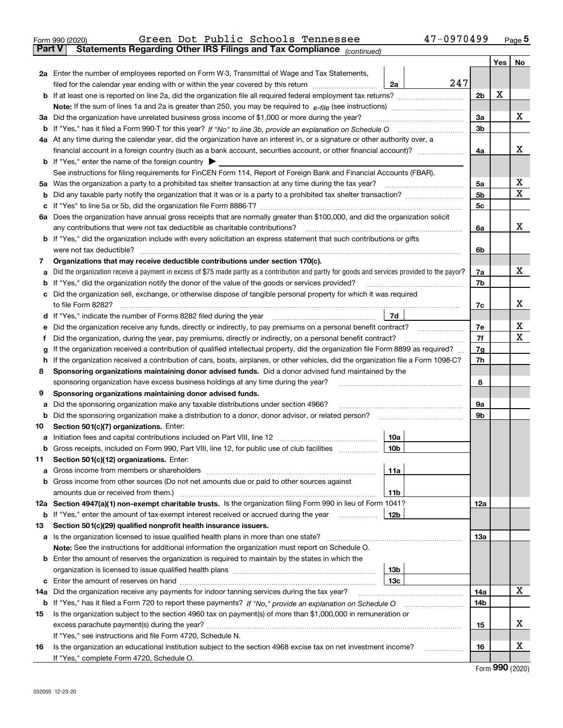Form 990 (2020) Green Dot Public Schools Tennessee 47-0970499 Page 5

**Part V Statements Regarding Other IRS Filings and Tax Compliance** *(continued)*

| | | | | Yes | No |
|---|---|---|---|---|---|
| **2a** | Enter the number of employees reported on Form W-3, Transmittal of Wage and Tax Statements, filed for the calendar year ending with or within the year covered by this return | 2a | 247 | | |
| **b** | If at least one is reported on line 2a, did the organization file all required federal employment tax returns? | | 2b | X | |
| | **Note:** If the sum of lines 1a and 2a is greater than 250, you may be required to *e-file* (see instructions) | | | | |
| **3a** | Did the organization have unrelated business gross income of $1,000 or more during the year? | | 3a | | X |
| **b** | If "Yes," has it filed a Form 990-T for this year? *If "No" to line 3b, provide an explanation on Schedule O* | | 3b | | |
| **4a** | At any time during the calendar year, did the organization have an interest in, or a signature or other authority over, a financial account in a foreign country (such as a bank account, securities account, or other financial account)? | | 4a | | X |
| **b** | If "Yes," enter the name of the foreign country ▶ | | | | |
| | See instructions for filing requirements for FinCEN Form 114, Report of Foreign Bank and Financial Accounts (FBAR). | | | | |
| **5a** | Was the organization a party to a prohibited tax shelter transaction at any time during the tax year? | | 5a | | X |
| **b** | Did any taxable party notify the organization that it was or is a party to a prohibited tax shelter transaction? | | 5b | | X |
| **c** | If "Yes" to line 5a or 5b, did the organization file Form 8886-T? | | 5c | | |
| **6a** | Does the organization have annual gross receipts that are normally greater than $100,000, and did the organization solicit any contributions that were not tax deductible as charitable contributions? | | 6a | | X |
| **b** | If "Yes," did the organization include with every solicitation an express statement that such contributions or gifts were not tax deductible? | | 6b | | |
| **7** | **Organizations that may receive deductible contributions under section 170(c).** | | | | |
| **a** | Did the organization receive a payment in excess of $75 made partly as a contribution and partly for goods and services provided to the payor? | | 7a | | X |
| **b** | If "Yes," did the organization notify the donor of the value of the goods or services provided? | | 7b | | |
| **c** | Did the organization sell, exchange, or otherwise dispose of tangible personal property for which it was required to file Form 8282? | | 7c | | X |
| **d** | If "Yes," indicate the number of Forms 8282 filed during the year | 7d | | | |
| **e** | Did the organization receive any funds, directly or indirectly, to pay premiums on a personal benefit contract? | | 7e | | X |
| **f** | Did the organization, during the year, pay premiums, directly or indirectly, on a personal benefit contract? | | 7f | | X |
| **g** | If the organization received a contribution of qualified intellectual property, did the organization file Form 8899 as required? | | 7g | | |
| **h** | If the organization received a contribution of cars, boats, airplanes, or other vehicles, did the organization file a Form 1098-C? | | 7h | | |
| **8** | **Sponsoring organizations maintaining donor advised funds.** Did a donor advised fund maintained by the sponsoring organization have excess business holdings at any time during the year? | | 8 | | |
| **9** | **Sponsoring organizations maintaining donor advised funds.** | | | | |
| **a** | Did the sponsoring organization make any taxable distributions under section 4966? | | 9a | | |
| **b** | Did the sponsoring organization make a distribution to a donor, donor advisor, or related person? | | 9b | | |
| **10** | **Section 501(c)(7) organizations.** Enter: | | | | |
| **a** | Initiation fees and capital contributions included on Part VIII, line 12 | 10a | | | |
| **b** | Gross receipts, included on Form 990, Part VIII, line 12, for public use of club facilities | 10b | | | |
| **11** | **Section 501(c)(12) organizations.** Enter: | | | | |
| **a** | Gross income from members or shareholders | 11a | | | |
| **b** | Gross income from other sources (Do not net amounts due or paid to other sources against amounts due or received from them.) | 11b | | | |
| **12a** | **Section 4947(a)(1) non-exempt charitable trusts.** Is the organization filing Form 990 in lieu of Form 1041? | | 12a | | |
| **b** | If "Yes," enter the amount of tax-exempt interest received or accrued during the year | 12b | | | |
| **13** | **Section 501(c)(29) qualified nonprofit health insurance issuers.** | | | | |
| **a** | Is the organization licensed to issue qualified health plans in more than one state? | | 13a | | |
| | **Note:** See the instructions for additional information the organization must report on Schedule O. | | | | |
| **b** | Enter the amount of reserves the organization is required to maintain by the states in which the organization is licensed to issue qualified health plans | 13b | | | |
| **c** | Enter the amount of reserves on hand | 13c | | | |
| **14a** | Did the organization receive any payments for indoor tanning services during the tax year? | | 14a | | X |
| **b** | If "Yes," has it filed a Form 720 to report these payments? *If "No," provide an explanation on Schedule O* | | 14b | | |
| **15** | Is the organization subject to the section 4960 tax on payment(s) of more than $1,000,000 in remuneration or excess parachute payment(s) during the year? | | 15 | | X |
| | If "Yes," see instructions and file Form 4720, Schedule N. | | | | |
| **16** | Is the organization an educational institution subject to the section 4968 excise tax on net investment income? | | 16 | | X |
| | If "Yes," complete Form 4720, Schedule O. | | | | |

Form **990** (2020)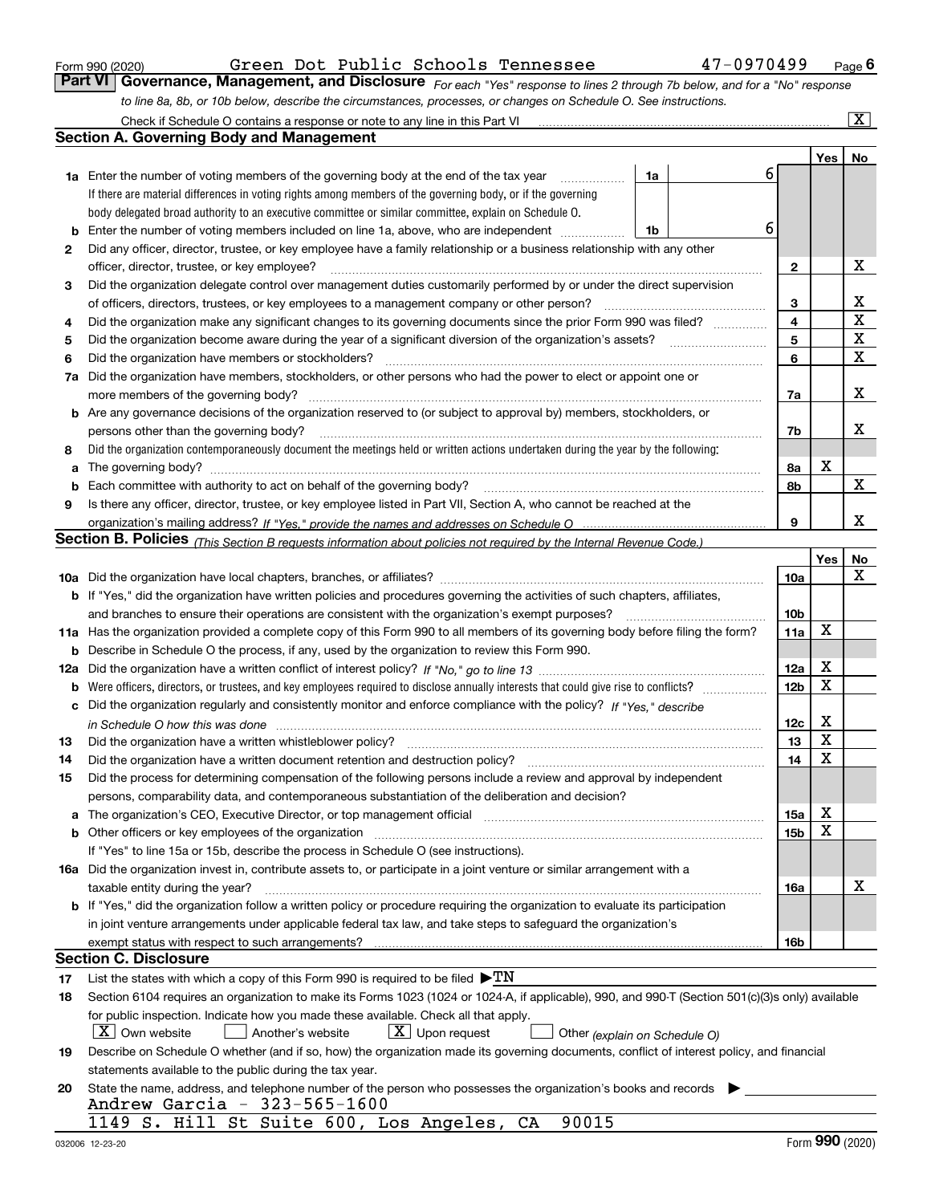Form 990 (2020) Green Dot Public Schools Tennessee 47-0970499 Page 6

## Part VI Governance, Management, and Disclosure

*For each "Yes" response to lines 2 through 7b below, and for a "No" response to line 8a, 8b, or 10b below, describe the circumstances, processes, or changes on Schedule O. See instructions.*

Check if Schedule O contains a response or note to any line in this Part VI ..... [X]

### Section A. Governing Body and Management

| | | | | Yes | No |
|---|---|---|---|---|---|
| 1a | Enter the number of voting members of the governing body at the end of the tax year | 1a | 6 | | |
| | If there are material differences in voting rights among members of the governing body, or if the governing body delegated broad authority to an executive committee or similar committee, explain on Schedule O. | | | | |
| b | Enter the number of voting members included on line 1a, above, who are independent | 1b | 6 | | |
| 2 | Did any officer, director, trustee, or key employee have a family relationship or a business relationship with any other officer, director, trustee, or key employee? | 2 | | | X |
| 3 | Did the organization delegate control over management duties customarily performed by or under the direct supervision of officers, directors, trustees, or key employees to a management company or other person? | 3 | | | X |
| 4 | Did the organization make any significant changes to its governing documents since the prior Form 990 was filed? | 4 | | | X |
| 5 | Did the organization become aware during the year of a significant diversion of the organization's assets? | 5 | | | X |
| 6 | Did the organization have members or stockholders? | 6 | | | X |
| 7a | Did the organization have members, stockholders, or other persons who had the power to elect or appoint one or more members of the governing body? | 7a | | | X |
| b | Are any governance decisions of the organization reserved to (or subject to approval by) members, stockholders, or persons other than the governing body? | 7b | | | X |
| 8 | Did the organization contemporaneously document the meetings held or written actions undertaken during the year by the following: | | | | |
| a | The governing body? | 8a | | X | |
| b | Each committee with authority to act on behalf of the governing body? | 8b | | | X |
| 9 | Is there any officer, director, trustee, or key employee listed in Part VII, Section A, who cannot be reached at the organization's mailing address? *If "Yes," provide the names and addresses on Schedule O* | 9 | | | X |

### Section B. Policies *(This Section B requests information about policies not required by the Internal Revenue Code.)*

| | | | Yes | No |
|---|---|---|---|---|
| 10a | Did the organization have local chapters, branches, or affiliates? | 10a | | X |
| b | If "Yes," did the organization have written policies and procedures governing the activities of such chapters, affiliates, and branches to ensure their operations are consistent with the organization's exempt purposes? | 10b | | |
| 11a | Has the organization provided a complete copy of this Form 990 to all members of its governing body before filing the form? | 11a | X | |
| b | Describe in Schedule O the process, if any, used by the organization to review this Form 990. | | | |
| 12a | Did the organization have a written conflict of interest policy? *If "No," go to line 13* | 12a | X | |
| b | Were officers, directors, or trustees, and key employees required to disclose annually interests that could give rise to conflicts? | 12b | X | |
| c | Did the organization regularly and consistently monitor and enforce compliance with the policy? *If "Yes," describe in Schedule O how this was done* | 12c | X | |
| 13 | Did the organization have a written whistleblower policy? | 13 | X | |
| 14 | Did the organization have a written document retention and destruction policy? | 14 | X | |
| 15 | Did the process for determining compensation of the following persons include a review and approval by independent persons, comparability data, and contemporaneous substantiation of the deliberation and decision? | | | |
| a | The organization's CEO, Executive Director, or top management official | 15a | X | |
| b | Other officers or key employees of the organization | 15b | X | |
| | If "Yes" to line 15a or 15b, describe the process in Schedule O (see instructions). | | | |
| 16a | Did the organization invest in, contribute assets to, or participate in a joint venture or similar arrangement with a taxable entity during the year? | 16a | | X |
| b | If "Yes," did the organization follow a written policy or procedure requiring the organization to evaluate its participation in joint venture arrangements under applicable federal tax law, and take steps to safeguard the organization's exempt status with respect to such arrangements? | 16b | | |

### Section C. Disclosure

17 List the states with which a copy of this Form 990 is required to be filed ▶TN

18 Section 6104 requires an organization to make its Forms 1023 (1024 or 1024-A, if applicable), 990, and 990-T (Section 501(c)(3)s only) available for public inspection. Indicate how you made these available. Check all that apply.

[X] Own website [ ] Another's website [X] Upon request [ ] Other *(explain on Schedule O)*

19 Describe on Schedule O whether (and if so, how) the organization made its governing documents, conflict of interest policy, and financial statements available to the public during the tax year.

20 State the name, address, and telephone number of the person who possesses the organization's books and records ▶

Andrew Garcia - 323-565-1600
1149 S. Hill St Suite 600, Los Angeles, CA 90015

032006 12-23-20 Form **990** (2020)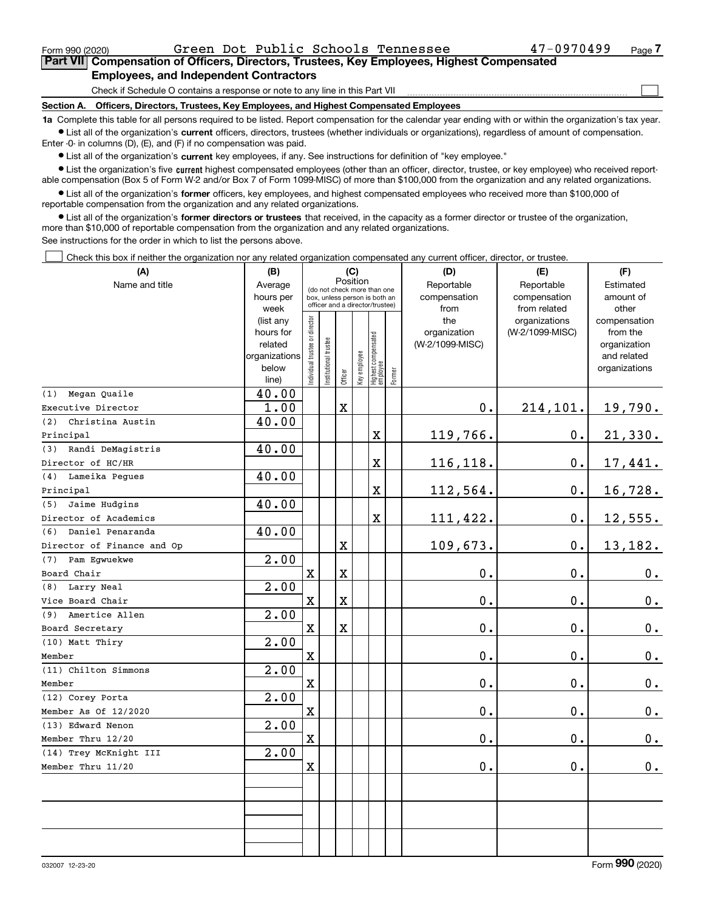Form 990 (2020) Green Dot Public Schools Tennessee 47-0970499 Page 7

**Part VII Compensation of Officers, Directors, Trustees, Key Employees, Highest Compensated Employees, and Independent Contractors**

Check if Schedule O contains a response or note to any line in this Part VII

**Section A. Officers, Directors, Trustees, Key Employees, and Highest Compensated Employees**

**1a** Complete this table for all persons required to be listed. Report compensation for the calendar year ending with or within the organization's tax year.

- List all of the organization's **current** officers, directors, trustees (whether individuals or organizations), regardless of amount of compensation. Enter -0- in columns (D), (E), and (F) if no compensation was paid.
- List all of the organization's **current** key employees, if any. See instructions for definition of "key employee."
- List the organization's five **current** highest compensated employees (other than an officer, director, trustee, or key employee) who received reportable compensation (Box 5 of Form W-2 and/or Box 7 of Form 1099-MISC) of more than $100,000 from the organization and any related organizations.
- List all of the organization's **former** officers, key employees, and highest compensated employees who received more than $100,000 of reportable compensation from the organization and any related organizations.
- List all of the organization's **former directors or trustees** that received, in the capacity as a former director or trustee of the organization, more than $10,000 of reportable compensation from the organization and any related organizations.

See instructions for the order in which to list the persons above.

Check this box if neither the organization nor any related organization compensated any current officer, director, or trustee.

| (A) Name and title | (B) Average hours per week (list any hours for related organizations below line) | (C) Position: Individual trustee or director | Institutional trustee | Officer | Key employee | Highest compensated employee | Former | (D) Reportable compensation from the organization (W-2/1099-MISC) | (E) Reportable compensation from related organizations (W-2/1099-MISC) | (F) Estimated amount of other compensation from the organization and related organizations |
|---|---|---|---|---|---|---|---|---|---|---|
| (1) Megan Quaile<br>Executive Director | 40.00<br>1.00 | | | X | | | | 0. | 214,101. | 19,790. |
| (2) Christina Austin<br>Principal | 40.00 | | | | | X | | 119,766. | 0. | 21,330. |
| (3) Randi DeMagistris<br>Director of HC/HR | 40.00 | | | | | X | | 116,118. | 0. | 17,441. |
| (4) Lameika Pegues<br>Principal | 40.00 | | | | | X | | 112,564. | 0. | 16,728. |
| (5) Jaime Hudgins<br>Director of Academics | 40.00 | | | | | X | | 111,422. | 0. | 12,555. |
| (6) Daniel Penaranda<br>Director of Finance and Op | 40.00 | | | X | | | | 109,673. | 0. | 13,182. |
| (7) Pam Egwuekwe<br>Board Chair | 2.00 | X | | X | | | | 0. | 0. | 0. |
| (8) Larry Neal<br>Vice Board Chair | 2.00 | X | | X | | | | 0. | 0. | 0. |
| (9) Amertice Allen<br>Board Secretary | 2.00 | X | | X | | | | 0. | 0. | 0. |
| (10) Matt Thiry<br>Member | 2.00 | X | | | | | | 0. | 0. | 0. |
| (11) Chilton Simmons<br>Member | 2.00 | X | | | | | | 0. | 0. | 0. |
| (12) Corey Porta<br>Member As Of 12/2020 | 2.00 | X | | | | | | 0. | 0. | 0. |
| (13) Edward Nenon<br>Member Thru 12/20 | 2.00 | X | | | | | | 0. | 0. | 0. |
| (14) Trey McKnight III<br>Member Thru 11/20 | 2.00 | X | | | | | | 0. | 0. | 0. |

032007 12-23-20 Form 990 (2020)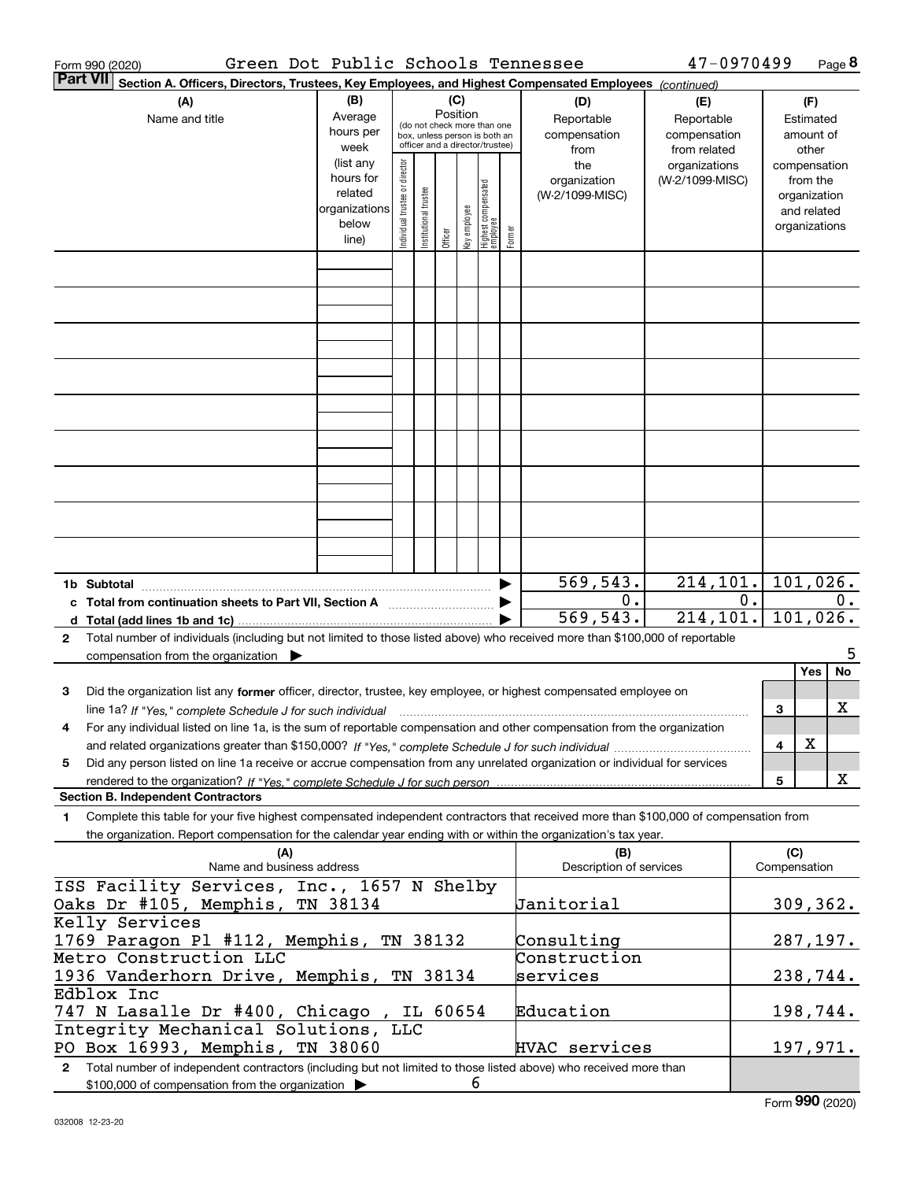Form 990 (2020) Green Dot Public Schools Tennessee 47-0970499

**Part VII** **Section A. Officers, Directors, Trustees, Key Employees, and Highest Compensated Employees** *(continued)*

| (A) Name and title | (B) Average hours per week (list any hours for related organizations below line) | (C) Position (do not check more than one box, unless person is both an officer and a director/trustee): Individual trustee or director | Institutional trustee | Officer | Key employee | Highest compensated employee | Former | (D) Reportable compensation from the organization (W-2/1099-MISC) | (E) Reportable compensation from related organizations (W-2/1099-MISC) | (F) Estimated amount of other compensation from the organization and related organizations |
|---|---|---|---|---|---|---|---|---|---|---|
| | | | | | | | | | | |
| | | | | | | | | | | |
| | | | | | | | | | | |
| | | | | | | | | | | |
| | | | | | | | | | | |
| | | | | | | | | | | |
| | | | | | | | | | | |
| | | | | | | | | | | |
| | | | | | | | | | | |
| **1b Subtotal** | | | | | | | | 569,543. | 214,101. | 101,026. |
| **c Total from continuation sheets to Part VII, Section A** | | | | | | | | 0. | 0. | 0. |
| **d Total (add lines 1b and 1c)** | | | | | | | | 569,543. | 214,101. | 101,026. |

**2** Total number of individuals (including but not limited to those listed above) who received more than $100,000 of reportable compensation from the organization ▶ 5

| | | Yes | No |
|---|---|---|---|
| **3** Did the organization list any **former** officer, director, trustee, key employee, or highest compensated employee on line 1a? *If "Yes," complete Schedule J for such individual* | 3 | | X |
| **4** For any individual listed on line 1a, is the sum of reportable compensation and other compensation from the organization and related organizations greater than $150,000? *If "Yes," complete Schedule J for such individual* | 4 | X | |
| **5** Did any person listed on line 1a receive or accrue compensation from any unrelated organization or individual for services rendered to the organization? *If "Yes," complete Schedule J for such person* | 5 | | X |

**Section B. Independent Contractors**

**1** Complete this table for your five highest compensated independent contractors that received more than $100,000 of compensation from the organization. Report compensation for the calendar year ending with or within the organization's tax year.

| (A) Name and business address | (B) Description of services | (C) Compensation |
|---|---|---|
| ISS Facility Services, Inc., 1657 N Shelby Oaks Dr #105, Memphis, TN 38134 | Janitorial | 309,362. |
| Kelly Services 1769 Paragon Pl #112, Memphis, TN 38132 | Consulting | 287,197. |
| Metro Construction LLC 1936 Vanderhorn Drive, Memphis, TN 38134 | Construction services | 238,744. |
| Edblox Inc 747 N Lasalle Dr #400, Chicago , IL 60654 | Education | 198,744. |
| Integrity Mechanical Solutions, LLC PO Box 16993, Memphis, TN 38060 | HVAC services | 197,971. |

**2** Total number of independent contractors (including but not limited to those listed above) who received more than $100,000 of compensation from the organization ▶ 6

Form **990** (2020)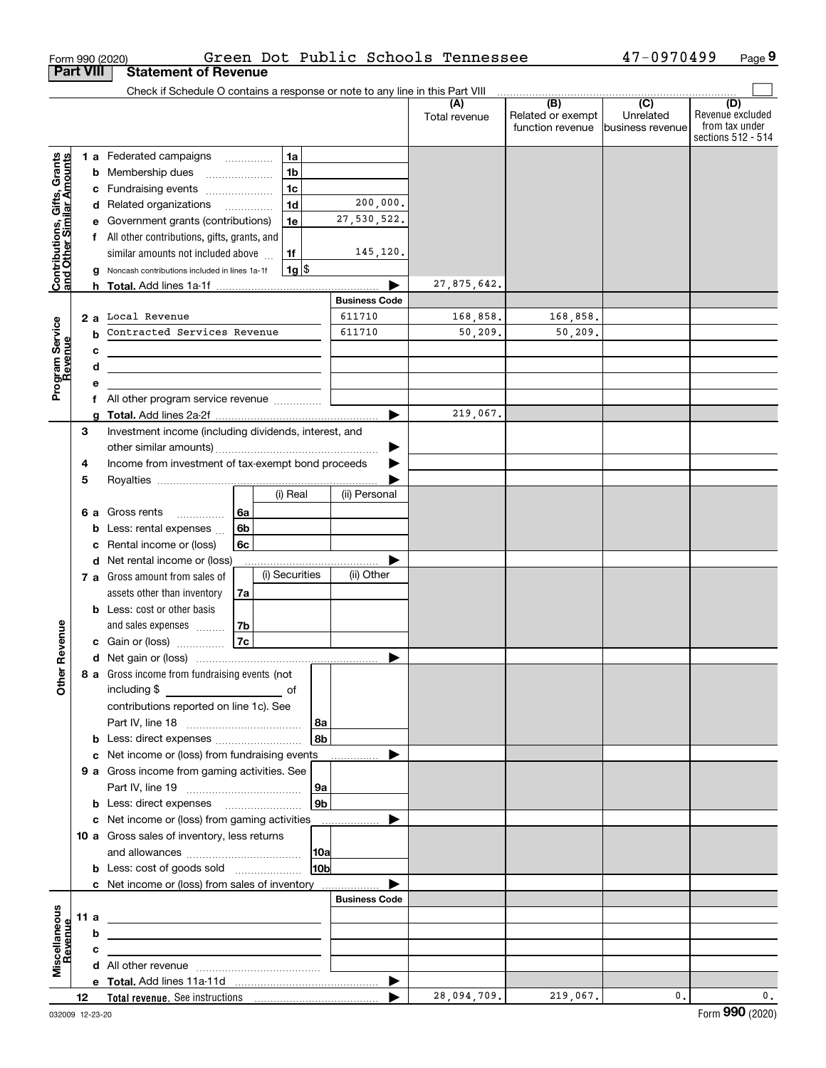Form 990 (2020) Green Dot Public Schools Tennessee 47-0970499 Page 9

## Part VIII Statement of Revenue

Check if Schedule O contains a response or note to any line in this Part VIII

| | | | | (A) Total revenue | (B) Related or exempt function revenue | (C) Unrelated business revenue | (D) Revenue excluded from tax under sections 512 - 514 |
|---|---|---|---|---|---|---|---|
| **Contributions, Gifts, Grants and Other Similar Amounts** | 1 a Federated campaigns | 1a | | | | | |
| | b Membership dues | 1b | | | | | |
| | c Fundraising events | 1c | | | | | |
| | d Related organizations | 1d | 200,000. | | | | |
| | e Government grants (contributions) | 1e | 27,530,522. | | | | |
| | f All other contributions, gifts, grants, and similar amounts not included above | 1f | 145,120. | | | | |
| | g Noncash contributions included in lines 1a-1f | 1g | $ | | | | |
| | h **Total.** Add lines 1a-1f | | | 27,875,642. | | | |
| **Program Service Revenue** | | | **Business Code** | | | | |
| | 2 a Local Revenue | | 611710 | 168,858. | 168,858. | | |
| | b Contracted Services Revenue | | 611710 | 50,209. | 50,209. | | |
| | c | | | | | | |
| | d | | | | | | |
| | e | | | | | | |
| | f All other program service revenue | | | | | | |
| | g **Total.** Add lines 2a-2f | | | 219,067. | | | |
| **Other Revenue** | 3 Investment income (including dividends, interest, and other similar amounts) | | | | | | |
| | 4 Income from investment of tax-exempt bond proceeds | | | | | | |
| | 5 Royalties | | | | | | |
| | | | (i) Real / (ii) Personal | | | | |
| | 6 a Gross rents | 6a | | | | | |
| | b Less: rental expenses | 6b | | | | | |
| | c Rental income or (loss) | 6c | | | | | |
| | d Net rental income or (loss) | | | | | | |
| | | | (i) Securities / (ii) Other | | | | |
| | 7 a Gross amount from sales of assets other than inventory | 7a | | | | | |
| | b Less: cost or other basis and sales expenses | 7b | | | | | |
| | c Gain or (loss) | 7c | | | | | |
| | d Net gain or (loss) | | | | | | |
| | 8 a Gross income from fundraising events (not including $ of contributions reported on line 1c). See Part IV, line 18 | 8a | | | | | |
| | b Less: direct expenses | 8b | | | | | |
| | c Net income or (loss) from fundraising events | | | | | | |
| | 9 a Gross income from gaming activities. See Part IV, line 19 | 9a | | | | | |
| | b Less: direct expenses | 9b | | | | | |
| | c Net income or (loss) from gaming activities | | | | | | |
| | 10 a Gross sales of inventory, less returns and allowances | 10a | | | | | |
| | b Less: cost of goods sold | 10b | | | | | |
| | c Net income or (loss) from sales of inventory | | | | | | |
| **Miscellaneous Revenue** | | | **Business Code** | | | | |
| | 11 a | | | | | | |
| | b | | | | | | |
| | c | | | | | | |
| | d All other revenue | | | | | | |
| | e **Total.** Add lines 11a-11d | | | | | | |
| | 12 **Total revenue.** See instructions | | | 28,094,709. | 219,067. | 0. | 0. |

032009 12-23-20 Form **990** (2020)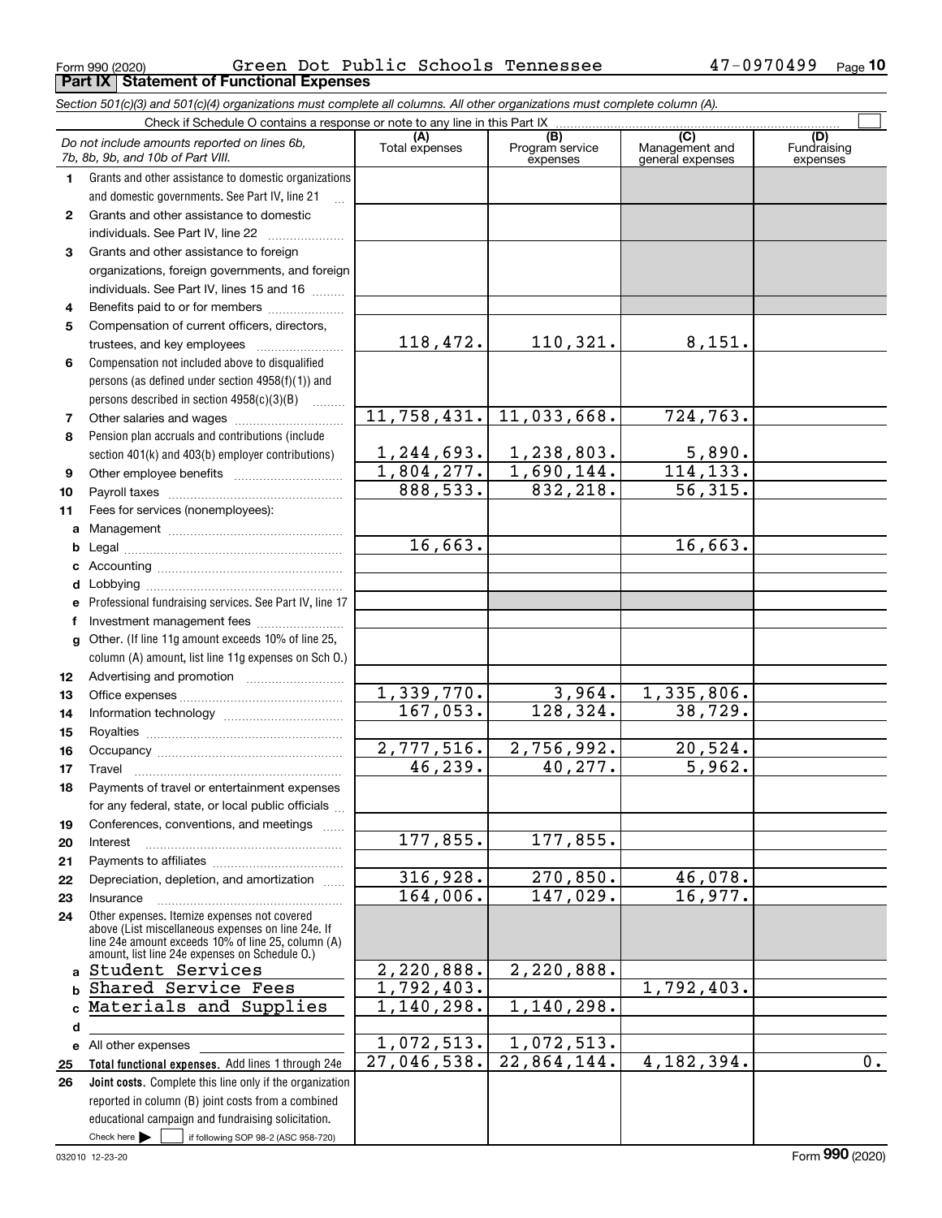Form 990 (2020) Green Dot Public Schools Tennessee 47-0970499

## Part IX Statement of Functional Expenses

*Section 501(c)(3) and 501(c)(4) organizations must complete all columns. All other organizations must complete column (A).*

Check if Schedule O contains a response or note to any line in this Part IX ☐

| *Do not include amounts reported on lines 6b, 7b, 8b, 9b, and 10b of Part VIII.* | (A) Total expenses | (B) Program service expenses | (C) Management and general expenses | (D) Fundraising expenses |
|---|---|---|---|---|
| **1** Grants and other assistance to domestic organizations and domestic governments. See Part IV, line 21 | | | | |
| **2** Grants and other assistance to domestic individuals. See Part IV, line 22 | | | | |
| **3** Grants and other assistance to foreign organizations, foreign governments, and foreign individuals. See Part IV, lines 15 and 16 | | | | |
| **4** Benefits paid to or for members | | | | |
| **5** Compensation of current officers, directors, trustees, and key employees | 118,472. | 110,321. | 8,151. | |
| **6** Compensation not included above to disqualified persons (as defined under section 4958(f)(1)) and persons described in section 4958(c)(3)(B) | | | | |
| **7** Other salaries and wages | 11,758,431. | 11,033,668. | 724,763. | |
| **8** Pension plan accruals and contributions (include section 401(k) and 403(b) employer contributions) | 1,244,693. | 1,238,803. | 5,890. | |
| **9** Other employee benefits | 1,804,277. | 1,690,144. | 114,133. | |
| **10** Payroll taxes | 888,533. | 832,218. | 56,315. | |
| **11** Fees for services (nonemployees): | | | | |
| **a** Management | | | | |
| **b** Legal | 16,663. | | 16,663. | |
| **c** Accounting | | | | |
| **d** Lobbying | | | | |
| **e** Professional fundraising services. See Part IV, line 17 | | | | |
| **f** Investment management fees | | | | |
| **g** Other. (If line 11g amount exceeds 10% of line 25, column (A) amount, list line 11g expenses on Sch O.) | | | | |
| **12** Advertising and promotion | | | | |
| **13** Office expenses | 1,339,770. | 3,964. | 1,335,806. | |
| **14** Information technology | 167,053. | 128,324. | 38,729. | |
| **15** Royalties | | | | |
| **16** Occupancy | 2,777,516. | 2,756,992. | 20,524. | |
| **17** Travel | 46,239. | 40,277. | 5,962. | |
| **18** Payments of travel or entertainment expenses for any federal, state, or local public officials | | | | |
| **19** Conferences, conventions, and meetings | | | | |
| **20** Interest | 177,855. | 177,855. | | |
| **21** Payments to affiliates | | | | |
| **22** Depreciation, depletion, and amortization | 316,928. | 270,850. | 46,078. | |
| **23** Insurance | 164,006. | 147,029. | 16,977. | |
| **24** Other expenses. Itemize expenses not covered above (List miscellaneous expenses on line 24e. If line 24e amount exceeds 10% of line 25, column (A) amount, list line 24e expenses on Schedule O.) | | | | |
| **a** Student Services | 2,220,888. | 2,220,888. | | |
| **b** Shared Service Fees | 1,792,403. | | 1,792,403. | |
| **c** Materials and Supplies | 1,140,298. | 1,140,298. | | |
| **d** | | | | |
| **e** All other expenses | 1,072,513. | 1,072,513. | | |
| **25 Total functional expenses.** Add lines 1 through 24e | 27,046,538. | 22,864,144. | 4,182,394. | 0. |
| **26 Joint costs.** Complete this line only if the organization reported in column (B) joint costs from a combined educational campaign and fundraising solicitation. Check here ☐ if following SOP 98-2 (ASC 958-720) | | | | |

032010 12-23-20 Form **990** (2020)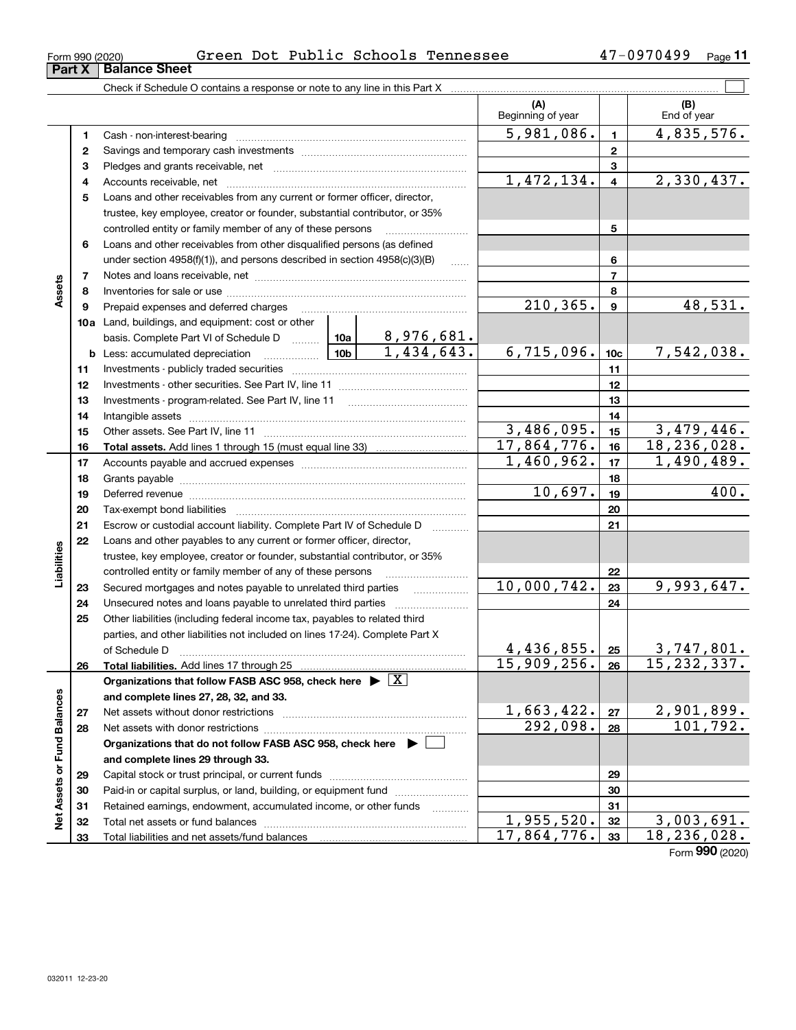Form 990 (2020) Green Dot Public Schools Tennessee 47-0970499

## Part X Balance Sheet

Check if Schedule O contains a response or note to any line in this Part X

| | | | | (A) Beginning of year | | (B) End of year |
|---|---|---|---|---|---|---|
| **Assets** | 1 | Cash - non-interest-bearing | | 5,981,086. | 1 | 4,835,576. |
| | 2 | Savings and temporary cash investments | | | 2 | |
| | 3 | Pledges and grants receivable, net | | | 3 | |
| | 4 | Accounts receivable, net | | 1,472,134. | 4 | 2,330,437. |
| | 5 | Loans and other receivables from any current or former officer, director, trustee, key employee, creator or founder, substantial contributor, or 35% controlled entity or family member of any of these persons | | | 5 | |
| | 6 | Loans and other receivables from other disqualified persons (as defined under section 4958(f)(1)), and persons described in section 4958(c)(3)(B) | | | 6 | |
| | 7 | Notes and loans receivable, net | | | 7 | |
| | 8 | Inventories for sale or use | | | 8 | |
| | 9 | Prepaid expenses and deferred charges | | 210,365. | 9 | 48,531. |
| | 10a | Land, buildings, and equipment: cost or other basis. Complete Part VI of Schedule D | 10a 8,976,681. | | | |
| | b | Less: accumulated depreciation | 10b 1,434,643. | 6,715,096. | 10c | 7,542,038. |
| | 11 | Investments - publicly traded securities | | | 11 | |
| | 12 | Investments - other securities. See Part IV, line 11 | | | 12 | |
| | 13 | Investments - program-related. See Part IV, line 11 | | | 13 | |
| | 14 | Intangible assets | | | 14 | |
| | 15 | Other assets. See Part IV, line 11 | | 3,486,095. | 15 | 3,479,446. |
| | 16 | **Total assets.** Add lines 1 through 15 (must equal line 33) | | 17,864,776. | 16 | 18,236,028. |
| **Liabilities** | 17 | Accounts payable and accrued expenses | | 1,460,962. | 17 | 1,490,489. |
| | 18 | Grants payable | | | 18 | |
| | 19 | Deferred revenue | | 10,697. | 19 | 400. |
| | 20 | Tax-exempt bond liabilities | | | 20 | |
| | 21 | Escrow or custodial account liability. Complete Part IV of Schedule D | | | 21 | |
| | 22 | Loans and other payables to any current or former officer, director, trustee, key employee, creator or founder, substantial contributor, or 35% controlled entity or family member of any of these persons | | | 22 | |
| | 23 | Secured mortgages and notes payable to unrelated third parties | | 10,000,742. | 23 | 9,993,647. |
| | 24 | Unsecured notes and loans payable to unrelated third parties | | | 24 | |
| | 25 | Other liabilities (including federal income tax, payables to related third parties, and other liabilities not included on lines 17-24). Complete Part X of Schedule D | | 4,436,855. | 25 | 3,747,801. |
| | 26 | **Total liabilities.** Add lines 17 through 25 | | 15,909,256. | 26 | 15,232,337. |
| **Net Assets or Fund Balances** | | **Organizations that follow FASB ASC 958, check here ▶ [X] and complete lines 27, 28, 32, and 33.** | | | | |
| | 27 | Net assets without donor restrictions | | 1,663,422. | 27 | 2,901,899. |
| | 28 | Net assets with donor restrictions | | 292,098. | 28 | 101,792. |
| | | **Organizations that do not follow FASB ASC 958, check here ▶ [ ] and complete lines 29 through 33.** | | | | |
| | 29 | Capital stock or trust principal, or current funds | | | 29 | |
| | 30 | Paid-in or capital surplus, or land, building, or equipment fund | | | 30 | |
| | 31 | Retained earnings, endowment, accumulated income, or other funds | | | 31 | |
| | 32 | Total net assets or fund balances | | 1,955,520. | 32 | 3,003,691. |
| | 33 | Total liabilities and net assets/fund balances | | 17,864,776. | 33 | 18,236,028. |

Form **990** (2020)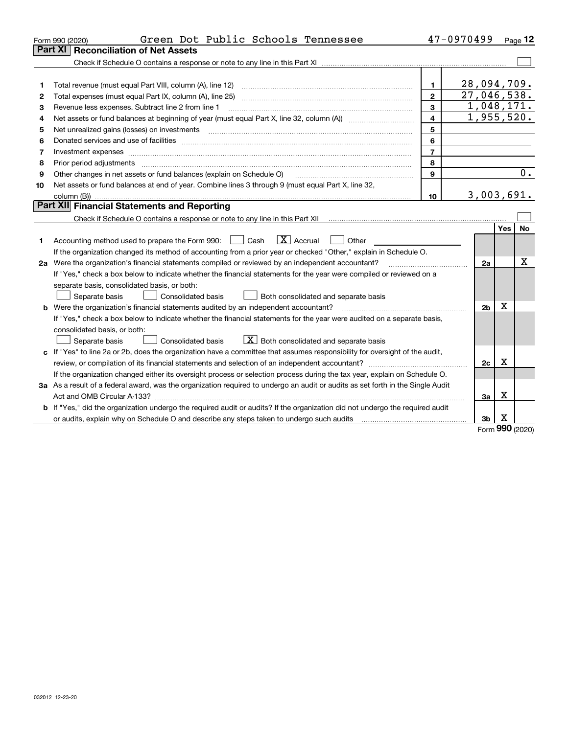Form 990 (2020) Green Dot Public Schools Tennessee 47-0970499 Page 12

## Part XI Reconciliation of Net Assets

Check if Schedule O contains a response or note to any line in this Part XI ☐

| | | | |
|---|---|---|---|
| 1 | Total revenue (must equal Part VIII, column (A), line 12) | 1 | 28,094,709. |
| 2 | Total expenses (must equal Part IX, column (A), line 25) | 2 | 27,046,538. |
| 3 | Revenue less expenses. Subtract line 2 from line 1 | 3 | 1,048,171. |
| 4 | Net assets or fund balances at beginning of year (must equal Part X, line 32, column (A)) | 4 | 1,955,520. |
| 5 | Net unrealized gains (losses) on investments | 5 | |
| 6 | Donated services and use of facilities | 6 | |
| 7 | Investment expenses | 7 | |
| 8 | Prior period adjustments | 8 | |
| 9 | Other changes in net assets or fund balances (explain on Schedule O) | 9 | 0. |
| 10 | Net assets or fund balances at end of year. Combine lines 3 through 9 (must equal Part X, line 32, column (B)) | 10 | 3,003,691. |

## Part XII Financial Statements and Reporting

Check if Schedule O contains a response or note to any line in this Part XII ☐

| | | | Yes | No |
|---|---|---|---|---|
| 1 | Accounting method used to prepare the Form 990: ☐ Cash ☒ Accrual ☐ Other | | | |
| | If the organization changed its method of accounting from a prior year or checked "Other," explain in Schedule O. | | | |
| 2a | Were the organization's financial statements compiled or reviewed by an independent accountant? | 2a | | X |
| | If "Yes," check a box below to indicate whether the financial statements for the year were compiled or reviewed on a separate basis, consolidated basis, or both: ☐ Separate basis ☐ Consolidated basis ☐ Both consolidated and separate basis | | | |
| b | Were the organization's financial statements audited by an independent accountant? | 2b | X | |
| | If "Yes," check a box below to indicate whether the financial statements for the year were audited on a separate basis, consolidated basis, or both: ☐ Separate basis ☐ Consolidated basis ☒ Both consolidated and separate basis | | | |
| c | If "Yes" to line 2a or 2b, does the organization have a committee that assumes responsibility for oversight of the audit, review, or compilation of its financial statements and selection of an independent accountant? | 2c | X | |
| | If the organization changed either its oversight process or selection process during the tax year, explain on Schedule O. | | | |
| 3a | As a result of a federal award, was the organization required to undergo an audit or audits as set forth in the Single Audit Act and OMB Circular A-133? | 3a | X | |
| b | If "Yes," did the organization undergo the required audit or audits? If the organization did not undergo the required audit or audits, explain why on Schedule O and describe any steps taken to undergo such audits | 3b | X | |

Form 990 (2020)

032012 12-23-20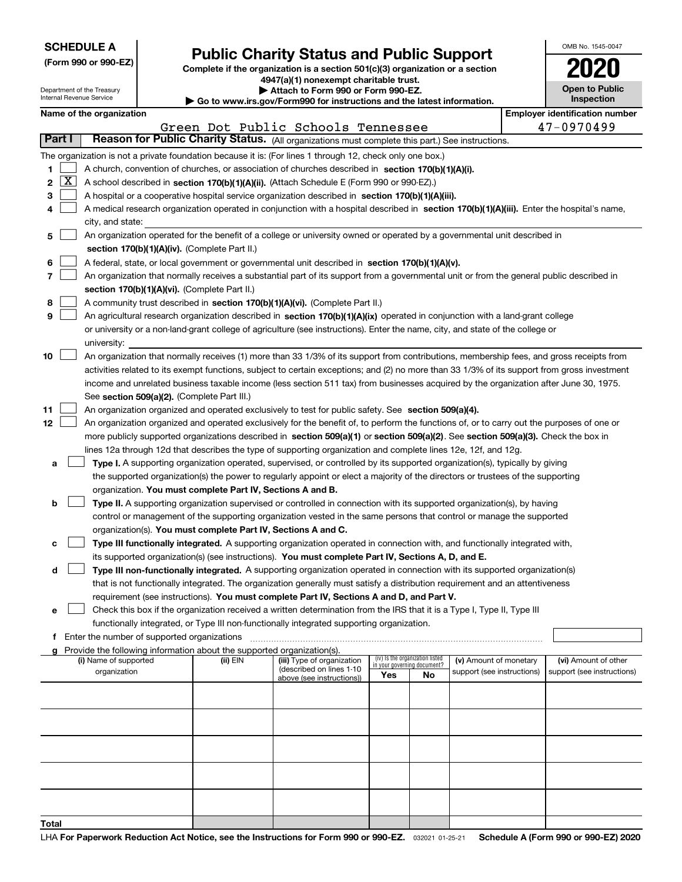**SCHEDULE A**
**(Form 990 or 990-EZ)**

Department of the Treasury
Internal Revenue Service

# Public Charity Status and Public Support

**Complete if the organization is a section 501(c)(3) organization or a section 4947(a)(1) nonexempt charitable trust.**
**▶ Attach to Form 990 or Form 990-EZ.**
**▶ Go to www.irs.gov/Form990 for instructions and the latest information.**

OMB No. 1545-0047

**2020**

**Open to Public Inspection**

**Name of the organization:** Green Dot Public Schools Tennessee

**Employer identification number:** 47-0970499

## Part I — Reason for Public Charity Status. (All organizations must complete this part.) See instructions.

The organization is not a private foundation because it is: (For lines 1 through 12, check only one box.)

1. ☐ A church, convention of churches, or association of churches described in **section 170(b)(1)(A)(i).**
2. ☒ A school described in **section 170(b)(1)(A)(ii).** (Attach Schedule E (Form 990 or 990-EZ).)
3. ☐ A hospital or a cooperative hospital service organization described in **section 170(b)(1)(A)(iii).**
4. ☐ A medical research organization operated in conjunction with a hospital described in **section 170(b)(1)(A)(iii).** Enter the hospital's name, city, and state:
5. ☐ An organization operated for the benefit of a college or university owned or operated by a governmental unit described in **section 170(b)(1)(A)(iv).** (Complete Part II.)
6. ☐ A federal, state, or local government or governmental unit described in **section 170(b)(1)(A)(v).**
7. ☐ An organization that normally receives a substantial part of its support from a governmental unit or from the general public described in **section 170(b)(1)(A)(vi).** (Complete Part II.)
8. ☐ A community trust described in **section 170(b)(1)(A)(vi).** (Complete Part II.)
9. ☐ An agricultural research organization described in **section 170(b)(1)(A)(ix)** operated in conjunction with a land-grant college or university or a non-land-grant college of agriculture (see instructions). Enter the name, city, and state of the college or university:
10. ☐ An organization that normally receives (1) more than 33 1/3% of its support from contributions, membership fees, and gross receipts from activities related to its exempt functions, subject to certain exceptions; and (2) no more than 33 1/3% of its support from gross investment income and unrelated business taxable income (less section 511 tax) from businesses acquired by the organization after June 30, 1975. See **section 509(a)(2).** (Complete Part III.)
11. ☐ An organization organized and operated exclusively to test for public safety. See **section 509(a)(4).**
12. ☐ An organization organized and operated exclusively for the benefit of, to perform the functions of, or to carry out the purposes of one or more publicly supported organizations described in **section 509(a)(1)** or **section 509(a)(2)**. See **section 509(a)(3).** Check the box in lines 12a through 12d that describes the type of supporting organization and complete lines 12e, 12f, and 12g.
   - **a** ☐ **Type I.** A supporting organization operated, supervised, or controlled by its supported organization(s), typically by giving the supported organization(s) the power to regularly appoint or elect a majority of the directors or trustees of the supporting organization. **You must complete Part IV, Sections A and B.**
   - **b** ☐ **Type II.** A supporting organization supervised or controlled in connection with its supported organization(s), by having control or management of the supporting organization vested in the same persons that control or manage the supported organization(s). **You must complete Part IV, Sections A and C.**
   - **c** ☐ **Type III functionally integrated.** A supporting organization operated in connection with, and functionally integrated with, its supported organization(s) (see instructions). **You must complete Part IV, Sections A, D, and E.**
   - **d** ☐ **Type III non-functionally integrated.** A supporting organization operated in connection with its supported organization(s) that is not functionally integrated. The organization generally must satisfy a distribution requirement and an attentiveness requirement (see instructions). **You must complete Part IV, Sections A and D, and Part V.**
   - **e** ☐ Check this box if the organization received a written determination from the IRS that it is a Type I, Type II, Type III functionally integrated, or Type III non-functionally integrated supporting organization.
   - **f** Enter the number of supported organizations
   - **g** Provide the following information about the supported organization(s).

| (i) Name of supported organization | (ii) EIN | (iii) Type of organization (described on lines 1-10 above (see instructions)) | (iv) Is the organization listed in your governing document? Yes | No | (v) Amount of monetary support (see instructions) | (vi) Amount of other support (see instructions) |
|---|---|---|---|---|---|---|
| | | | | | | |
| | | | | | | |
| | | | | | | |
| | | | | | | |
| | | | | | | |
| **Total** | | | | | | |

LHA **For Paperwork Reduction Act Notice, see the Instructions for Form 990 or 990-EZ.** 032021 01-25-21 **Schedule A (Form 990 or 990-EZ) 2020**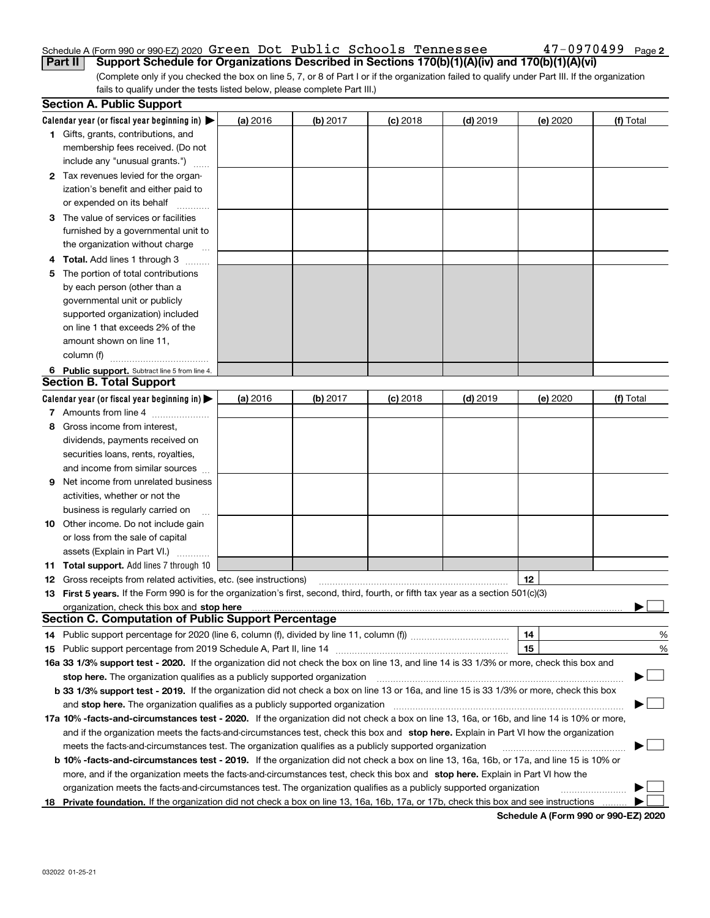Schedule A (Form 990 or 990-EZ) 2020 Green Dot Public Schools Tennessee 47-0970499 Page 2

## Part II Support Schedule for Organizations Described in Sections 170(b)(1)(A)(iv) and 170(b)(1)(A)(vi)

(Complete only if you checked the box on line 5, 7, or 8 of Part I or if the organization failed to qualify under Part III. If the organization fails to qualify under the tests listed below, please complete Part III.)

### Section A. Public Support

| Calendar year (or fiscal year beginning in) ▶ | (a) 2016 | (b) 2017 | (c) 2018 | (d) 2019 | (e) 2020 | (f) Total |
|---|---|---|---|---|---|---|
| **1** Gifts, grants, contributions, and membership fees received. (Do not include any "unusual grants.") | | | | | | |
| **2** Tax revenues levied for the organization's benefit and either paid to or expended on its behalf | | | | | | |
| **3** The value of services or facilities furnished by a governmental unit to the organization without charge | | | | | | |
| **4 Total.** Add lines 1 through 3 | | | | | | |
| **5** The portion of total contributions by each person (other than a governmental unit or publicly supported organization) included on line 1 that exceeds 2% of the amount shown on line 11, column (f) | | | | | | |
| **6 Public support.** Subtract line 5 from line 4. | | | | | | |

### Section B. Total Support

| Calendar year (or fiscal year beginning in) ▶ | (a) 2016 | (b) 2017 | (c) 2018 | (d) 2019 | (e) 2020 | (f) Total |
|---|---|---|---|---|---|---|
| **7** Amounts from line 4 | | | | | | |
| **8** Gross income from interest, dividends, payments received on securities loans, rents, royalties, and income from similar sources | | | | | | |
| **9** Net income from unrelated business activities, whether or not the business is regularly carried on | | | | | | |
| **10** Other income. Do not include gain or loss from the sale of capital assets (Explain in Part VI.) | | | | | | |
| **11 Total support.** Add lines 7 through 10 | | | | | | |

**12** Gross receipts from related activities, etc. (see instructions) **12**

**13 First 5 years.** If the Form 990 is for the organization's first, second, third, fourth, or fifth tax year as a section 501(c)(3) organization, check this box and **stop here** ▶ ☐

### Section C. Computation of Public Support Percentage

**14** Public support percentage for 2020 (line 6, column (f), divided by line 11, column (f)) **14** %

**15** Public support percentage from 2019 Schedule A, Part II, line 14 **15** %

**16a 33 1/3% support test - 2020.** If the organization did not check the box on line 13, and line 14 is 33 1/3% or more, check this box and **stop here.** The organization qualifies as a publicly supported organization ▶ ☐

**b 33 1/3% support test - 2019.** If the organization did not check a box on line 13 or 16a, and line 15 is 33 1/3% or more, check this box and **stop here.** The organization qualifies as a publicly supported organization ▶ ☐

**17a 10% -facts-and-circumstances test - 2020.** If the organization did not check a box on line 13, 16a, or 16b, and line 14 is 10% or more, and if the organization meets the facts-and-circumstances test, check this box and **stop here.** Explain in Part VI how the organization meets the facts-and-circumstances test. The organization qualifies as a publicly supported organization ▶ ☐

**b 10% -facts-and-circumstances test - 2019.** If the organization did not check a box on line 13, 16a, 16b, or 17a, and line 15 is 10% or more, and if the organization meets the facts-and-circumstances test, check this box and **stop here.** Explain in Part VI how the organization meets the facts-and-circumstances test. The organization qualifies as a publicly supported organization ▶ ☐

**18 Private foundation.** If the organization did not check a box on line 13, 16a, 16b, 17a, or 17b, check this box and see instructions ▶ ☐

**Schedule A (Form 990 or 990-EZ) 2020**

032022 01-25-21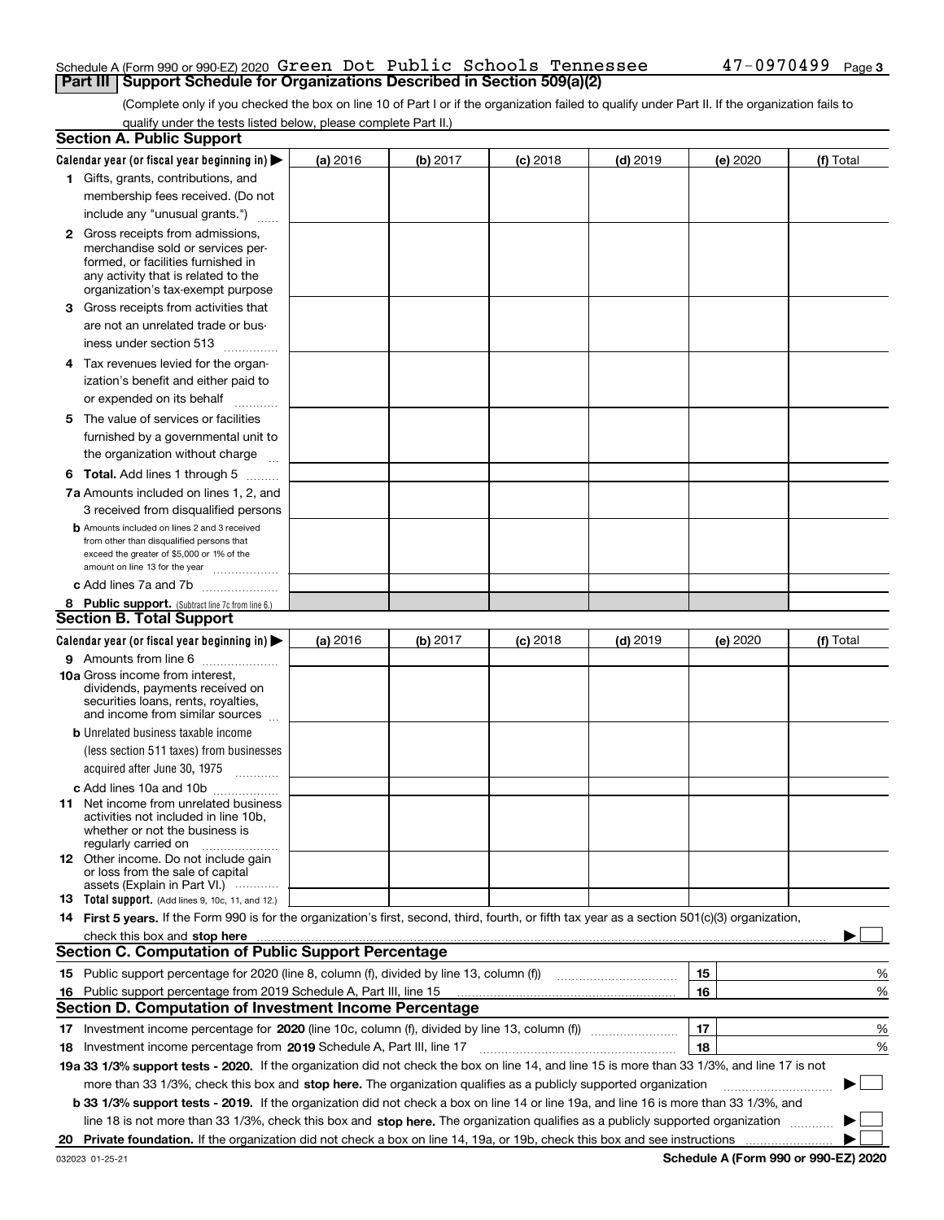Schedule A (Form 990 or 990-EZ) 2020 Green Dot Public Schools Tennessee 47-0970499 Page 3

## Part III Support Schedule for Organizations Described in Section 509(a)(2)

(Complete only if you checked the box on line 10 of Part I or if the organization failed to qualify under Part II. If the organization fails to qualify under the tests listed below, please complete Part II.)

### Section A. Public Support

| Calendar year (or fiscal year beginning in) ▶ | (a) 2016 | (b) 2017 | (c) 2018 | (d) 2019 | (e) 2020 | (f) Total |
|---|---|---|---|---|---|---|
| 1 Gifts, grants, contributions, and membership fees received. (Do not include any "unusual grants.") | | | | | | |
| 2 Gross receipts from admissions, merchandise sold or services performed, or facilities furnished in any activity that is related to the organization's tax-exempt purpose | | | | | | |
| 3 Gross receipts from activities that are not an unrelated trade or business under section 513 | | | | | | |
| 4 Tax revenues levied for the organization's benefit and either paid to or expended on its behalf | | | | | | |
| 5 The value of services or facilities furnished by a governmental unit to the organization without charge | | | | | | |
| 6 Total. Add lines 1 through 5 | | | | | | |
| 7a Amounts included on lines 1, 2, and 3 received from disqualified persons | | | | | | |
| b Amounts included on lines 2 and 3 received from other than disqualified persons that exceed the greater of $5,000 or 1% of the amount on line 13 for the year | | | | | | |
| c Add lines 7a and 7b | | | | | | |
| 8 Public support. (Subtract line 7c from line 6.) | | | | | | |

### Section B. Total Support

| Calendar year (or fiscal year beginning in) ▶ | (a) 2016 | (b) 2017 | (c) 2018 | (d) 2019 | (e) 2020 | (f) Total |
|---|---|---|---|---|---|---|
| 9 Amounts from line 6 | | | | | | |
| 10a Gross income from interest, dividends, payments received on securities loans, rents, royalties, and income from similar sources | | | | | | |
| b Unrelated business taxable income (less section 511 taxes) from businesses acquired after June 30, 1975 | | | | | | |
| c Add lines 10a and 10b | | | | | | |
| 11 Net income from unrelated business activities not included in line 10b, whether or not the business is regularly carried on | | | | | | |
| 12 Other income. Do not include gain or loss from the sale of capital assets (Explain in Part VI.) | | | | | | |
| 13 Total support. (Add lines 9, 10c, 11, and 12.) | | | | | | |

14 **First 5 years.** If the Form 990 is for the organization's first, second, third, fourth, or fifth tax year as a section 501(c)(3) organization, check this box and **stop here** ▶ ☐

### Section C. Computation of Public Support Percentage

| | | | |
|---|---|---|---|
| 15 | Public support percentage for 2020 (line 8, column (f), divided by line 13, column (f)) | 15 | % |
| 16 | Public support percentage from 2019 Schedule A, Part III, line 15 | 16 | % |

### Section D. Computation of Investment Income Percentage

| | | | |
|---|---|---|---|
| 17 | Investment income percentage for **2020** (line 10c, column (f), divided by line 13, column (f)) | 17 | % |
| 18 | Investment income percentage from **2019** Schedule A, Part III, line 17 | 18 | % |

**19a 33 1/3% support tests - 2020.** If the organization did not check the box on line 14, and line 15 is more than 33 1/3%, and line 17 is not more than 33 1/3%, check this box and **stop here.** The organization qualifies as a publicly supported organization ▶ ☐

**b 33 1/3% support tests - 2019.** If the organization did not check a box on line 14 or line 19a, and line 16 is more than 33 1/3%, and line 18 is not more than 33 1/3%, check this box and **stop here.** The organization qualifies as a publicly supported organization ▶ ☐

**20 Private foundation.** If the organization did not check a box on line 14, 19a, or 19b, check this box and see instructions ▶ ☐

032023 01-25-21 **Schedule A (Form 990 or 990-EZ) 2020**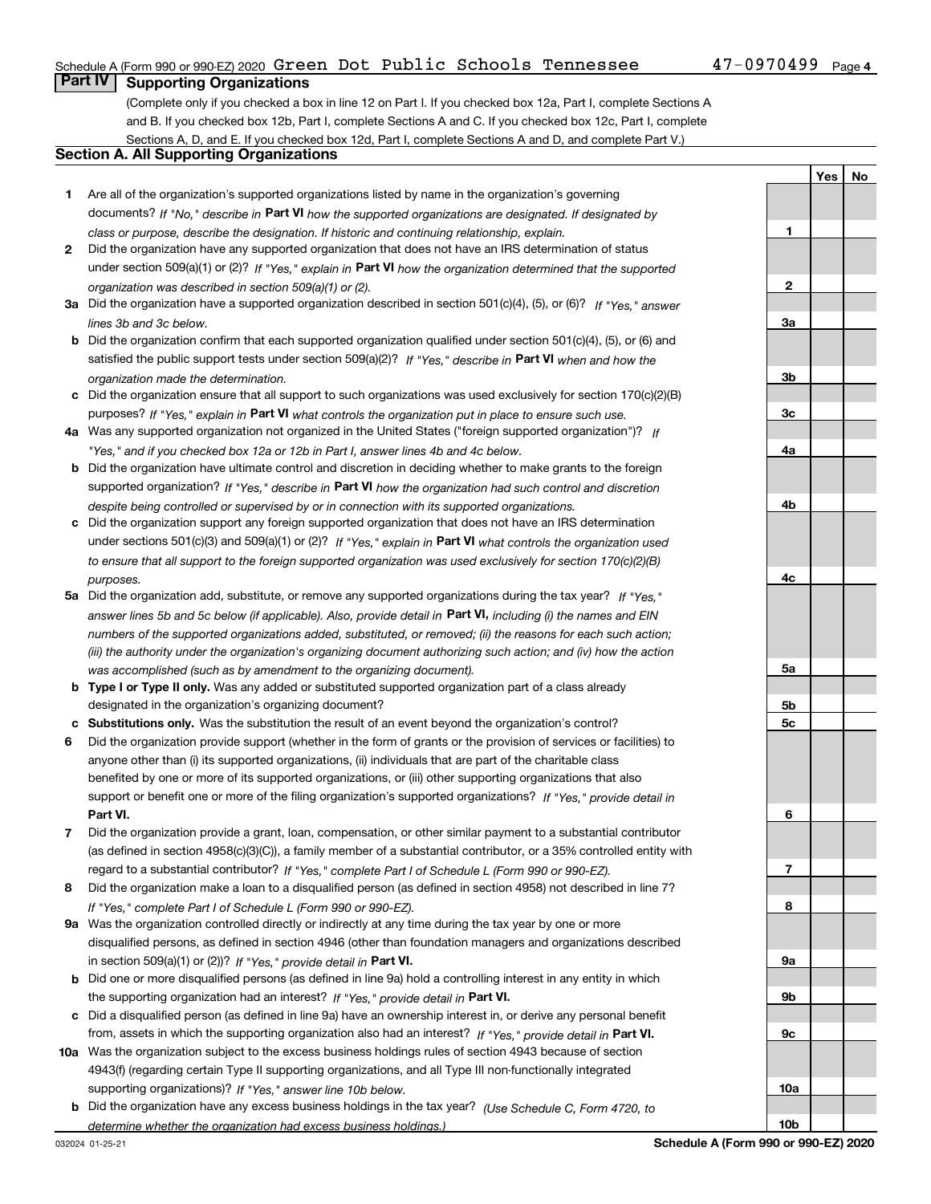## Part IV Supporting Organizations

(Complete only if you checked a box in line 12 on Part I. If you checked box 12a, Part I, complete Sections A and B. If you checked box 12b, Part I, complete Sections A and C. If you checked box 12c, Part I, complete Sections A, D, and E. If you checked box 12d, Part I, complete Sections A and D, and complete Part V.)

### Section A. All Supporting Organizations

| | | | Yes | No |
|---|---|---|---|---|
| **1** | Are all of the organization's supported organizations listed by name in the organization's governing documents? *If "No," describe in* **Part VI** *how the supported organizations are designated. If designated by class or purpose, describe the designation. If historic and continuing relationship, explain.* | **1** | | |
| **2** | Did the organization have any supported organization that does not have an IRS determination of status under section 509(a)(1) or (2)? *If "Yes," explain in* **Part VI** *how the organization determined that the supported organization was described in section 509(a)(1) or (2).* | **2** | | |
| **3a** | Did the organization have a supported organization described in section 501(c)(4), (5), or (6)? *If "Yes," answer lines 3b and 3c below.* | **3a** | | |
| **b** | Did the organization confirm that each supported organization qualified under section 501(c)(4), (5), or (6) and satisfied the public support tests under section 509(a)(2)? *If "Yes," describe in* **Part VI** *when and how the organization made the determination.* | **3b** | | |
| **c** | Did the organization ensure that all support to such organizations was used exclusively for section 170(c)(2)(B) purposes? *If "Yes," explain in* **Part VI** *what controls the organization put in place to ensure such use.* | **3c** | | |
| **4a** | Was any supported organization not organized in the United States ("foreign supported organization")? *If "Yes," and if you checked box 12a or 12b in Part I, answer lines 4b and 4c below.* | **4a** | | |
| **b** | Did the organization have ultimate control and discretion in deciding whether to make grants to the foreign supported organization? *If "Yes," describe in* **Part VI** *how the organization had such control and discretion despite being controlled or supervised by or in connection with its supported organizations.* | **4b** | | |
| **c** | Did the organization support any foreign supported organization that does not have an IRS determination under sections 501(c)(3) and 509(a)(1) or (2)? *If "Yes," explain in* **Part VI** *what controls the organization used to ensure that all support to the foreign supported organization was used exclusively for section 170(c)(2)(B) purposes.* | **4c** | | |
| **5a** | Did the organization add, substitute, or remove any supported organizations during the tax year? *If "Yes," answer lines 5b and 5c below (if applicable). Also, provide detail in* **Part VI,** *including (i) the names and EIN numbers of the supported organizations added, substituted, or removed; (ii) the reasons for each such action; (iii) the authority under the organization's organizing document authorizing such action; and (iv) how the action was accomplished (such as by amendment to the organizing document).* | **5a** | | |
| **b** | **Type I or Type II only.** Was any added or substituted supported organization part of a class already designated in the organization's organizing document? | **5b** | | |
| **c** | **Substitutions only.** Was the substitution the result of an event beyond the organization's control? | **5c** | | |
| **6** | Did the organization provide support (whether in the form of grants or the provision of services or facilities) to anyone other than (i) its supported organizations, (ii) individuals that are part of the charitable class benefited by one or more of its supported organizations, or (iii) other supporting organizations that also support or benefit one or more of the filing organization's supported organizations? *If "Yes," provide detail in* **Part VI.** | **6** | | |
| **7** | Did the organization provide a grant, loan, compensation, or other similar payment to a substantial contributor (as defined in section 4958(c)(3)(C)), a family member of a substantial contributor, or a 35% controlled entity with regard to a substantial contributor? *If "Yes," complete Part I of Schedule L (Form 990 or 990-EZ).* | **7** | | |
| **8** | Did the organization make a loan to a disqualified person (as defined in section 4958) not described in line 7? *If "Yes," complete Part I of Schedule L (Form 990 or 990-EZ).* | **8** | | |
| **9a** | Was the organization controlled directly or indirectly at any time during the tax year by one or more disqualified persons, as defined in section 4946 (other than foundation managers and organizations described in section 509(a)(1) or (2))? *If "Yes," provide detail in* **Part VI.** | **9a** | | |
| **b** | Did one or more disqualified persons (as defined in line 9a) hold a controlling interest in any entity in which the supporting organization had an interest? *If "Yes," provide detail in* **Part VI.** | **9b** | | |
| **c** | Did a disqualified person (as defined in line 9a) have an ownership interest in, or derive any personal benefit from, assets in which the supporting organization also had an interest? *If "Yes," provide detail in* **Part VI.** | **9c** | | |
| **10a** | Was the organization subject to the excess business holdings rules of section 4943 because of section 4943(f) (regarding certain Type II supporting organizations, and all Type III non-functionally integrated supporting organizations)? *If "Yes," answer line 10b below.* | **10a** | | |
| **b** | Did the organization have any excess business holdings in the tax year? *(Use Schedule C, Form 4720, to determine whether the organization had excess business holdings.)* | **10b** | | |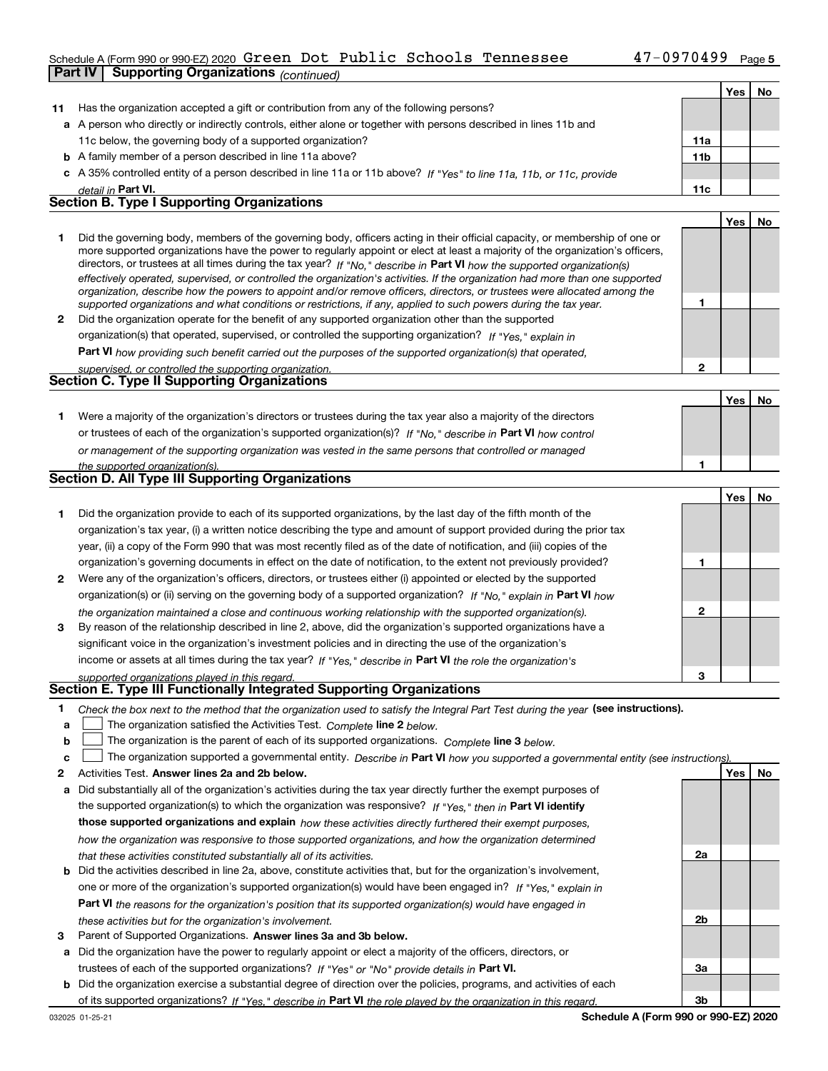Schedule A (Form 990 or 990-EZ) 2020 Green Dot Public Schools Tennessee 47-0970499

**Part IV | Supporting Organizations** *(continued)*

| | | | Yes | No |
|---|---|---|---|---|
| **11** | Has the organization accepted a gift or contribution from any of the following persons? | | | |
| **a** | A person who directly or indirectly controls, either alone or together with persons described in lines 11b and 11c below, the governing body of a supported organization? | **11a** | | |
| **b** | A family member of a person described in line 11a above? | **11b** | | |
| **c** | A 35% controlled entity of a person described in line 11a or 11b above? *If "Yes" to line 11a, 11b, or 11c, provide detail in* **Part VI.** | **11c** | | |

## Section B. Type I Supporting Organizations

| | | | Yes | No |
|---|---|---|---|---|
| **1** | Did the governing body, members of the governing body, officers acting in their official capacity, or membership of one or more supported organizations have the power to regularly appoint or elect at least a majority of the organization's officers, directors, or trustees at all times during the tax year? *If "No," describe in* **Part VI** *how the supported organization(s) effectively operated, supervised, or controlled the organization's activities. If the organization had more than one supported organization, describe how the powers to appoint and/or remove officers, directors, or trustees were allocated among the supported organizations and what conditions or restrictions, if any, applied to such powers during the tax year.* | **1** | | |
| **2** | Did the organization operate for the benefit of any supported organization other than the supported organization(s) that operated, supervised, or controlled the supporting organization? *If "Yes," explain in* **Part VI** *how providing such benefit carried out the purposes of the supported organization(s) that operated, supervised, or controlled the supporting organization.* | **2** | | |

## Section C. Type II Supporting Organizations

| | | | Yes | No |
|---|---|---|---|---|
| **1** | Were a majority of the organization's directors or trustees during the tax year also a majority of the directors or trustees of each of the organization's supported organization(s)? *If "No," describe in* **Part VI** *how control or management of the supporting organization was vested in the same persons that controlled or managed the supported organization(s).* | **1** | | |

## Section D. All Type III Supporting Organizations

| | | | Yes | No |
|---|---|---|---|---|
| **1** | Did the organization provide to each of its supported organizations, by the last day of the fifth month of the organization's tax year, (i) a written notice describing the type and amount of support provided during the prior tax year, (ii) a copy of the Form 990 that was most recently filed as of the date of notification, and (iii) copies of the organization's governing documents in effect on the date of notification, to the extent not previously provided? | **1** | | |
| **2** | Were any of the organization's officers, directors, or trustees either (i) appointed or elected by the supported organization(s) or (ii) serving on the governing body of a supported organization? *If "No," explain in* **Part VI** *how the organization maintained a close and continuous working relationship with the supported organization(s).* | **2** | | |
| **3** | By reason of the relationship described in line 2, above, did the organization's supported organizations have a significant voice in the organization's investment policies and in directing the use of the organization's income or assets at all times during the tax year? *If "Yes," describe in* **Part VI** *the role the organization's supported organizations played in this regard.* | **3** | | |

## Section E. Type III Functionally Integrated Supporting Organizations

**1** *Check the box next to the method that the organization used to satisfy the Integral Part Test during the year* **(see instructions).**

- **a** ☐ The organization satisfied the Activities Test. *Complete* **line 2** *below.*
- **b** ☐ The organization is the parent of each of its supported organizations. *Complete* **line 3** *below.*
- **c** ☐ The organization supported a governmental entity. *Describe in* **Part VI** *how you supported a governmental entity (see instructions).*

| | | | Yes | No |
|---|---|---|---|---|
| **2** | Activities Test. **Answer lines 2a and 2b below.** | | | |
| **a** | Did substantially all of the organization's activities during the tax year directly further the exempt purposes of the supported organization(s) to which the organization was responsive? *If "Yes," then in* **Part VI identify those supported organizations and explain** *how these activities directly furthered their exempt purposes, how the organization was responsive to those supported organizations, and how the organization determined that these activities constituted substantially all of its activities.* | **2a** | | |
| **b** | Did the activities described in line 2a, above, constitute activities that, but for the organization's involvement, one or more of the organization's supported organization(s) would have been engaged in? *If "Yes," explain in* **Part VI** *the reasons for the organization's position that its supported organization(s) would have engaged in these activities but for the organization's involvement.* | **2b** | | |
| **3** | Parent of Supported Organizations. **Answer lines 3a and 3b below.** | | | |
| **a** | Did the organization have the power to regularly appoint or elect a majority of the officers, directors, or trustees of each of the supported organizations? *If "Yes" or "No" provide details in* **Part VI.** | **3a** | | |
| **b** | Did the organization exercise a substantial degree of direction over the policies, programs, and activities of each of its supported organizations? *If "Yes," describe in* **Part VI** *the role played by the organization in this regard.* | **3b** | | |

032025 01-25-21 **Schedule A (Form 990 or 990-EZ) 2020**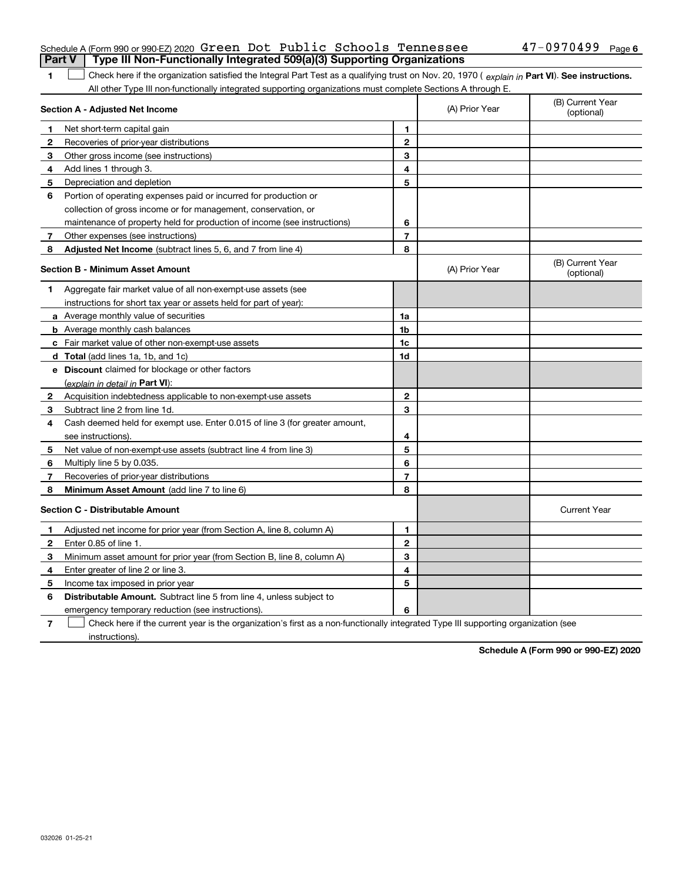Schedule A (Form 990 or 990-EZ) 2020 Green Dot Public Schools Tennessee 47-0970499 Page 6

## Part V | Type III Non-Functionally Integrated 509(a)(3) Supporting Organizations

**1** ☐ Check here if the organization satisfied the Integral Part Test as a qualifying trust on Nov. 20, 1970 ( *explain in* **Part VI**). **See instructions.** All other Type III non-functionally integrated supporting organizations must complete Sections A through E.

| **Section A - Adjusted Net Income** | | | (A) Prior Year | (B) Current Year (optional) |
|---|---|---|---|---|
| **1** | Net short-term capital gain | **1** | | |
| **2** | Recoveries of prior-year distributions | **2** | | |
| **3** | Other gross income (see instructions) | **3** | | |
| **4** | Add lines 1 through 3. | **4** | | |
| **5** | Depreciation and depletion | **5** | | |
| **6** | Portion of operating expenses paid or incurred for production or collection of gross income or for management, conservation, or maintenance of property held for production of income (see instructions) | **6** | | |
| **7** | Other expenses (see instructions) | **7** | | |
| **8** | **Adjusted Net Income** (subtract lines 5, 6, and 7 from line 4) | **8** | | |

| **Section B - Minimum Asset Amount** | | | (A) Prior Year | (B) Current Year (optional) |
|---|---|---|---|---|
| **1** | Aggregate fair market value of all non-exempt-use assets (see instructions for short tax year or assets held for part of year): | | | |
| **a** | Average monthly value of securities | **1a** | | |
| **b** | Average monthly cash balances | **1b** | | |
| **c** | Fair market value of other non-exempt-use assets | **1c** | | |
| **d** | **Total** (add lines 1a, 1b, and 1c) | **1d** | | |
| **e** | **Discount** claimed for blockage or other factors (*explain in detail in* **Part VI**): | | | |
| **2** | Acquisition indebtedness applicable to non-exempt-use assets | **2** | | |
| **3** | Subtract line 2 from line 1d. | **3** | | |
| **4** | Cash deemed held for exempt use. Enter 0.015 of line 3 (for greater amount, see instructions). | **4** | | |
| **5** | Net value of non-exempt-use assets (subtract line 4 from line 3) | **5** | | |
| **6** | Multiply line 5 by 0.035. | **6** | | |
| **7** | Recoveries of prior-year distributions | **7** | | |
| **8** | **Minimum Asset Amount** (add line 7 to line 6) | **8** | | |

| **Section C - Distributable Amount** | | | | Current Year |
|---|---|---|---|---|
| **1** | Adjusted net income for prior year (from Section A, line 8, column A) | **1** | | |
| **2** | Enter 0.85 of line 1. | **2** | | |
| **3** | Minimum asset amount for prior year (from Section B, line 8, column A) | **3** | | |
| **4** | Enter greater of line 2 or line 3. | **4** | | |
| **5** | Income tax imposed in prior year | **5** | | |
| **6** | **Distributable Amount.** Subtract line 5 from line 4, unless subject to emergency temporary reduction (see instructions). | **6** | | |

**7** ☐ Check here if the current year is the organization's first as a non-functionally integrated Type III supporting organization (see instructions).

**Schedule A (Form 990 or 990-EZ) 2020**

032026 01-25-21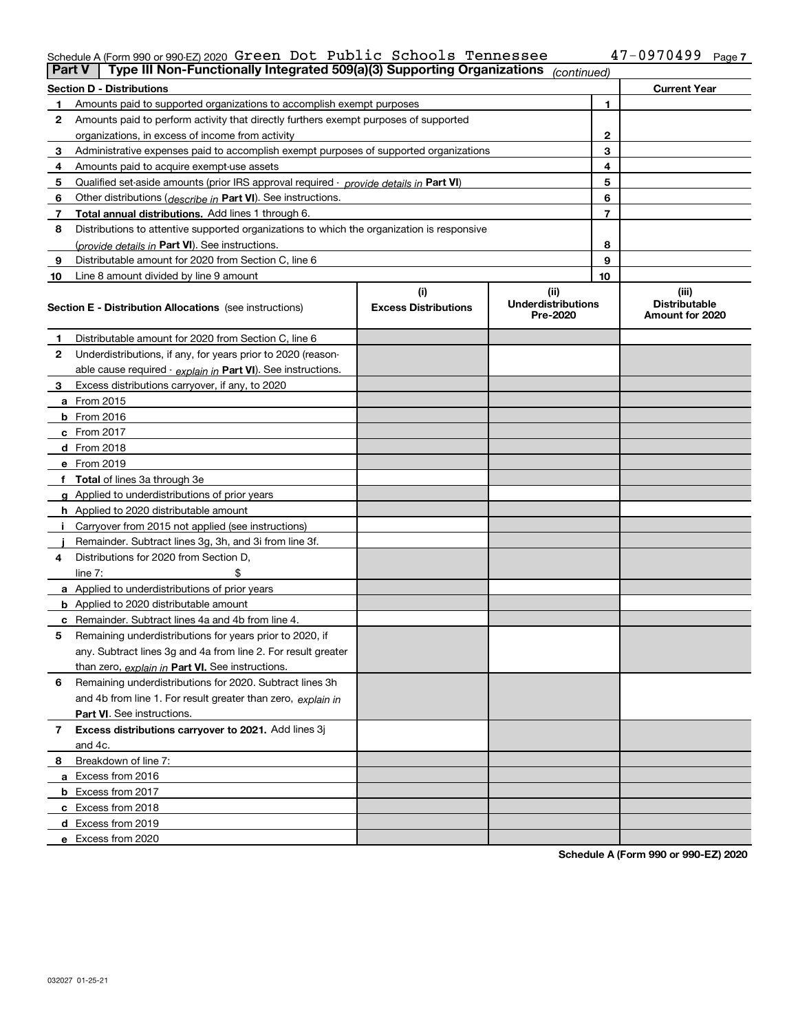Schedule A (Form 990 or 990-EZ) 2020 Green Dot Public Schools Tennessee 47-0970499 Page 7

**Part V** | **Type III Non-Functionally Integrated 509(a)(3) Supporting Organizations** *(continued)*

| **Section D - Distributions** | | **Current Year** |
|---|---|---|
| **1** Amounts paid to supported organizations to accomplish exempt purposes | 1 | |
| **2** Amounts paid to perform activity that directly furthers exempt purposes of supported organizations, in excess of income from activity | 2 | |
| **3** Administrative expenses paid to accomplish exempt purposes of supported organizations | 3 | |
| **4** Amounts paid to acquire exempt-use assets | 4 | |
| **5** Qualified set-aside amounts (prior IRS approval required - *provide details in* **Part VI**) | 5 | |
| **6** Other distributions (*describe in* **Part VI**). See instructions. | 6 | |
| **7** **Total annual distributions.** Add lines 1 through 6. | 7 | |
| **8** Distributions to attentive supported organizations to which the organization is responsive (*provide details in* **Part VI**). See instructions. | 8 | |
| **9** Distributable amount for 2020 from Section C, line 6 | 9 | |
| **10** Line 8 amount divided by line 9 amount | 10 | |

| **Section E - Distribution Allocations** (see instructions) | **(i)** **Excess Distributions** | **(ii)** **Underdistributions Pre-2020** | **(iii)** **Distributable Amount for 2020** |
|---|---|---|---|
| **1** Distributable amount for 2020 from Section C, line 6 | | | |
| **2** Underdistributions, if any, for years prior to 2020 (reasonable cause required - *explain in* **Part VI**). See instructions. | | | |
| **3** Excess distributions carryover, if any, to 2020 | | | |
| **a** From 2015 | | | |
| **b** From 2016 | | | |
| **c** From 2017 | | | |
| **d** From 2018 | | | |
| **e** From 2019 | | | |
| **f** **Total** of lines 3a through 3e | | | |
| **g** Applied to underdistributions of prior years | | | |
| **h** Applied to 2020 distributable amount | | | |
| **i** Carryover from 2015 not applied (see instructions) | | | |
| **j** Remainder. Subtract lines 3g, 3h, and 3i from line 3f. | | | |
| **4** Distributions for 2020 from Section D, line 7: $ | | | |
| **a** Applied to underdistributions of prior years | | | |
| **b** Applied to 2020 distributable amount | | | |
| **c** Remainder. Subtract lines 4a and 4b from line 4. | | | |
| **5** Remaining underdistributions for years prior to 2020, if any. Subtract lines 3g and 4a from line 2. For result greater than zero, *explain in* **Part VI.** See instructions. | | | |
| **6** Remaining underdistributions for 2020. Subtract lines 3h and 4b from line 1. For result greater than zero, *explain in* **Part VI**. See instructions. | | | |
| **7** **Excess distributions carryover to 2021.** Add lines 3j and 4c. | | | |
| **8** Breakdown of line 7: | | | |
| **a** Excess from 2016 | | | |
| **b** Excess from 2017 | | | |
| **c** Excess from 2018 | | | |
| **d** Excess from 2019 | | | |
| **e** Excess from 2020 | | | |

**Schedule A (Form 990 or 990-EZ) 2020**

032027 01-25-21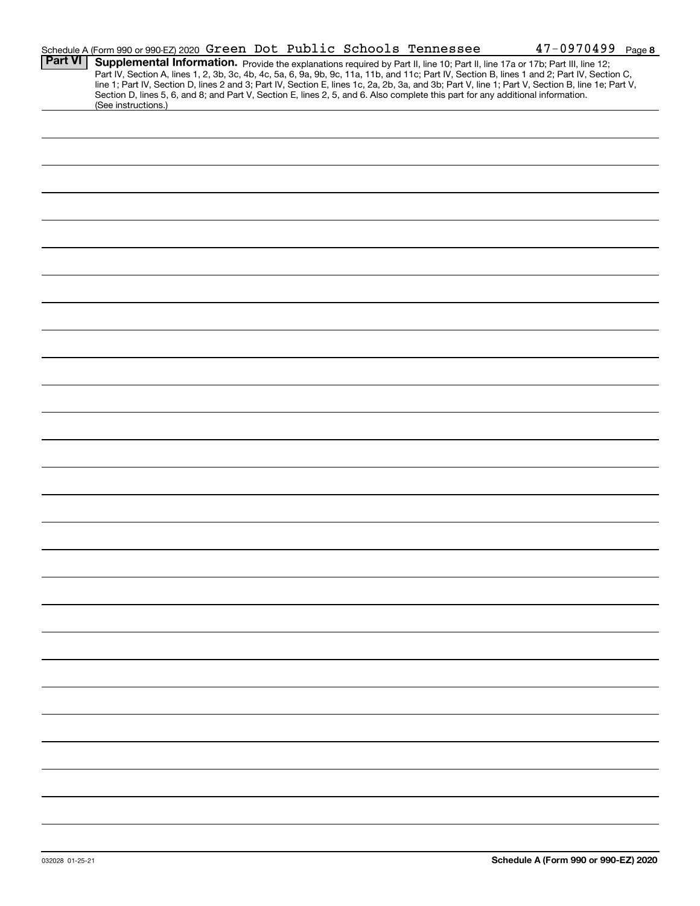Schedule A (Form 990 or 990-EZ) 2020 Green Dot Public Schools Tennessee 47-0970499 Page **8**

**Part VI** **Supplemental Information.** Provide the explanations required by Part II, line 10; Part II, line 17a or 17b; Part III, line 12; Part IV, Section A, lines 1, 2, 3b, 3c, 4b, 4c, 5a, 6, 9a, 9b, 9c, 11a, 11b, and 11c; Part IV, Section B, lines 1 and 2; Part IV, Section C, line 1; Part IV, Section D, lines 2 and 3; Part IV, Section E, lines 1c, 2a, 2b, 3a, and 3b; Part V, line 1; Part V, Section B, line 1e; Part V, Section D, lines 5, 6, and 8; and Part V, Section E, lines 2, 5, and 6. Also complete this part for any additional information. (See instructions.)

032028 01-25-21 **Schedule A (Form 990 or 990-EZ) 2020**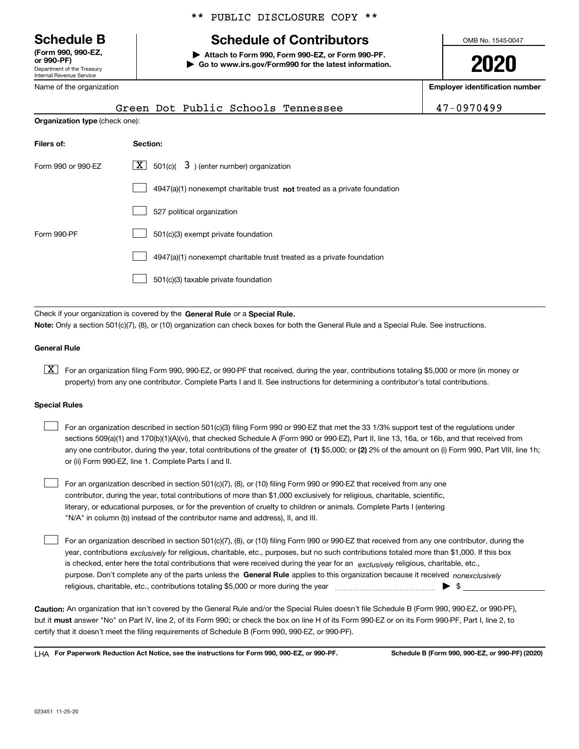** PUBLIC DISCLOSURE COPY **

# Schedule B

**(Form 990, 990-EZ, or 990-PF)**
Department of the Treasury
Internal Revenue Service

## Schedule of Contributors

▶ **Attach to Form 990, Form 990-EZ, or Form 990-PF.**
▶ **Go to www.irs.gov/Form990 for the latest information.**

OMB No. 1545-0047

**2020**

Name of the organization: Green Dot Public Schools Tennessee

**Employer identification number**: 47-0970499

**Organization type** (check one):

| **Filers of:** | **Section:** |
|---|---|
| Form 990 or 990-EZ | [X] 501(c)( 3 ) (enter number) organization |
| | [ ] 4947(a)(1) nonexempt charitable trust **not** treated as a private foundation |
| | [ ] 527 political organization |
| Form 990-PF | [ ] 501(c)(3) exempt private foundation |
| | [ ] 4947(a)(1) nonexempt charitable trust treated as a private foundation |
| | [ ] 501(c)(3) taxable private foundation |

Check if your organization is covered by the **General Rule** or a **Special Rule.**

**Note:** Only a section 501(c)(7), (8), or (10) organization can check boxes for both the General Rule and a Special Rule. See instructions.

### General Rule

[X] For an organization filing Form 990, 990-EZ, or 990-PF that received, during the year, contributions totaling $5,000 or more (in money or property) from any one contributor. Complete Parts I and II. See instructions for determining a contributor's total contributions.

### Special Rules

[ ] For an organization described in section 501(c)(3) filing Form 990 or 990-EZ that met the 33 1/3% support test of the regulations under sections 509(a)(1) and 170(b)(1)(A)(vi), that checked Schedule A (Form 990 or 990-EZ), Part II, line 13, 16a, or 16b, and that received from any one contributor, during the year, total contributions of the greater of **(1)** $5,000; or **(2)** 2% of the amount on (i) Form 990, Part VIII, line 1h; or (ii) Form 990-EZ, line 1. Complete Parts I and II.

[ ] For an organization described in section 501(c)(7), (8), or (10) filing Form 990 or 990-EZ that received from any one contributor, during the year, total contributions of more than $1,000 exclusively for religious, charitable, scientific, literary, or educational purposes, or for the prevention of cruelty to children or animals. Complete Parts I (entering "N/A" in column (b) instead of the contributor name and address), II, and III.

[ ] For an organization described in section 501(c)(7), (8), or (10) filing Form 990 or 990-EZ that received from any one contributor, during the year, contributions *exclusively* for religious, charitable, etc., purposes, but no such contributions totaled more than $1,000. If this box is checked, enter here the total contributions that were received during the year for an *exclusively* religious, charitable, etc., purpose. Don't complete any of the parts unless the **General Rule** applies to this organization because it received *nonexclusively* religious, charitable, etc., contributions totaling $5,000 or more during the year ▶ $

**Caution:** An organization that isn't covered by the General Rule and/or the Special Rules doesn't file Schedule B (Form 990, 990-EZ, or 990-PF), but it **must** answer "No" on Part IV, line 2, of its Form 990; or check the box on line H of its Form 990-EZ or on its Form 990-PF, Part I, line 2, to certify that it doesn't meet the filing requirements of Schedule B (Form 990, 990-EZ, or 990-PF).

LHA **For Paperwork Reduction Act Notice, see the instructions for Form 990, 990-EZ, or 990-PF.** **Schedule B (Form 990, 990-EZ, or 990-PF) (2020)**

023451 11-25-20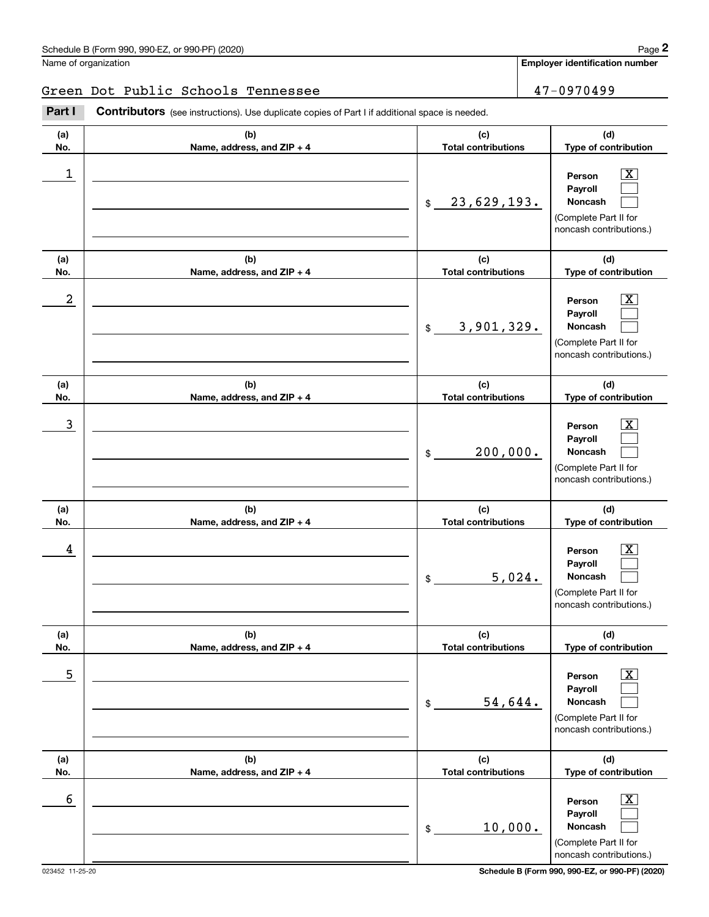Schedule B (Form 990, 990-EZ, or 990-PF) (2020) Page **2**

| Name of organization | Employer identification number |
|---|---|
| Green Dot Public Schools Tennessee | 47-0970499 |

**Part I** **Contributors** (see instructions). Use duplicate copies of Part I if additional space is needed.

| (a) No. | (b) Name, address, and ZIP + 4 | (c) Total contributions | (d) Type of contribution |
|---|---|---|---|
| 1 | | $ 23,629,193. | Person [X] Payroll [ ] Noncash [ ] (Complete Part II for noncash contributions.) |
| 2 | | $ 3,901,329. | Person [X] Payroll [ ] Noncash [ ] (Complete Part II for noncash contributions.) |
| 3 | | $ 200,000. | Person [X] Payroll [ ] Noncash [ ] (Complete Part II for noncash contributions.) |
| 4 | | $ 5,024. | Person [X] Payroll [ ] Noncash [ ] (Complete Part II for noncash contributions.) |
| 5 | | $ 54,644. | Person [X] Payroll [ ] Noncash [ ] (Complete Part II for noncash contributions.) |
| 6 | | $ 10,000. | Person [X] Payroll [ ] Noncash [ ] (Complete Part II for noncash contributions.) |

023452 11-25-20 **Schedule B (Form 990, 990-EZ, or 990-PF) (2020)**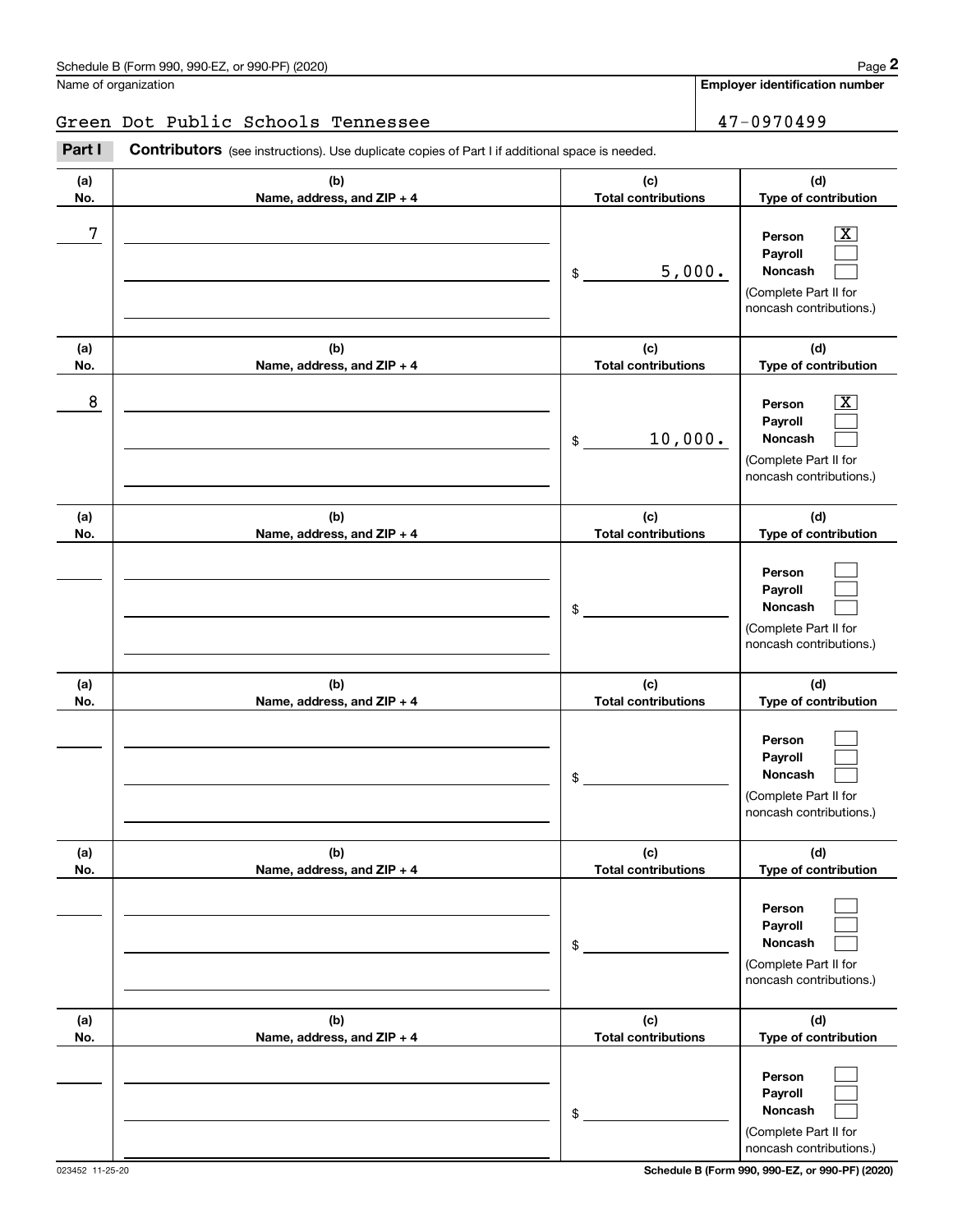Schedule B (Form 990, 990-EZ, or 990-PF) (2020)

Name of organization: Green Dot Public Schools Tennessee

Employer identification number: 47-0970499

**Part I** **Contributors** (see instructions). Use duplicate copies of Part I if additional space is needed.

| (a) No. | (b) Name, address, and ZIP + 4 | (c) Total contributions | (d) Type of contribution |
|---|---|---|---|
| 7 | | $ 5,000. | Person [X] Payroll [ ] Noncash [ ] (Complete Part II for noncash contributions.) |
| 8 | | $ 10,000. | Person [X] Payroll [ ] Noncash [ ] (Complete Part II for noncash contributions.) |
| | | $ | Person [ ] Payroll [ ] Noncash [ ] (Complete Part II for noncash contributions.) |
| | | $ | Person [ ] Payroll [ ] Noncash [ ] (Complete Part II for noncash contributions.) |
| | | $ | Person [ ] Payroll [ ] Noncash [ ] (Complete Part II for noncash contributions.) |
| | | $ | Person [ ] Payroll [ ] Noncash [ ] (Complete Part II for noncash contributions.) |

023452 11-25-20

Schedule B (Form 990, 990-EZ, or 990-PF) (2020)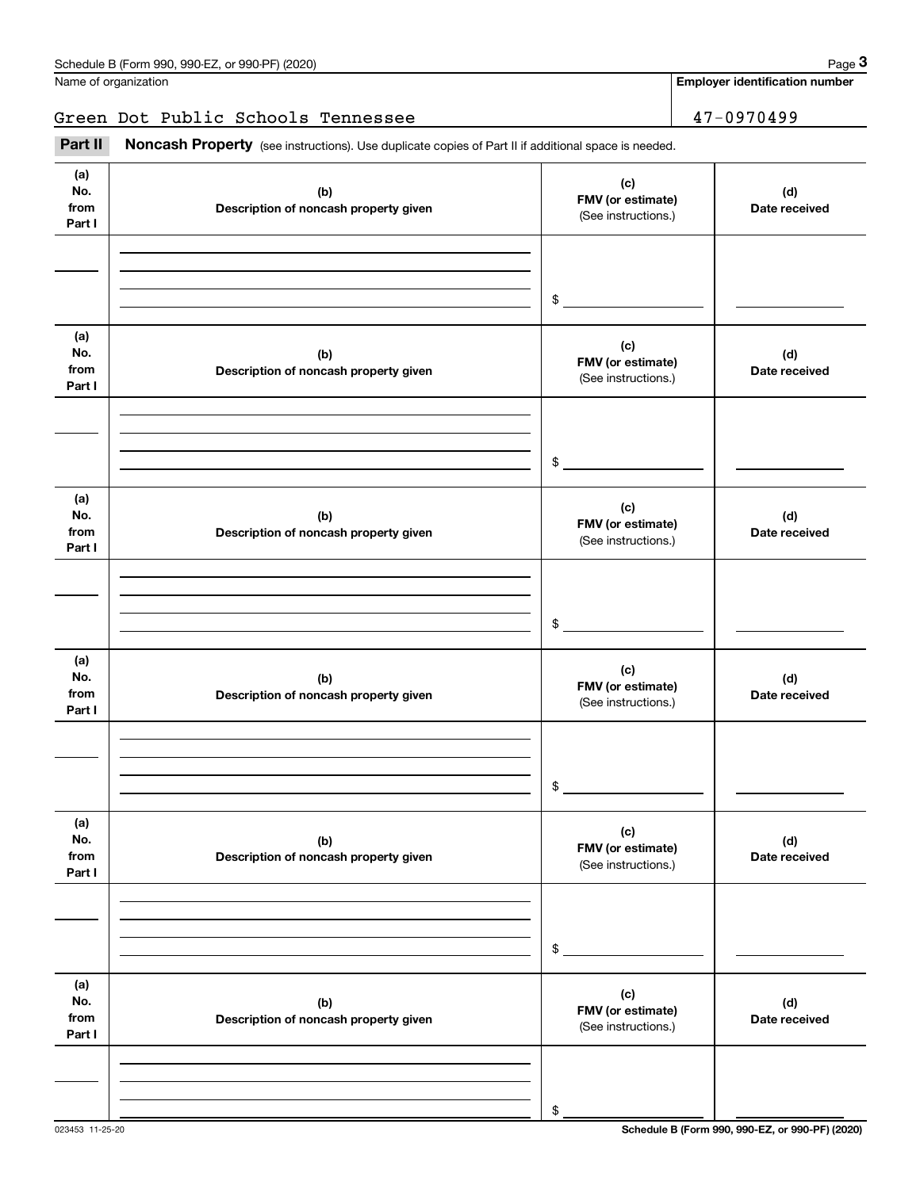Name of organization

Green Dot Public Schools Tennessee

**Employer identification number**

47-0970499

**Part II** **Noncash Property** (see instructions). Use duplicate copies of Part II if additional space is needed.

| (a) No. from Part I | (b) Description of noncash property given | (c) FMV (or estimate) (See instructions.) | (d) Date received |
|---|---|---|---|
| | | $ | |

| (a) No. from Part I | (b) Description of noncash property given | (c) FMV (or estimate) (See instructions.) | (d) Date received |
|---|---|---|---|
| | | $ | |

| (a) No. from Part I | (b) Description of noncash property given | (c) FMV (or estimate) (See instructions.) | (d) Date received |
|---|---|---|---|
| | | $ | |

| (a) No. from Part I | (b) Description of noncash property given | (c) FMV (or estimate) (See instructions.) | (d) Date received |
|---|---|---|---|
| | | $ | |

| (a) No. from Part I | (b) Description of noncash property given | (c) FMV (or estimate) (See instructions.) | (d) Date received |
|---|---|---|---|
| | | $ | |

| (a) No. from Part I | (b) Description of noncash property given | (c) FMV (or estimate) (See instructions.) | (d) Date received |
|---|---|---|---|
| | | $ | |

023453 11-25-20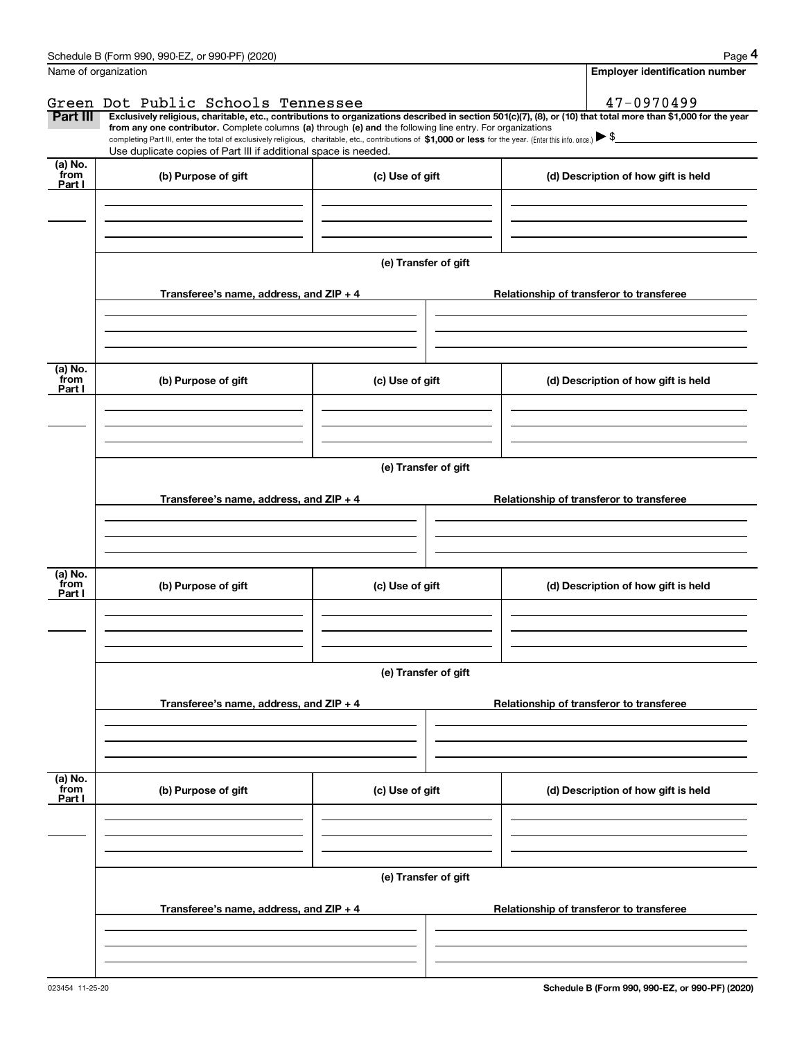Name of organization

Green Dot Public Schools Tennessee

**Employer identification number**

47-0970499

**Part III** **Exclusively religious, charitable, etc., contributions to organizations described in section 501(c)(7), (8), or (10) that total more than $1,000 for the year from any one contributor.** Complete columns **(a)** through **(e) and** the following line entry. For organizations completing Part III, enter the total of exclusively religious, charitable, etc., contributions of **$1,000 or less** for the year. (Enter this info. once.) ▶ $

Use duplicate copies of Part III if additional space is needed.

| (a) No. from Part I | (b) Purpose of gift | (c) Use of gift | (d) Description of how gift is held |
|---|---|---|---|
| | | | |

**(e) Transfer of gift**

| Transferee's name, address, and ZIP + 4 | Relationship of transferor to transferee |
|---|---|
| | |

| (a) No. from Part I | (b) Purpose of gift | (c) Use of gift | (d) Description of how gift is held |
|---|---|---|---|
| | | | |

**(e) Transfer of gift**

| Transferee's name, address, and ZIP + 4 | Relationship of transferor to transferee |
|---|---|
| | |

| (a) No. from Part I | (b) Purpose of gift | (c) Use of gift | (d) Description of how gift is held |
|---|---|---|---|
| | | | |

**(e) Transfer of gift**

| Transferee's name, address, and ZIP + 4 | Relationship of transferor to transferee |
|---|---|
| | |

| (a) No. from Part I | (b) Purpose of gift | (c) Use of gift | (d) Description of how gift is held |
|---|---|---|---|
| | | | |

**(e) Transfer of gift**

| Transferee's name, address, and ZIP + 4 | Relationship of transferor to transferee |
|---|---|
| | |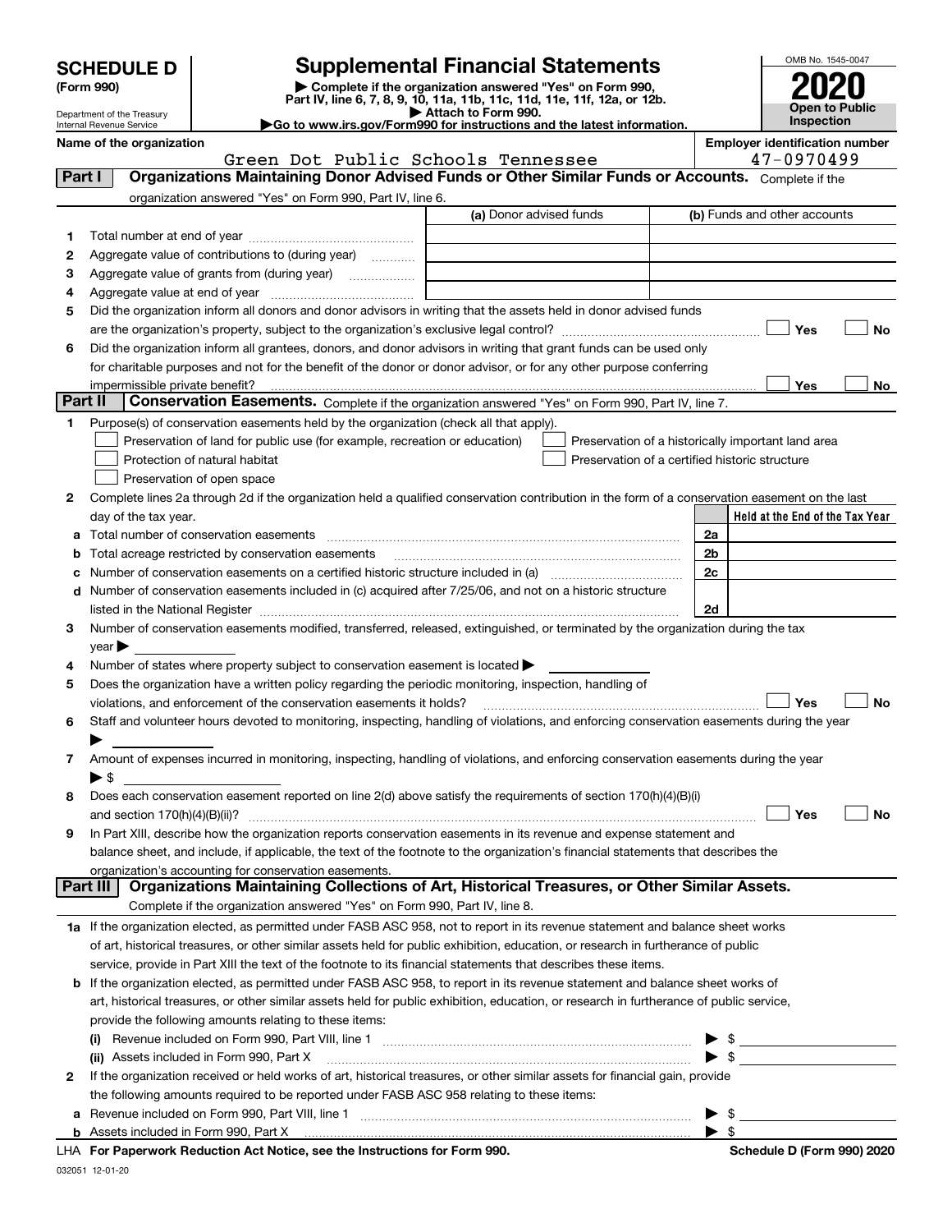**SCHEDULE D** (Form 990)

Department of the Treasury
Internal Revenue Service

# Supplemental Financial Statements

▶ Complete if the organization answered "Yes" on Form 990, Part IV, line 6, 7, 8, 9, 10, 11a, 11b, 11c, 11d, 11e, 11f, 12a, or 12b.
▶ Attach to Form 990.
▶Go to www.irs.gov/Form990 for instructions and the latest information.

OMB No. 1545-0047

**2020**

**Open to Public Inspection**

**Name of the organization**: Green Dot Public Schools Tennessee

**Employer identification number**: 47-0970499

## Part I Organizations Maintaining Donor Advised Funds or Other Similar Funds or Accounts.

Complete if the organization answered "Yes" on Form 990, Part IV, line 6.

| | | (a) Donor advised funds | (b) Funds and other accounts |
|---|---|---|---|
| 1 | Total number at end of year | | |
| 2 | Aggregate value of contributions to (during year) | | |
| 3 | Aggregate value of grants from (during year) | | |
| 4 | Aggregate value at end of year | | |

5 Did the organization inform all donors and donor advisors in writing that the assets held in donor advised funds are the organization's property, subject to the organization's exclusive legal control? ☐ Yes ☐ No

6 Did the organization inform all grantees, donors, and donor advisors in writing that grant funds can be used only for charitable purposes and not for the benefit of the donor or donor advisor, or for any other purpose conferring impermissible private benefit? ☐ Yes ☐ No

## Part II Conservation Easements.

Complete if the organization answered "Yes" on Form 990, Part IV, line 7.

1 Purpose(s) of conservation easements held by the organization (check all that apply).

- ☐ Preservation of land for public use (for example, recreation or education)
- ☐ Protection of natural habitat
- ☐ Preservation of open space
- ☐ Preservation of a historically important land area
- ☐ Preservation of a certified historic structure

2 Complete lines 2a through 2d if the organization held a qualified conservation contribution in the form of a conservation easement on the last day of the tax year.

| | | | Held at the End of the Tax Year |
|---|---|---|---|
| a | Total number of conservation easements | 2a | |
| b | Total acreage restricted by conservation easements | 2b | |
| c | Number of conservation easements on a certified historic structure included in (a) | 2c | |
| d | Number of conservation easements included in (c) acquired after 7/25/06, and not on a historic structure listed in the National Register | 2d | |

3 Number of conservation easements modified, transferred, released, extinguished, or terminated by the organization during the tax year ▶

4 Number of states where property subject to conservation easement is located ▶

5 Does the organization have a written policy regarding the periodic monitoring, inspection, handling of violations, and enforcement of the conservation easements it holds? ☐ Yes ☐ No

6 Staff and volunteer hours devoted to monitoring, inspecting, handling of violations, and enforcing conservation easements during the year ▶

7 Amount of expenses incurred in monitoring, inspecting, handling of violations, and enforcing conservation easements during the year ▶ $

8 Does each conservation easement reported on line 2(d) above satisfy the requirements of section 170(h)(4)(B)(i) and section 170(h)(4)(B)(ii)? ☐ Yes ☐ No

9 In Part XIII, describe how the organization reports conservation easements in its revenue and expense statement and balance sheet, and include, if applicable, the text of the footnote to the organization's financial statements that describes the organization's accounting for conservation easements.

## Part III Organizations Maintaining Collections of Art, Historical Treasures, or Other Similar Assets.

Complete if the organization answered "Yes" on Form 990, Part IV, line 8.

1a If the organization elected, as permitted under FASB ASC 958, not to report in its revenue statement and balance sheet works of art, historical treasures, or other similar assets held for public exhibition, education, or research in furtherance of public service, provide in Part XIII the text of the footnote to its financial statements that describes these items.

b If the organization elected, as permitted under FASB ASC 958, to report in its revenue statement and balance sheet works of art, historical treasures, or other similar assets held for public exhibition, education, or research in furtherance of public service, provide the following amounts relating to these items:

(i) Revenue included on Form 990, Part VIII, line 1 ▶ $

(ii) Assets included in Form 990, Part X ▶ $

2 If the organization received or held works of art, historical treasures, or other similar assets for financial gain, provide the following amounts required to be reported under FASB ASC 958 relating to these items:

a Revenue included on Form 990, Part VIII, line 1 ▶ $

b Assets included in Form 990, Part X ▶ $

LHA **For Paperwork Reduction Act Notice, see the Instructions for Form 990.** **Schedule D (Form 990) 2020**

032051 12-01-20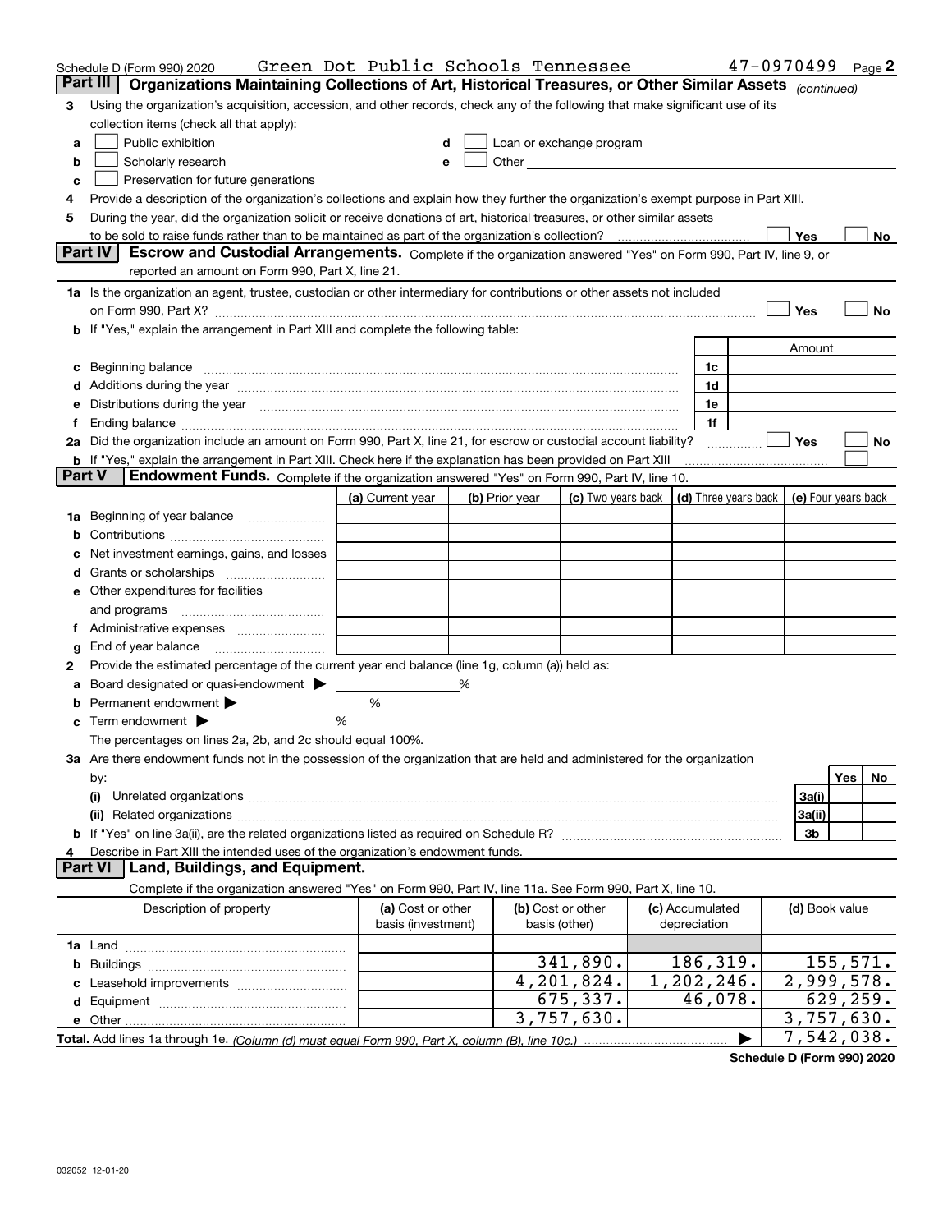Schedule D (Form 990) 2020 Green Dot Public Schools Tennessee 47-0970499 Page 2

## Part III Organizations Maintaining Collections of Art, Historical Treasures, or Other Similar Assets *(continued)*

**3** Using the organization's acquisition, accession, and other records, check any of the following that make significant use of its collection items (check all that apply):

- **a** ☐ Public exhibition
- **b** ☐ Scholarly research
- **c** ☐ Preservation for future generations
- **d** ☐ Loan or exchange program
- **e** ☐ Other

**4** Provide a description of the organization's collections and explain how they further the organization's exempt purpose in Part XIII.

**5** During the year, did the organization solicit or receive donations of art, historical treasures, or other similar assets to be sold to raise funds rather than to be maintained as part of the organization's collection? ☐ Yes ☐ No

## Part IV Escrow and Custodial Arrangements.

Complete if the organization answered "Yes" on Form 990, Part IV, line 9, or reported an amount on Form 990, Part X, line 21.

**1a** Is the organization an agent, trustee, custodian or other intermediary for contributions or other assets not included on Form 990, Part X? ☐ Yes ☐ No

**b** If "Yes," explain the arrangement in Part XIII and complete the following table:

| | | Amount |
|---|---|---|
| **c** Beginning balance | 1c | |
| **d** Additions during the year | 1d | |
| **e** Distributions during the year | 1e | |
| **f** Ending balance | 1f | |

**2a** Did the organization include an amount on Form 990, Part X, line 21, for escrow or custodial account liability? ☐ Yes ☐ No

**b** If "Yes," explain the arrangement in Part XIII. Check here if the explanation has been provided on Part XIII ☐

## Part V Endowment Funds.

Complete if the organization answered "Yes" on Form 990, Part IV, line 10.

| | (a) Current year | (b) Prior year | (c) Two years back | (d) Three years back | (e) Four years back |
|---|---|---|---|---|---|
| **1a** Beginning of year balance | | | | | |
| **b** Contributions | | | | | |
| **c** Net investment earnings, gains, and losses | | | | | |
| **d** Grants or scholarships | | | | | |
| **e** Other expenditures for facilities and programs | | | | | |
| **f** Administrative expenses | | | | | |
| **g** End of year balance | | | | | |

**2** Provide the estimated percentage of the current year end balance (line 1g, column (a)) held as:

- **a** Board designated or quasi-endowment ▶ ______ %
- **b** Permanent endowment ▶ ______ %
- **c** Term endowment ▶ ______ %

The percentages on lines 2a, 2b, and 2c should equal 100%.

**3a** Are there endowment funds not in the possession of the organization that are held and administered for the organization by:

| | | Yes | No |
|---|---|---|---|
| (i) Unrelated organizations | 3a(i) | | |
| (ii) Related organizations | 3a(ii) | | |
| **b** If "Yes" on line 3a(ii), are the related organizations listed as required on Schedule R? | 3b | | |

**4** Describe in Part XIII the intended uses of the organization's endowment funds.

## Part VI Land, Buildings, and Equipment.

Complete if the organization answered "Yes" on Form 990, Part IV, line 11a. See Form 990, Part X, line 10.

| Description of property | (a) Cost or other basis (investment) | (b) Cost or other basis (other) | (c) Accumulated depreciation | (d) Book value |
|---|---|---|---|---|
| **1a** Land | | | | |
| **b** Buildings | | 341,890. | 186,319. | 155,571. |
| **c** Leasehold improvements | | 4,201,824. | 1,202,246. | 2,999,578. |
| **d** Equipment | | 675,337. | 46,078. | 629,259. |
| **e** Other | | 3,757,630. | | 3,757,630. |
| **Total.** Add lines 1a through 1e. *(Column (d) must equal Form 990, Part X, column (B), line 10c.)* | | | ▶ | 7,542,038. |

**Schedule D (Form 990) 2020**

032052 12-01-20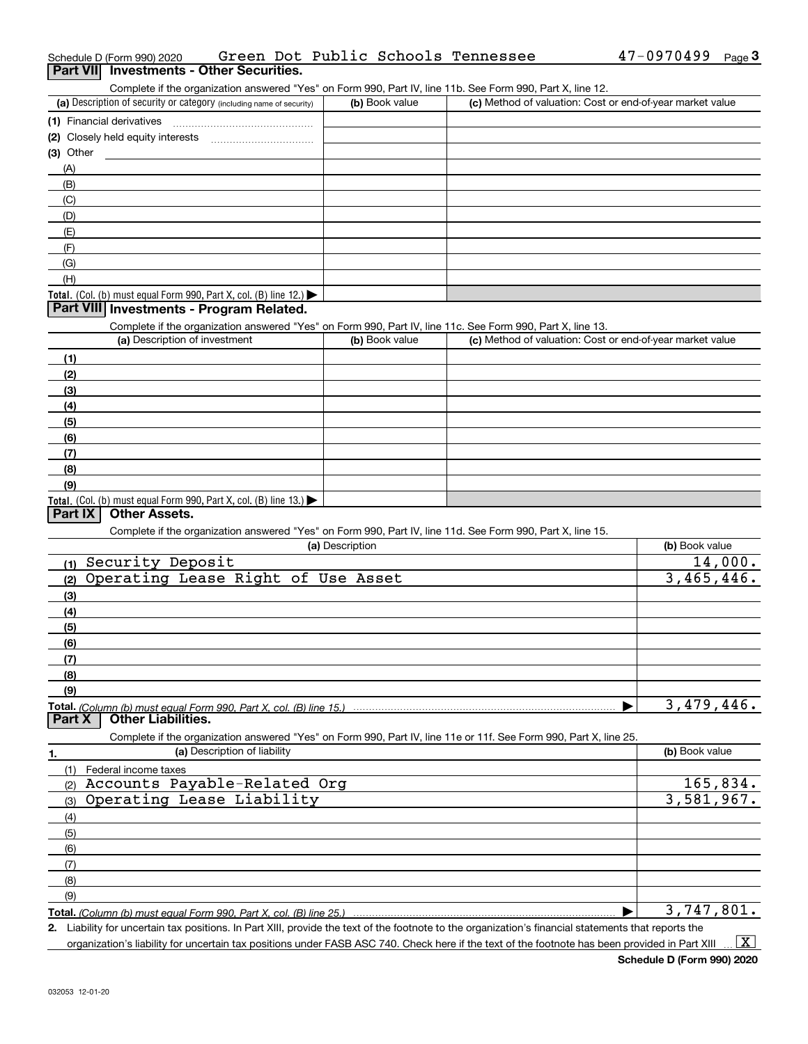Schedule D (Form 990) 2020 Green Dot Public Schools Tennessee 47-0970499 Page 3

## Part VII Investments - Other Securities.

Complete if the organization answered "Yes" on Form 990, Part IV, line 11b. See Form 990, Part X, line 12.

| (a) Description of security or category (including name of security) | (b) Book value | (c) Method of valuation: Cost or end-of-year market value |
|---|---|---|
| (1) Financial derivatives | | |
| (2) Closely held equity interests | | |
| (3) Other | | |
| (A) | | |
| (B) | | |
| (C) | | |
| (D) | | |
| (E) | | |
| (F) | | |
| (G) | | |
| (H) | | |
| **Total.** (Col. (b) must equal Form 990, Part X, col. (B) line 12.) ▶ | | |

## Part VIII Investments - Program Related.

Complete if the organization answered "Yes" on Form 990, Part IV, line 11c. See Form 990, Part X, line 13.

| (a) Description of investment | (b) Book value | (c) Method of valuation: Cost or end-of-year market value |
|---|---|---|
| (1) | | |
| (2) | | |
| (3) | | |
| (4) | | |
| (5) | | |
| (6) | | |
| (7) | | |
| (8) | | |
| (9) | | |
| **Total.** (Col. (b) must equal Form 990, Part X, col. (B) line 13.) ▶ | | |

## Part IX Other Assets.

Complete if the organization answered "Yes" on Form 990, Part IV, line 11d. See Form 990, Part X, line 15.

| (a) Description | (b) Book value |
|---|---|
| (1) Security Deposit | 14,000. |
| (2) Operating Lease Right of Use Asset | 3,465,446. |
| (3) | |
| (4) | |
| (5) | |
| (6) | |
| (7) | |
| (8) | |
| (9) | |
| **Total.** *(Column (b) must equal Form 990, Part X, col. (B) line 15.)* ▶ | 3,479,446. |

## Part X Other Liabilities.

Complete if the organization answered "Yes" on Form 990, Part IV, line 11e or 11f. See Form 990, Part X, line 25.

| 1. (a) Description of liability | (b) Book value |
|---|---|
| (1) Federal income taxes | |
| (2) Accounts Payable-Related Org | 165,834. |
| (3) Operating Lease Liability | 3,581,967. |
| (4) | |
| (5) | |
| (6) | |
| (7) | |
| (8) | |
| (9) | |
| **Total.** *(Column (b) must equal Form 990, Part X, col. (B) line 25.)* ▶ | 3,747,801. |

**2.** Liability for uncertain tax positions. In Part XIII, provide the text of the footnote to the organization's financial statements that reports the organization's liability for uncertain tax positions under FASB ASC 740. Check here if the text of the footnote has been provided in Part XIII ... [X]

Schedule D (Form 990) 2020

032053 12-01-20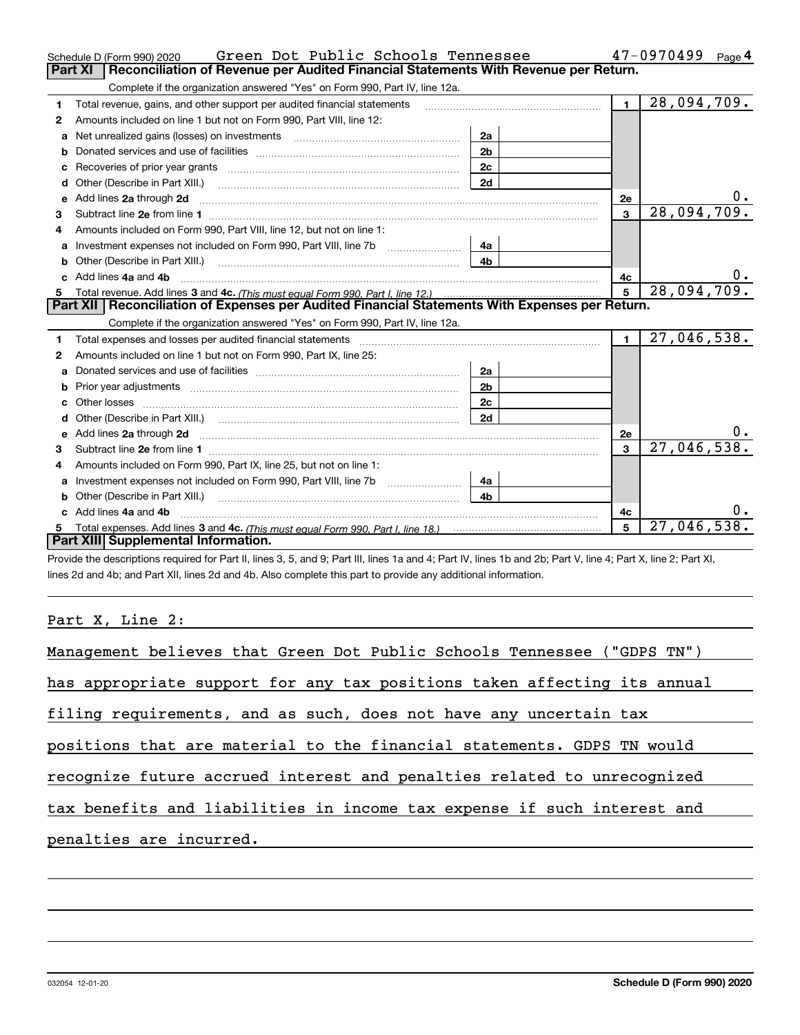Schedule D (Form 990) 2020 Green Dot Public Schools Tennessee 47-0970499 Page 4

## Part XI Reconciliation of Revenue per Audited Financial Statements With Revenue per Return.

Complete if the organization answered "Yes" on Form 990, Part IV, line 12a.

| | | | | | |
|---|---|---|---|---|---|
| 1 | Total revenue, gains, and other support per audited financial statements | | | 1 | 28,094,709. |
| 2 | Amounts included on line 1 but not on Form 990, Part VIII, line 12: | | | | |
| a | Net unrealized gains (losses) on investments | 2a | | | |
| b | Donated services and use of facilities | 2b | | | |
| c | Recoveries of prior year grants | 2c | | | |
| d | Other (Describe in Part XIII.) | 2d | | | |
| e | Add lines 2a through 2d | | | 2e | 0. |
| 3 | Subtract line 2e from line 1 | | | 3 | 28,094,709. |
| 4 | Amounts included on Form 990, Part VIII, line 12, but not on line 1: | | | | |
| a | Investment expenses not included on Form 990, Part VIII, line 7b | 4a | | | |
| b | Other (Describe in Part XIII.) | 4b | | | |
| c | Add lines 4a and 4b | | | 4c | 0. |
| 5 | Total revenue. Add lines 3 and 4c. *(This must equal Form 990, Part I, line 12.)* | | | 5 | 28,094,709. |

## Part XII Reconciliation of Expenses per Audited Financial Statements With Expenses per Return.

Complete if the organization answered "Yes" on Form 990, Part IV, line 12a.

| | | | | | |
|---|---|---|---|---|---|
| 1 | Total expenses and losses per audited financial statements | | | 1 | 27,046,538. |
| 2 | Amounts included on line 1 but not on Form 990, Part IX, line 25: | | | | |
| a | Donated services and use of facilities | 2a | | | |
| b | Prior year adjustments | 2b | | | |
| c | Other losses | 2c | | | |
| d | Other (Describe in Part XIII.) | 2d | | | |
| e | Add lines 2a through 2d | | | 2e | 0. |
| 3 | Subtract line 2e from line 1 | | | 3 | 27,046,538. |
| 4 | Amounts included on Form 990, Part IX, line 25, but not on line 1: | | | | |
| a | Investment expenses not included on Form 990, Part VIII, line 7b | 4a | | | |
| b | Other (Describe in Part XIII.) | 4b | | | |
| c | Add lines 4a and 4b | | | 4c | 0. |
| 5 | Total expenses. Add lines 3 and 4c. *(This must equal Form 990, Part I, line 18.)* | | | 5 | 27,046,538. |

## Part XIII Supplemental Information.

Provide the descriptions required for Part II, lines 3, 5, and 9; Part III, lines 1a and 4; Part IV, lines 1b and 2b; Part V, line 4; Part X, line 2; Part XI, lines 2d and 4b; and Part XII, lines 2d and 4b. Also complete this part to provide any additional information.

Part X, Line 2:

Management believes that Green Dot Public Schools Tennessee ("GDPS TN") has appropriate support for any tax positions taken affecting its annual filing requirements, and as such, does not have any uncertain tax positions that are material to the financial statements. GDPS TN would recognize future accrued interest and penalties related to unrecognized tax benefits and liabilities in income tax expense if such interest and penalties are incurred.

032054 12-01-20 Schedule D (Form 990) 2020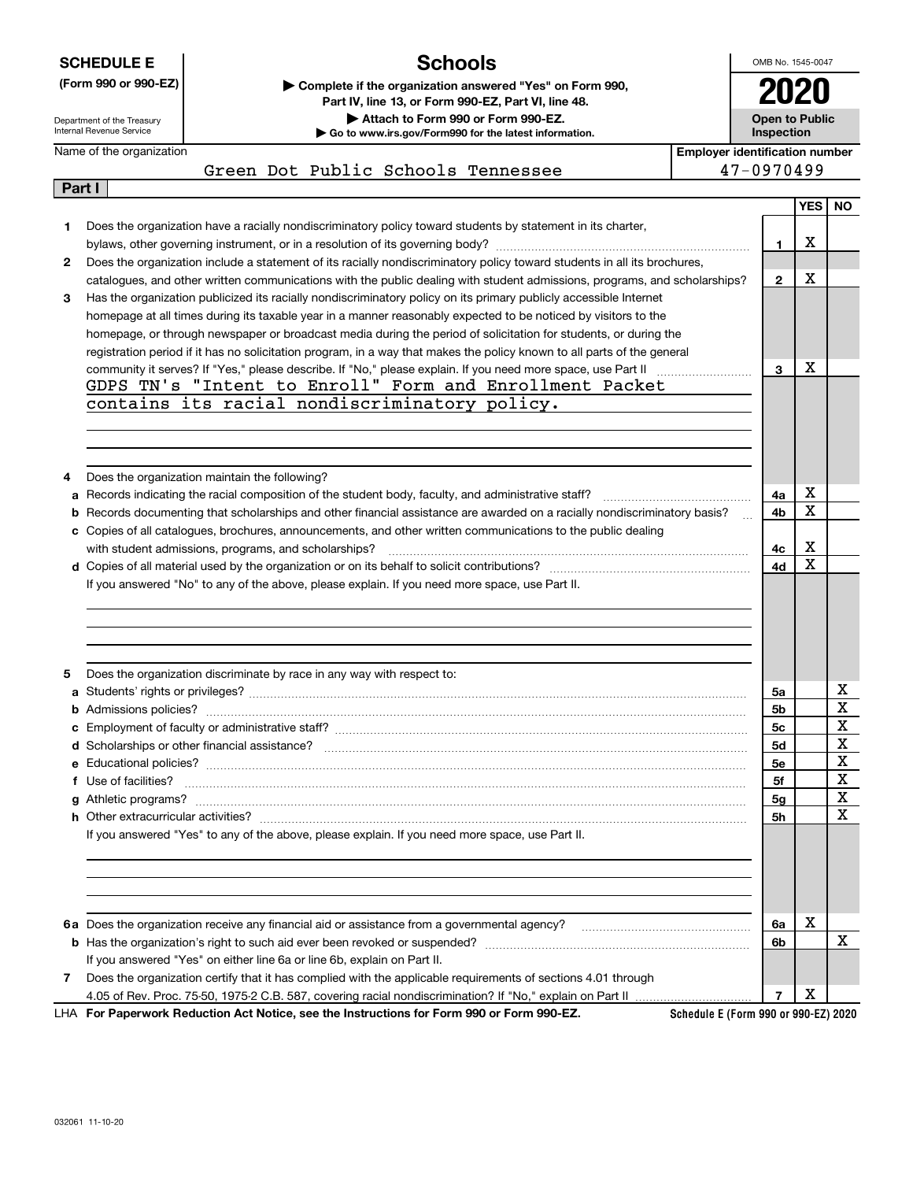**SCHEDULE E**
**(Form 990 or 990-EZ)**

Department of the Treasury
Internal Revenue Service

# Schools

▶ **Complete if the organization answered "Yes" on Form 990, Part IV, line 13, or Form 990-EZ, Part VI, line 48.**
▶ **Attach to Form 990 or Form 990-EZ.**
▶ **Go to www.irs.gov/Form990 for the latest information.**

OMB No. 1545-0047
**2020**
**Open to Public Inspection**

Name of the organization: Green Dot Public Schools Tennessee
Employer identification number: 47-0970499

## Part I

| | | | YES | NO |
|---|---|---|---|---|
| 1 | Does the organization have a racially nondiscriminatory policy toward students by statement in its charter, bylaws, other governing instrument, or in a resolution of its governing body? | 1 | X | |
| 2 | Does the organization include a statement of its racially nondiscriminatory policy toward students in all its brochures, catalogues, and other written communications with the public dealing with student admissions, programs, and scholarships? | 2 | X | |
| 3 | Has the organization publicized its racially nondiscriminatory policy on its primary publicly accessible Internet homepage at all times during its taxable year in a manner reasonably expected to be noticed by visitors to the homepage, or through newspaper or broadcast media during the period of solicitation for students, or during the registration period if it has no solicitation program, in a way that makes the policy known to all parts of the general community it serves? If "Yes," please describe. If "No," please explain. If you need more space, use Part II | 3 | X | |

GDPS TN's "Intent to Enroll" Form and Enrollment Packet contains its racial nondiscriminatory policy.

| | | | YES | NO |
|---|---|---|---|---|
| 4 | Does the organization maintain the following? | | | |
| a | Records indicating the racial composition of the student body, faculty, and administrative staff? | 4a | X | |
| b | Records documenting that scholarships and other financial assistance are awarded on a racially nondiscriminatory basis? | 4b | X | |
| c | Copies of all catalogues, brochures, announcements, and other written communications to the public dealing with student admissions, programs, and scholarships? | 4c | X | |
| d | Copies of all material used by the organization or on its behalf to solicit contributions? | 4d | X | |

If you answered "No" to any of the above, please explain. If you need more space, use Part II.

| | | | YES | NO |
|---|---|---|---|---|
| 5 | Does the organization discriminate by race in any way with respect to: | | | |
| a | Students' rights or privileges? | 5a | | X |
| b | Admissions policies? | 5b | | X |
| c | Employment of faculty or administrative staff? | 5c | | X |
| d | Scholarships or other financial assistance? | 5d | | X |
| e | Educational policies? | 5e | | X |
| f | Use of facilities? | 5f | | X |
| g | Athletic programs? | 5g | | X |
| h | Other extracurricular activities? | 5h | | X |

If you answered "Yes" to any of the above, please explain. If you need more space, use Part II.

| | | | YES | NO |
|---|---|---|---|---|
| 6a | Does the organization receive any financial aid or assistance from a governmental agency? | 6a | X | |
| b | Has the organization's right to such aid ever been revoked or suspended? | 6b | | X |
| | If you answered "Yes" on either line 6a or line 6b, explain on Part II. | | | |
| 7 | Does the organization certify that it has complied with the applicable requirements of sections 4.01 through 4.05 of Rev. Proc. 75-50, 1975-2 C.B. 587, covering racial nondiscrimination? If "No," explain on Part II | 7 | X | |

LHA **For Paperwork Reduction Act Notice, see the Instructions for Form 990 or Form 990-EZ.** **Schedule E (Form 990 or 990-EZ) 2020**

032061 11-10-20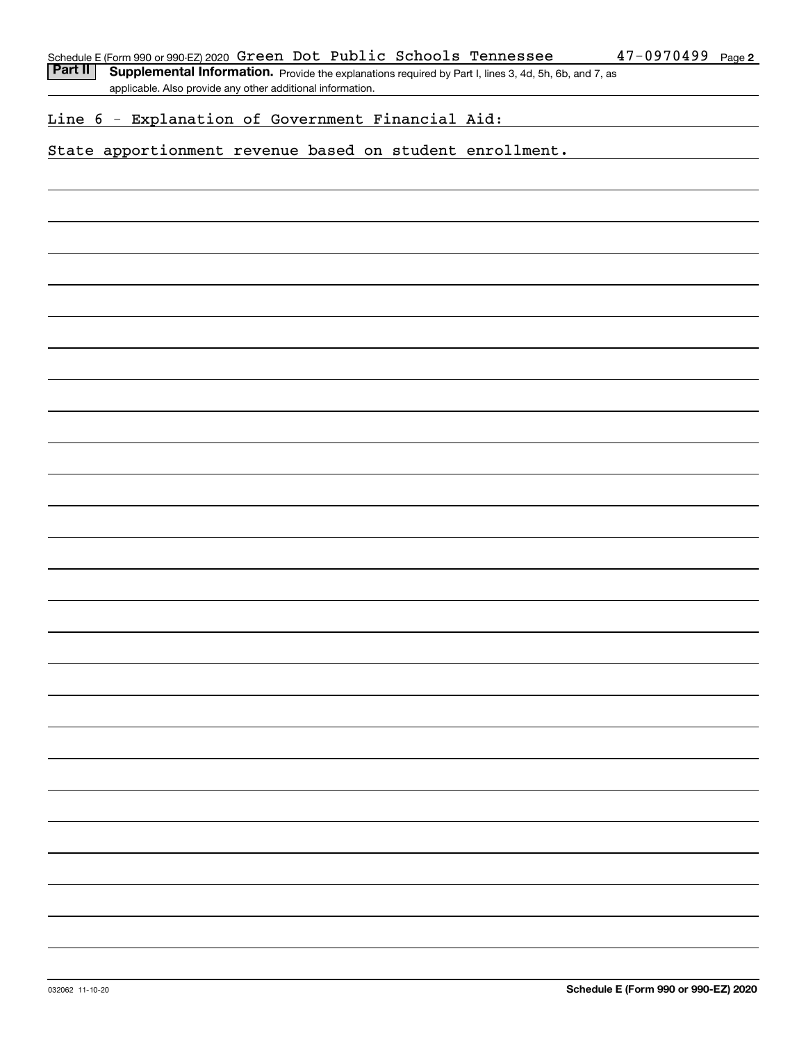Schedule E (Form 990 or 990-EZ) 2020 Green Dot Public Schools Tennessee 47-0970499 Page **2**

**Part II** **Supplemental Information.** Provide the explanations required by Part I, lines 3, 4d, 5h, 6b, and 7, as applicable. Also provide any other additional information.

Line 6 - Explanation of Government Financial Aid:

State apportionment revenue based on student enrollment.

032062 11-10-20 **Schedule E (Form 990 or 990-EZ) 2020**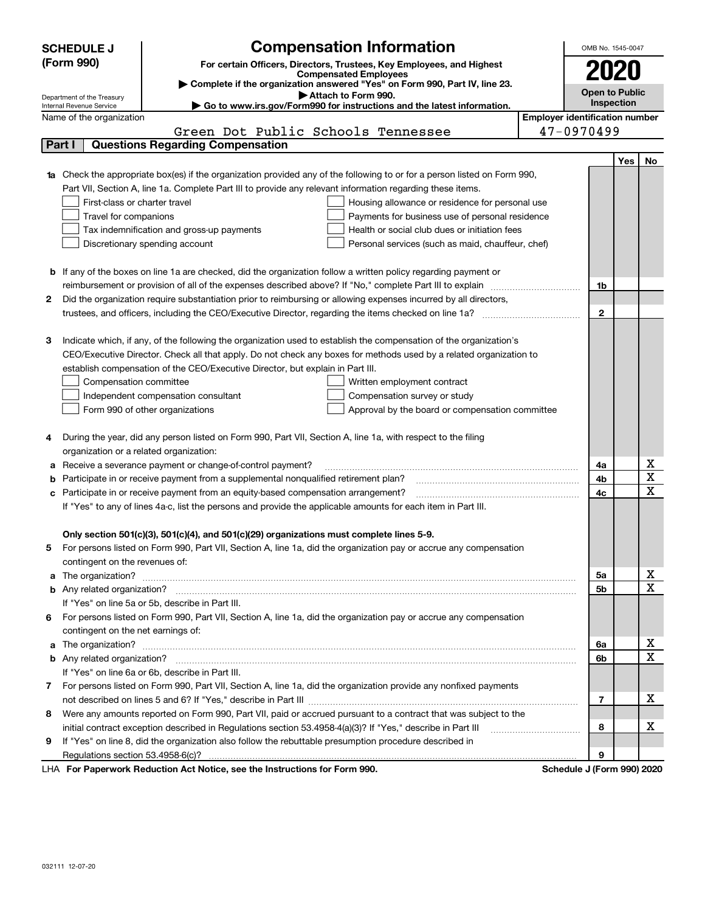# SCHEDULE J (Form 990)

Department of the Treasury
Internal Revenue Service

## Compensation Information

**For certain Officers, Directors, Trustees, Key Employees, and Highest Compensated Employees**

▶ Complete if the organization answered "Yes" on Form 990, Part IV, line 23.
▶ Attach to Form 990.
▶ Go to www.irs.gov/Form990 for instructions and the latest information.

OMB No. 1545-0047

**2020**

**Open to Public Inspection**

Name of the organization: Green Dot Public Schools Tennessee

Employer identification number: 47-0970499

## Part I — Questions Regarding Compensation

| | | | Yes | No |
|---|---|---|---|---|
| **1a** | Check the appropriate box(es) if the organization provided any of the following to or for a person listed on Form 990, Part VII, Section A, line 1a. Complete Part III to provide any relevant information regarding these items.<br>☐ First-class or charter travel ☐ Housing allowance or residence for personal use<br>☐ Travel for companions ☐ Payments for business use of personal residence<br>☐ Tax indemnification and gross-up payments ☐ Health or social club dues or initiation fees<br>☐ Discretionary spending account ☐ Personal services (such as maid, chauffeur, chef) | | | |
| **b** | If any of the boxes on line 1a are checked, did the organization follow a written policy regarding payment or reimbursement or provision of all of the expenses described above? If "No," complete Part III to explain | 1b | | |
| **2** | Did the organization require substantiation prior to reimbursing or allowing expenses incurred by all directors, trustees, and officers, including the CEO/Executive Director, regarding the items checked on line 1a? | 2 | | |
| **3** | Indicate which, if any, of the following the organization used to establish the compensation of the organization's CEO/Executive Director. Check all that apply. Do not check any boxes for methods used by a related organization to establish compensation of the CEO/Executive Director, but explain in Part III.<br>☐ Compensation committee ☐ Written employment contract<br>☐ Independent compensation consultant ☐ Compensation survey or study<br>☐ Form 990 of other organizations ☐ Approval by the board or compensation committee | | | |
| **4** | During the year, did any person listed on Form 990, Part VII, Section A, line 1a, with respect to the filing organization or a related organization: | | | |
| **a** | Receive a severance payment or change-of-control payment? | 4a | | X |
| **b** | Participate in or receive payment from a supplemental nonqualified retirement plan? | 4b | | X |
| **c** | Participate in or receive payment from an equity-based compensation arrangement?<br>If "Yes" to any of lines 4a-c, list the persons and provide the applicable amounts for each item in Part III. | 4c | | X |
| | **Only section 501(c)(3), 501(c)(4), and 501(c)(29) organizations must complete lines 5-9.** | | | |
| **5** | For persons listed on Form 990, Part VII, Section A, line 1a, did the organization pay or accrue any compensation contingent on the revenues of: | | | |
| **a** | The organization? | 5a | | X |
| **b** | Any related organization?<br>If "Yes" on line 5a or 5b, describe in Part III. | 5b | | X |
| **6** | For persons listed on Form 990, Part VII, Section A, line 1a, did the organization pay or accrue any compensation contingent on the net earnings of: | | | |
| **a** | The organization? | 6a | | X |
| **b** | Any related organization?<br>If "Yes" on line 6a or 6b, describe in Part III. | 6b | | X |
| **7** | For persons listed on Form 990, Part VII, Section A, line 1a, did the organization provide any nonfixed payments not described on lines 5 and 6? If "Yes," describe in Part III | 7 | | X |
| **8** | Were any amounts reported on Form 990, Part VII, paid or accrued pursuant to a contract that was subject to the initial contract exception described in Regulations section 53.4958-4(a)(3)? If "Yes," describe in Part III | 8 | | X |
| **9** | If "Yes" on line 8, did the organization also follow the rebuttable presumption procedure described in Regulations section 53.4958-6(c)? | 9 | | |

LHA **For Paperwork Reduction Act Notice, see the Instructions for Form 990.** **Schedule J (Form 990) 2020**

032111 12-07-20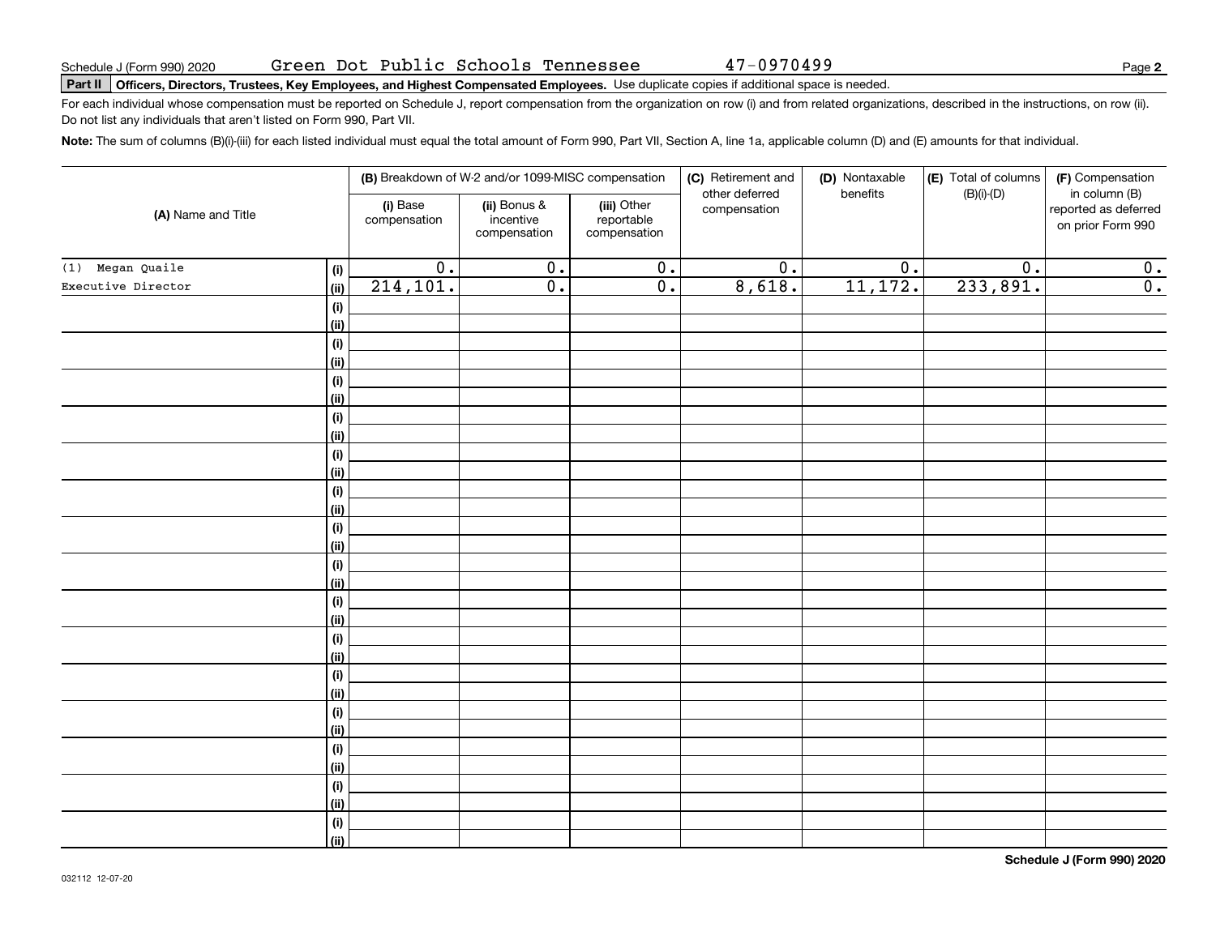Schedule J (Form 990) 2020 Green Dot Public Schools Tennessee 47-0970499

**Part II** **Officers, Directors, Trustees, Key Employees, and Highest Compensated Employees.** Use duplicate copies if additional space is needed.

For each individual whose compensation must be reported on Schedule J, report compensation from the organization on row (i) and from related organizations, described in the instructions, on row (ii). Do not list any individuals that aren't listed on Form 990, Part VII.

**Note:** The sum of columns (B)(i)-(iii) for each listed individual must equal the total amount of Form 990, Part VII, Section A, line 1a, applicable column (D) and (E) amounts for that individual.

| (A) Name and Title | | (B) Breakdown of W-2 and/or 1099-MISC compensation | | | (C) Retirement and other deferred compensation | (D) Nontaxable benefits | (E) Total of columns (B)(i)-(D) | (F) Compensation in column (B) reported as deferred on prior Form 990 |
|---|---|---|---|---|---|---|---|---|
| | | (i) Base compensation | (ii) Bonus & incentive compensation | (iii) Other reportable compensation | | | | |
| (1) Megan Quaile | (i) | 0. | 0. | 0. | 0. | 0. | 0. | 0. |
| Executive Director | (ii) | 214,101. | 0. | 0. | 8,618. | 11,172. | 233,891. | 0. |
| | (i) | | | | | | | |
| | (ii) | | | | | | | |
| | (i) | | | | | | | |
| | (ii) | | | | | | | |
| | (i) | | | | | | | |
| | (ii) | | | | | | | |
| | (i) | | | | | | | |
| | (ii) | | | | | | | |
| | (i) | | | | | | | |
| | (ii) | | | | | | | |
| | (i) | | | | | | | |
| | (ii) | | | | | | | |
| | (i) | | | | | | | |
| | (ii) | | | | | | | |
| | (i) | | | | | | | |
| | (ii) | | | | | | | |
| | (i) | | | | | | | |
| | (ii) | | | | | | | |
| | (i) | | | | | | | |
| | (ii) | | | | | | | |
| | (i) | | | | | | | |
| | (ii) | | | | | | | |
| | (i) | | | | | | | |
| | (ii) | | | | | | | |
| | (i) | | | | | | | |
| | (ii) | | | | | | | |
| | (i) | | | | | | | |
| | (ii) | | | | | | | |
| | (i) | | | | | | | |
| | (ii) | | | | | | | |

032112 12-07-20

**Schedule J (Form 990) 2020**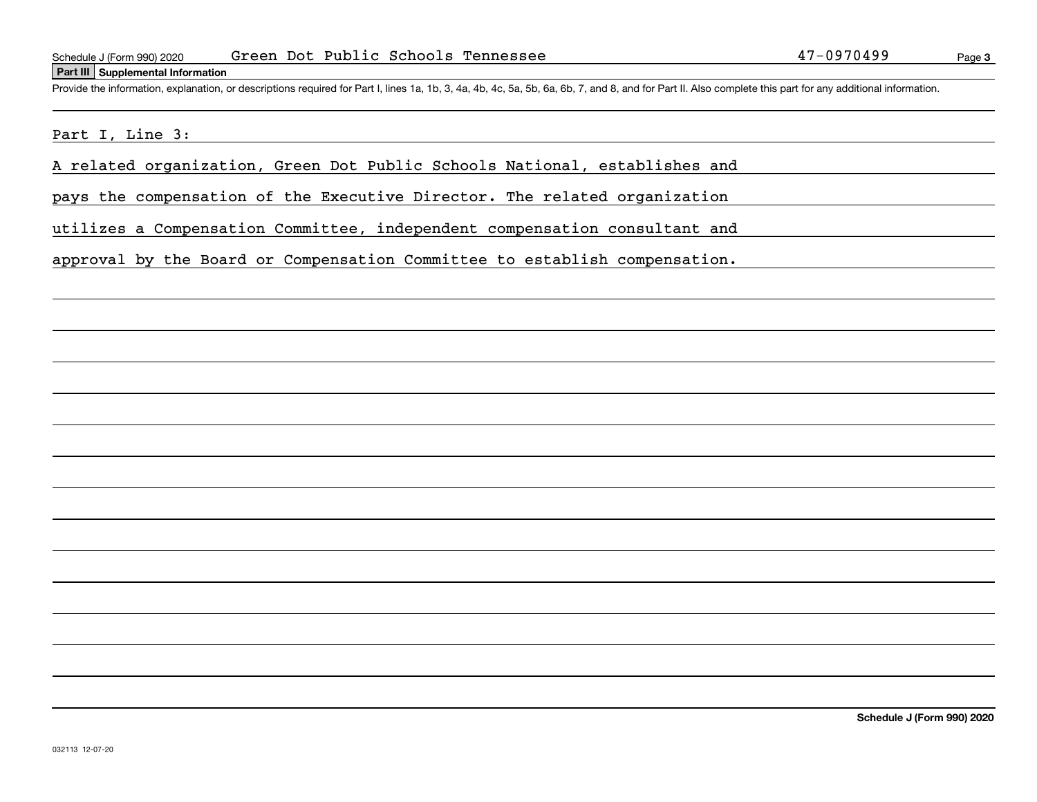Schedule J (Form 990) 2020 Green Dot Public Schools Tennessee 47-0970499

**Part III Supplemental Information**

Provide the information, explanation, or descriptions required for Part I, lines 1a, 1b, 3, 4a, 4b, 4c, 5a, 5b, 6a, 6b, 7, and 8, and for Part II. Also complete this part for any additional information.

Part I, Line 3:

A related organization, Green Dot Public Schools National, establishes and pays the compensation of the Executive Director. The related organization utilizes a Compensation Committee, independent compensation consultant and approval by the Board or Compensation Committee to establish compensation.

**Schedule J (Form 990) 2020**

032113 12-07-20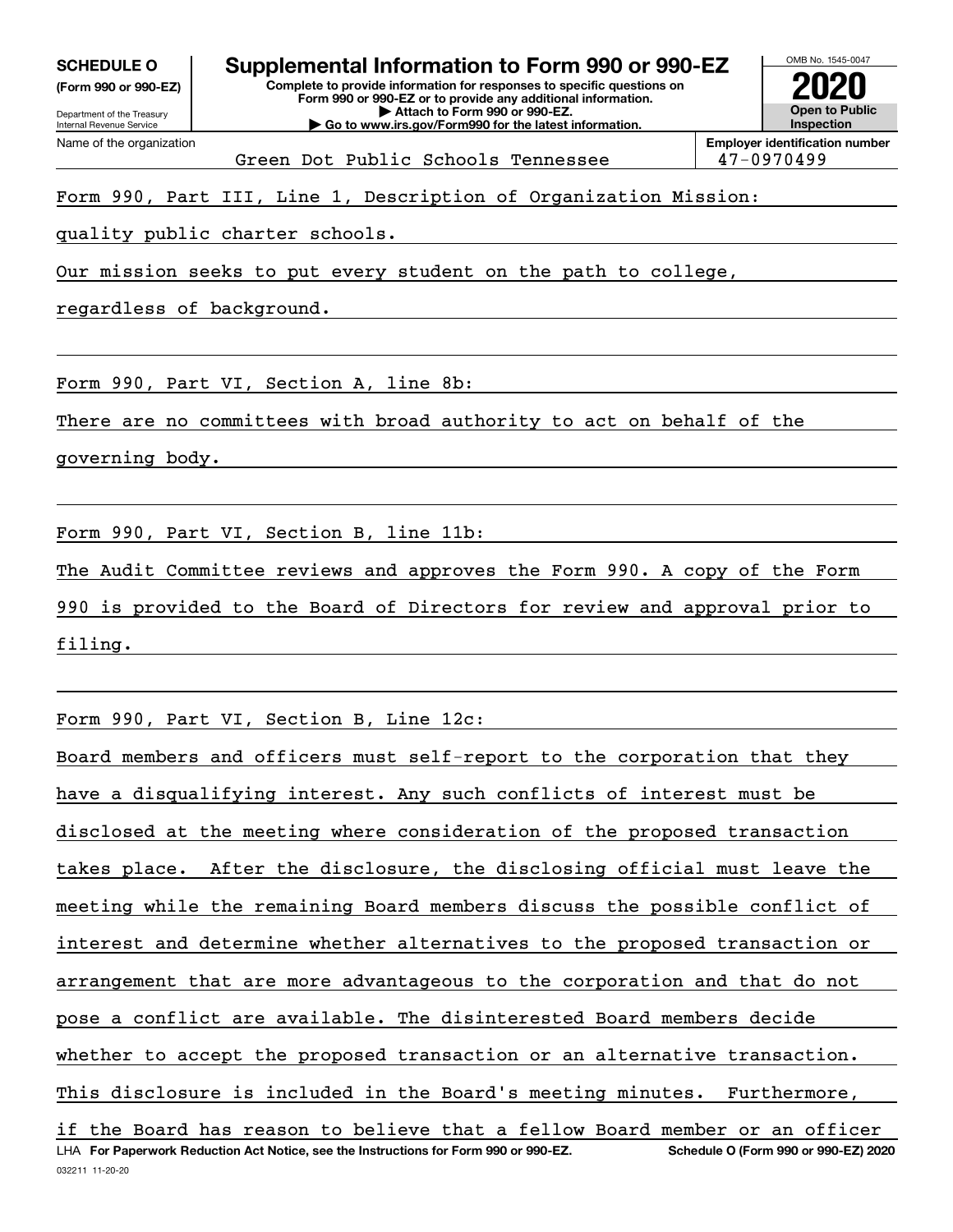**SCHEDULE O** (Form 990 or 990-EZ)

Department of the Treasury
Internal Revenue Service

# Supplemental Information to Form 990 or 990-EZ

**Complete to provide information for responses to specific questions on Form 990 or 990-EZ or to provide any additional information.**
**▶ Attach to Form 990 or 990-EZ.**
**▶ Go to www.irs.gov/Form990 for the latest information.**

OMB No. 1545-0047

**2020**

**Open to Public Inspection**

Name of the organization: Green Dot Public Schools Tennessee

**Employer identification number:** 47-0970499

Form 990, Part III, Line 1, Description of Organization Mission:

quality public charter schools.

Our mission seeks to put every student on the path to college, regardless of background.

Form 990, Part VI, Section A, line 8b:

There are no committees with broad authority to act on behalf of the governing body.

Form 990, Part VI, Section B, line 11b:

The Audit Committee reviews and approves the Form 990. A copy of the Form 990 is provided to the Board of Directors for review and approval prior to filing.

Form 990, Part VI, Section B, Line 12c:

Board members and officers must self-report to the corporation that they have a disqualifying interest. Any such conflicts of interest must be disclosed at the meeting where consideration of the proposed transaction takes place. After the disclosure, the disclosing official must leave the meeting while the remaining Board members discuss the possible conflict of interest and determine whether alternatives to the proposed transaction or arrangement that are more advantageous to the corporation and that do not pose a conflict are available. The disinterested Board members decide whether to accept the proposed transaction or an alternative transaction. This disclosure is included in the Board's meeting minutes. Furthermore, if the Board has reason to believe that a fellow Board member or an officer

LHA **For Paperwork Reduction Act Notice, see the Instructions for Form 990 or 990-EZ.** **Schedule O (Form 990 or 990-EZ) 2020**

032211 11-20-20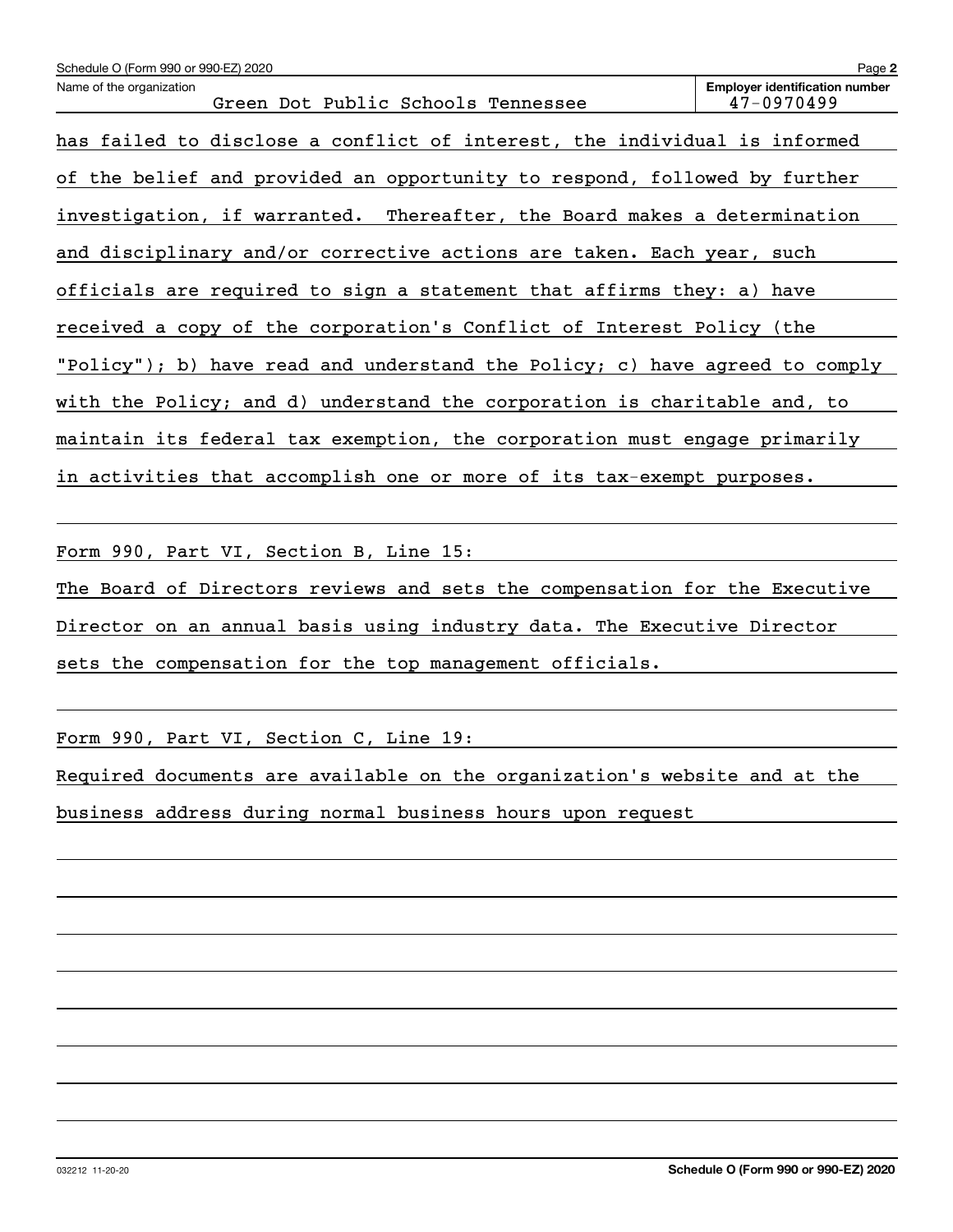Name of the organization: Green Dot Public Schools Tennessee

Employer identification number: 47-0970499

has failed to disclose a conflict of interest, the individual is informed of the belief and provided an opportunity to respond, followed by further investigation, if warranted. Thereafter, the Board makes a determination and disciplinary and/or corrective actions are taken. Each year, such officials are required to sign a statement that affirms they: a) have received a copy of the corporation's Conflict of Interest Policy (the "Policy"); b) have read and understand the Policy; c) have agreed to comply with the Policy; and d) understand the corporation is charitable and, to maintain its federal tax exemption, the corporation must engage primarily in activities that accomplish one or more of its tax-exempt purposes.

Form 990, Part VI, Section B, Line 15:

The Board of Directors reviews and sets the compensation for the Executive Director on an annual basis using industry data. The Executive Director sets the compensation for the top management officials.

Form 990, Part VI, Section C, Line 19:

Required documents are available on the organization's website and at the business address during normal business hours upon request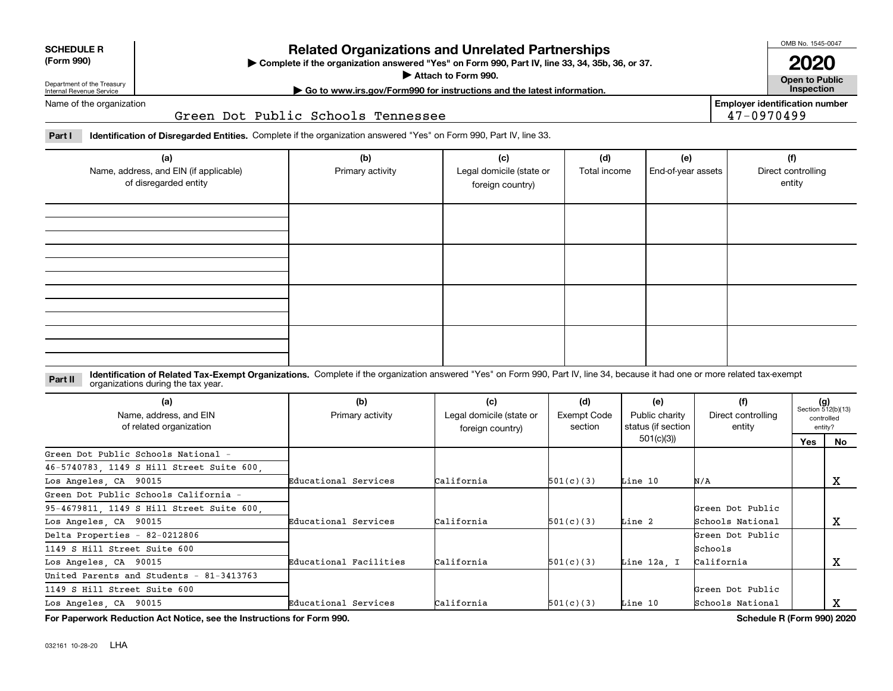**SCHEDULE R (Form 990)**

Department of the Treasury
Internal Revenue Service

# Related Organizations and Unrelated Partnerships

▶ Complete if the organization answered "Yes" on Form 990, Part IV, line 33, 34, 35b, 36, or 37.

▶ Attach to Form 990.

▶ Go to www.irs.gov/Form990 for instructions and the latest information.

OMB No. 1545-0047

**2020**

**Open to Public Inspection**

Name of the organization: Green Dot Public Schools Tennessee

Employer identification number: 47-0970499

**Part I** **Identification of Disregarded Entities.** Complete if the organization answered "Yes" on Form 990, Part IV, line 33.

| (a) Name, address, and EIN (if applicable) of disregarded entity | (b) Primary activity | (c) Legal domicile (state or foreign country) | (d) Total income | (e) End-of-year assets | (f) Direct controlling entity |
|---|---|---|---|---|---|
| | | | | | |
| | | | | | |
| | | | | | |
| | | | | | |

**Part II** **Identification of Related Tax-Exempt Organizations.** Complete if the organization answered "Yes" on Form 990, Part IV, line 34, because it had one or more related tax-exempt organizations during the tax year.

| (a) Name, address, and EIN of related organization | (b) Primary activity | (c) Legal domicile (state or foreign country) | (d) Exempt Code section | (e) Public charity status (if section 501(c)(3)) | (f) Direct controlling entity | (g) Section 512(b)(13) controlled entity? Yes | No |
|---|---|---|---|---|---|---|---|
| Green Dot Public Schools National - 46-5740783, 1149 S Hill Street Suite 600, Los Angeles, CA 90015 | Educational Services | California | 501(c)(3) | Line 10 | N/A | | X |
| Green Dot Public Schools California - 95-4679811, 1149 S Hill Street Suite 600, Los Angeles, CA 90015 | Educational Services | California | 501(c)(3) | Line 2 | Green Dot Public Schools National | | X |
| Delta Properties - 82-0212806 1149 S Hill Street Suite 600 Los Angeles, CA 90015 | Educational Facilities | California | 501(c)(3) | Line 12a, I | Green Dot Public Schools California | | X |
| United Parents and Students - 81-3413763 1149 S Hill Street Suite 600 Los Angeles, CA 90015 | Educational Services | California | 501(c)(3) | Line 10 | Green Dot Public Schools National | | X |

**For Paperwork Reduction Act Notice, see the Instructions for Form 990.**

**Schedule R (Form 990) 2020**

032161 10-28-20 LHA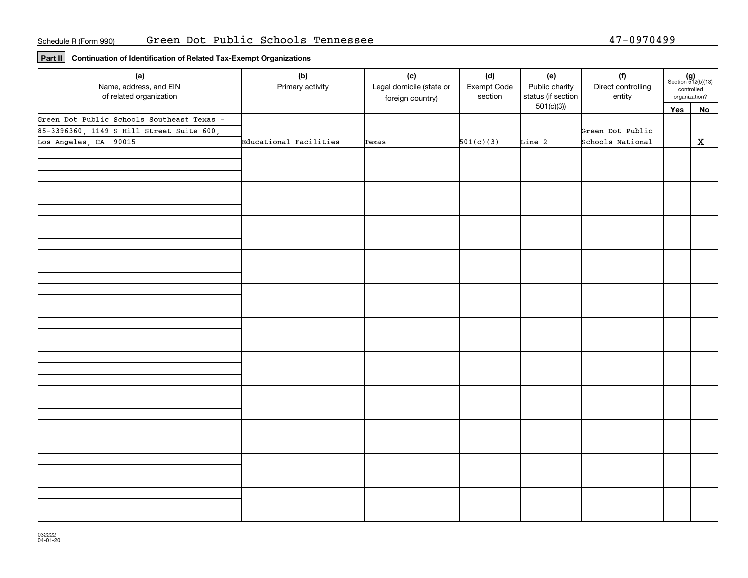Schedule R (Form 990) Green Dot Public Schools Tennessee 47-0970499

**Part II** **Continuation of Identification of Related Tax-Exempt Organizations**

| (a) Name, address, and EIN of related organization | (b) Primary activity | (c) Legal domicile (state or foreign country) | (d) Exempt Code section | (e) Public charity status (if section 501(c)(3)) | (f) Direct controlling entity | (g) Section 512(b)(13) controlled organization? Yes | No |
|---|---|---|---|---|---|---|---|
| Green Dot Public Schools Southeast Texas - 85-3396360, 1149 S Hill Street Suite 600, Los Angeles, CA 90015 | Educational Facilities | Texas | 501(c)(3) | Line 2 | Green Dot Public Schools National | | X |
| | | | | | | | |
| | | | | | | | |
| | | | | | | | |
| | | | | | | | |
| | | | | | | | |
| | | | | | | | |
| | | | | | | | |
| | | | | | | | |
| | | | | | | | |
| | | | | | | | |
| | | | | | | | |

032222 04-01-20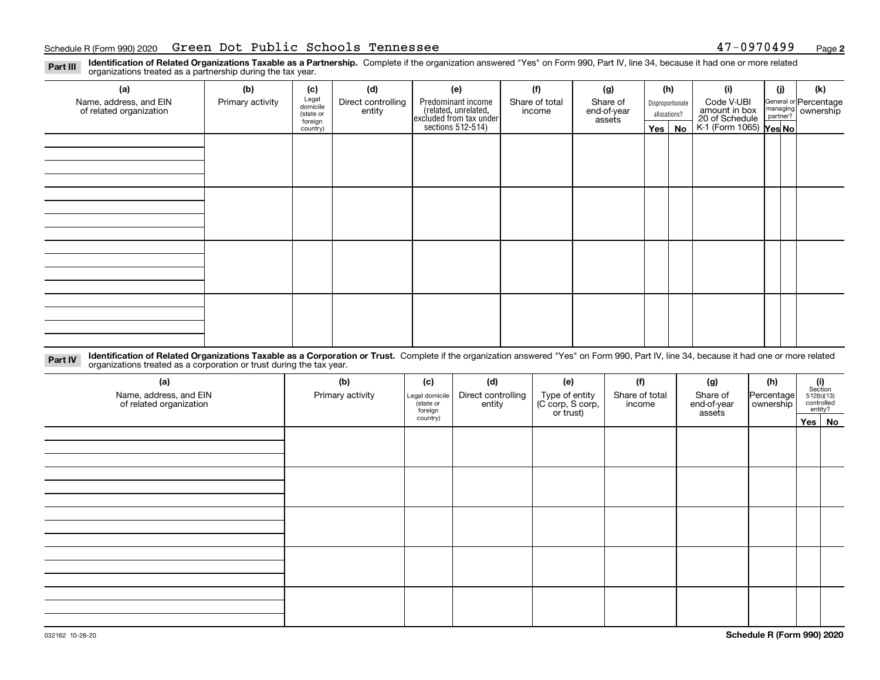Schedule R (Form 990) 2020 Green Dot Public Schools Tennessee 47-0970499

**Part III** **Identification of Related Organizations Taxable as a Partnership.** Complete if the organization answered "Yes" on Form 990, Part IV, line 34, because it had one or more related organizations treated as a partnership during the tax year.

| (a) Name, address, and EIN of related organization | (b) Primary activity | (c) Legal domicile (state or foreign country) | (d) Direct controlling entity | (e) Predominant income (related, unrelated, excluded from tax under sections 512-514) | (f) Share of total income | (g) Share of end-of-year assets | (h) Disproportionate allocations? Yes | (h) No | (i) Code V-UBI amount in box 20 of Schedule K-1 (Form 1065) | (j) General or managing partner? Yes | (j) No | (k) Percentage ownership |
|---|---|---|---|---|---|---|---|---|---|---|---|---|
| | | | | | | | | | | | | |
| | | | | | | | | | | | | |
| | | | | | | | | | | | | |
| | | | | | | | | | | | | |

**Part IV** **Identification of Related Organizations Taxable as a Corporation or Trust.** Complete if the organization answered "Yes" on Form 990, Part IV, line 34, because it had one or more related organizations treated as a corporation or trust during the tax year.

| (a) Name, address, and EIN of related organization | (b) Primary activity | (c) Legal domicile (state or foreign country) | (d) Direct controlling entity | (e) Type of entity (C corp, S corp, or trust) | (f) Share of total income | (g) Share of end-of-year assets | (h) Percentage ownership | (i) Section 512(b)(13) controlled entity? Yes | (i) No |
|---|---|---|---|---|---|---|---|---|---|
| | | | | | | | | | |
| | | | | | | | | | |
| | | | | | | | | | |
| | | | | | | | | | |
| | | | | | | | | | |

032162 10-28-20 **Schedule R (Form 990) 2020**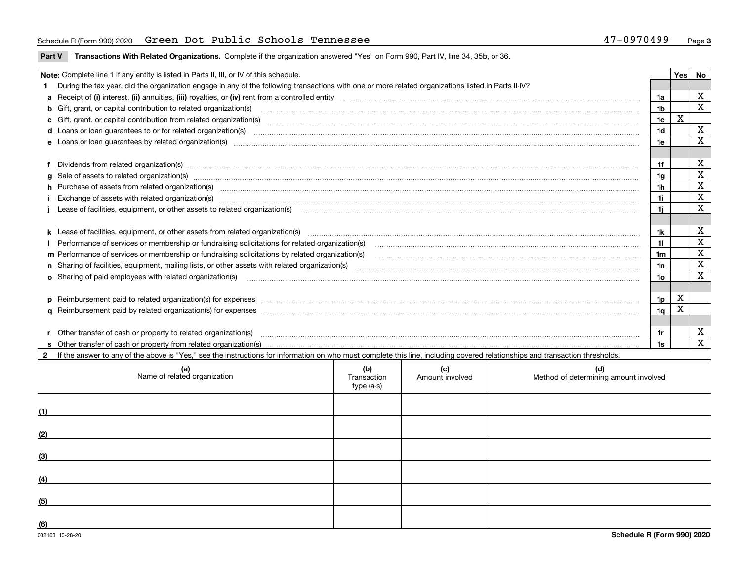Schedule R (Form 990) 2020 Green Dot Public Schools Tennessee 47-0970499

**Part V Transactions With Related Organizations.** Complete if the organization answered "Yes" on Form 990, Part IV, line 34, 35b, or 36.

| Note: Complete line 1 if any entity is listed in Parts II, III, or IV of this schedule. | | Yes | No |
|---|---|---|---|
| **1** During the tax year, did the organization engage in any of the following transactions with one or more related organizations listed in Parts II-IV? | | | |
| **a** Receipt of **(i)** interest, **(ii)** annuities, **(iii)** royalties, or **(iv)** rent from a controlled entity | 1a | | X |
| **b** Gift, grant, or capital contribution to related organization(s) | 1b | | X |
| **c** Gift, grant, or capital contribution from related organization(s) | 1c | X | |
| **d** Loans or loan guarantees to or for related organization(s) | 1d | | X |
| **e** Loans or loan guarantees by related organization(s) | 1e | | X |
| **f** Dividends from related organization(s) | 1f | | X |
| **g** Sale of assets to related organization(s) | 1g | | X |
| **h** Purchase of assets from related organization(s) | 1h | | X |
| **i** Exchange of assets with related organization(s) | 1i | | X |
| **j** Lease of facilities, equipment, or other assets to related organization(s) | 1j | | X |
| **k** Lease of facilities, equipment, or other assets from related organization(s) | 1k | | X |
| **l** Performance of services or membership or fundraising solicitations for related organization(s) | 1l | | X |
| **m** Performance of services or membership or fundraising solicitations by related organization(s) | 1m | | X |
| **n** Sharing of facilities, equipment, mailing lists, or other assets with related organization(s) | 1n | | X |
| **o** Sharing of paid employees with related organization(s) | 1o | | X |
| **p** Reimbursement paid to related organization(s) for expenses | 1p | X | |
| **q** Reimbursement paid by related organization(s) for expenses | 1q | X | |
| **r** Other transfer of cash or property to related organization(s) | 1r | | X |
| **s** Other transfer of cash or property from related organization(s) | 1s | | X |

**2** If the answer to any of the above is "Yes," see the instructions for information on who must complete this line, including covered relationships and transaction thresholds.

| | (a) Name of related organization | (b) Transaction type (a-s) | (c) Amount involved | (d) Method of determining amount involved |
|---|---|---|---|---|
| (1) | | | | |
| (2) | | | | |
| (3) | | | | |
| (4) | | | | |
| (5) | | | | |
| (6) | | | | |

032163 10-28-20

**Schedule R (Form 990) 2020**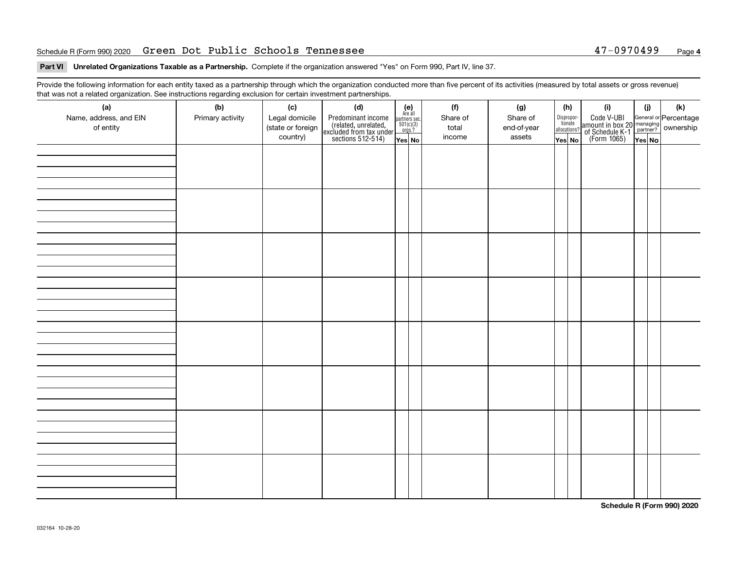Schedule R (Form 990) 2020 Green Dot Public Schools Tennessee 47-0970499 Page 4

**Part VI Unrelated Organizations Taxable as a Partnership.** Complete if the organization answered "Yes" on Form 990, Part IV, line 37.

Provide the following information for each entity taxed as a partnership through which the organization conducted more than five percent of its activities (measured by total assets or gross revenue) that was not a related organization. See instructions regarding exclusion for certain investment partnerships.

| (a) Name, address, and EIN of entity | (b) Primary activity | (c) Legal domicile (state or foreign country) | (d) Predominant income (related, unrelated, excluded from tax under sections 512-514) | (e) Are all partners sec. 501(c)(3) orgs.? Yes | (e) No | (f) Share of total income | (g) Share of end-of-year assets | (h) Disproportionate allocations? Yes | (h) No | (i) Code V-UBI amount in box 20 of Schedule K-1 (Form 1065) | (j) General or managing partner? Yes | (j) No | (k) Percentage ownership |
|---|---|---|---|---|---|---|---|---|---|---|---|---|---|
| | | | | | | | | | | | | | |
| | | | | | | | | | | | | | |
| | | | | | | | | | | | | | |
| | | | | | | | | | | | | | |
| | | | | | | | | | | | | | |
| | | | | | | | | | | | | | |
| | | | | | | | | | | | | | |
| | | | | | | | | | | | | | |

**Schedule R (Form 990) 2020**

032164 10-28-20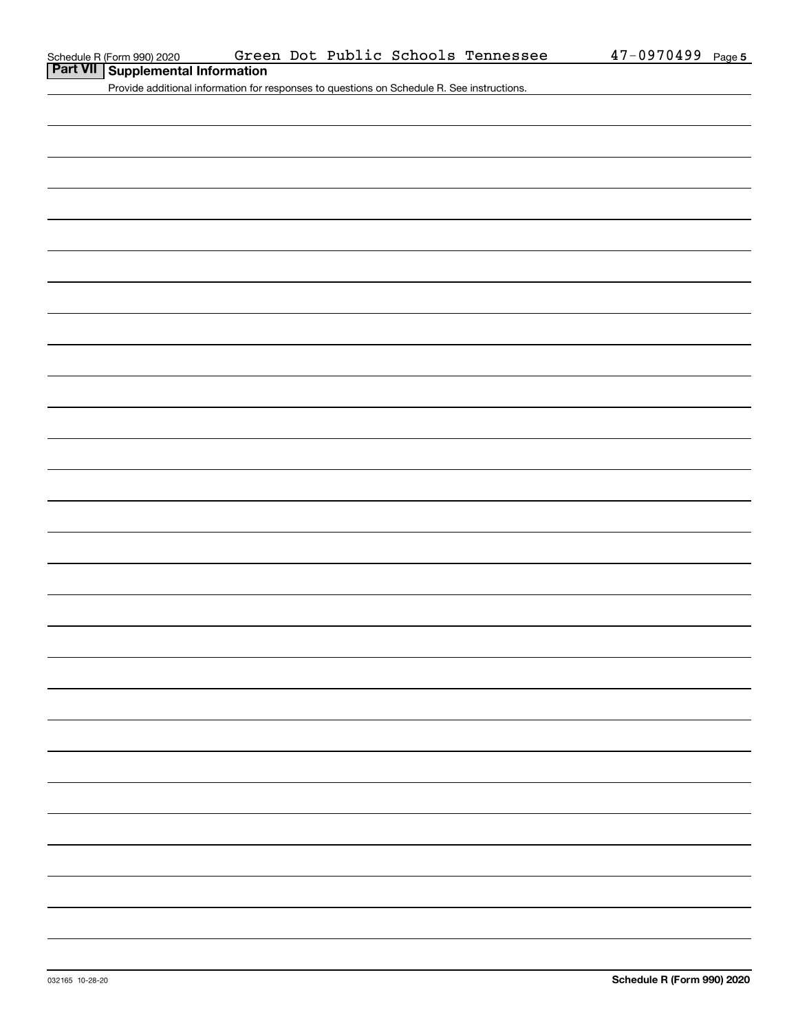## Part VII Supplemental Information

Provide additional information for responses to questions on Schedule R. See instructions.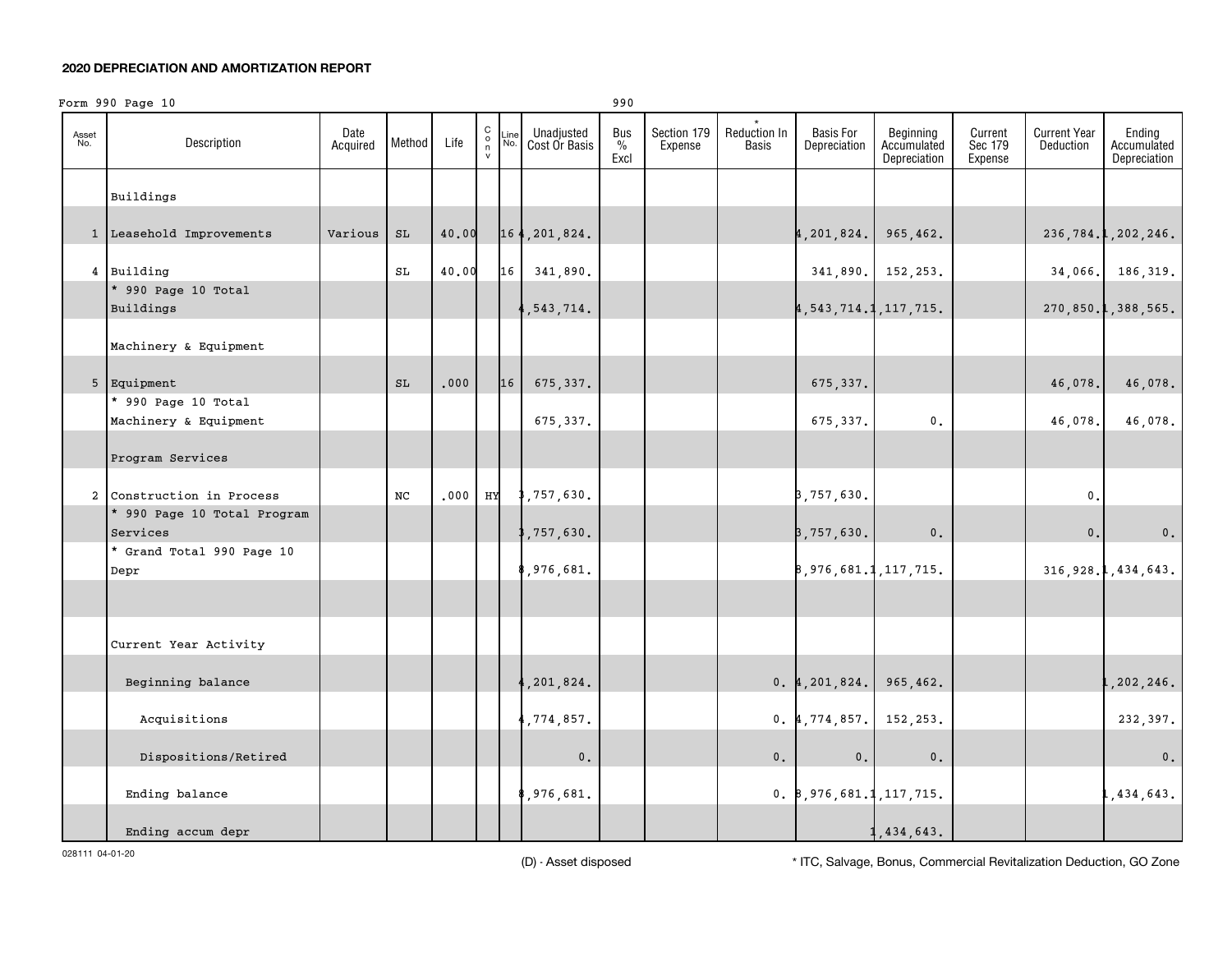## 2020 DEPRECIATION AND AMORTIZATION REPORT

Form 990 Page 10 — 990

| Asset No. | Description | Date Acquired | Method | Life | C o n v | Line No. | Unadjusted Cost Or Basis | Bus % Excl | Section 179 Expense | * Reduction In Basis | Basis For Depreciation | Beginning Accumulated Depreciation | Current Sec 179 Expense | Current Year Deduction | Ending Accumulated Depreciation |
|---|---|---|---|---|---|---|---|---|---|---|---|---|---|---|---|
| | Buildings | | | | | | | | | | | | | | |
| 1 | Leasehold Improvements | Various | SL | 40.00 | | 16 | 4,201,824. | | | | 4,201,824. | 965,462. | | 236,784. | 1,202,246. |
| 4 | Building | | SL | 40.00 | | 16 | 341,890. | | | | 341,890. | 152,253. | | 34,066. | 186,319. |
| | * 990 Page 10 Total Buildings | | | | | | 4,543,714. | | | | 4,543,714. | 1,117,715. | | 270,850. | 1,388,565. |
| | Machinery & Equipment | | | | | | | | | | | | | | |
| 5 | Equipment | | SL | .000 | | 16 | 675,337. | | | | 675,337. | | | 46,078. | 46,078. |
| | * 990 Page 10 Total Machinery & Equipment | | | | | | 675,337. | | | | 675,337. | 0. | | 46,078. | 46,078. |
| | Program Services | | | | | | | | | | | | | | |
| 2 | Construction in Process | | NC | .000 | HY | | 3,757,630. | | | | 3,757,630. | | | 0. | |
| | * 990 Page 10 Total Program Services | | | | | | 3,757,630. | | | | 3,757,630. | 0. | | 0. | 0. |
| | * Grand Total 990 Page 10 Depr | | | | | | 8,976,681. | | | | 8,976,681. | 1,117,715. | | 316,928. | 1,434,643. |
| | | | | | | | | | | | | | | | |
| | Current Year Activity | | | | | | | | | | | | | | |
| | Beginning balance | | | | | | 4,201,824. | | | 0. | 4,201,824. | 965,462. | | | 1,202,246. |
| | Acquisitions | | | | | | 4,774,857. | | | 0. | 4,774,857. | 152,253. | | | 232,397. |
| | Dispositions/Retired | | | | | | 0. | | | 0. | 0. | 0. | | | 0. |
| | Ending balance | | | | | | 8,976,681. | | | 0. | 8,976,681. | 1,117,715. | | | 1,434,643. |
| | Ending accum depr | | | | | | | | | | | 1,434,643. | | | |

028111 04-01-20

(D) - Asset disposed

* ITC, Salvage, Bonus, Commercial Revitalization Deduction, GO Zone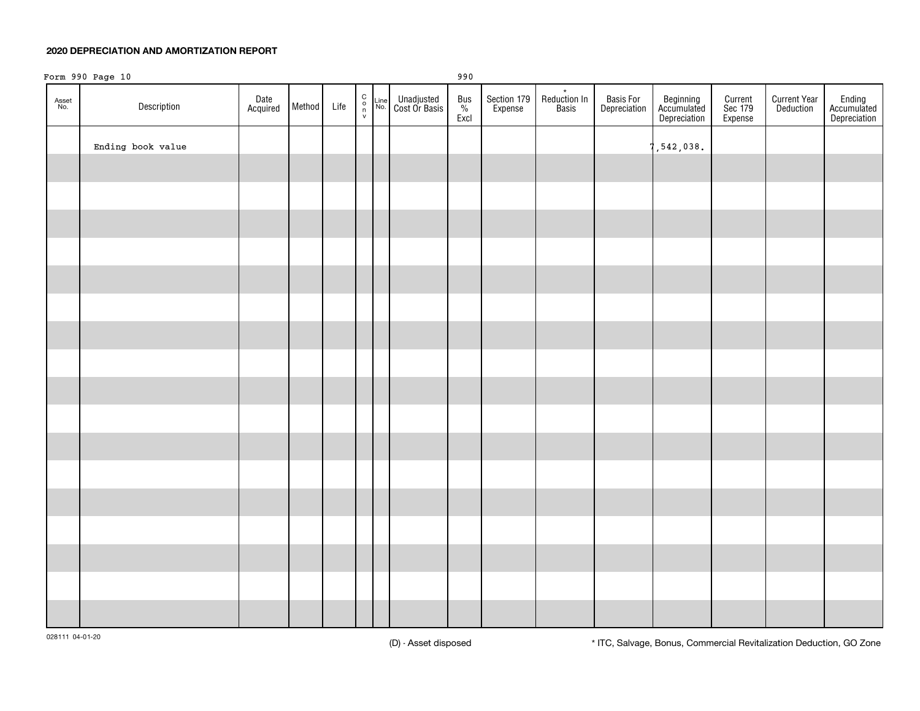**2020 DEPRECIATION AND AMORTIZATION REPORT**

Form 990 Page 10 990

| Asset No. | Description | Date Acquired | Method | Life | C o n v | Line No. | Unadjusted Cost Or Basis | Bus % Excl | Section 179 Expense | * Reduction In Basis | Basis For Depreciation | Beginning Accumulated Depreciation | Current Sec 179 Expense | Current Year Deduction | Ending Accumulated Depreciation |
|---|---|---|---|---|---|---|---|---|---|---|---|---|---|---|---|
| | Ending book value | | | | | | | | | | | 7,542,038. | | | |

028111 04-01-20

(D) - Asset disposed

* ITC, Salvage, Bonus, Commercial Revitalization Deduction, GO Zone